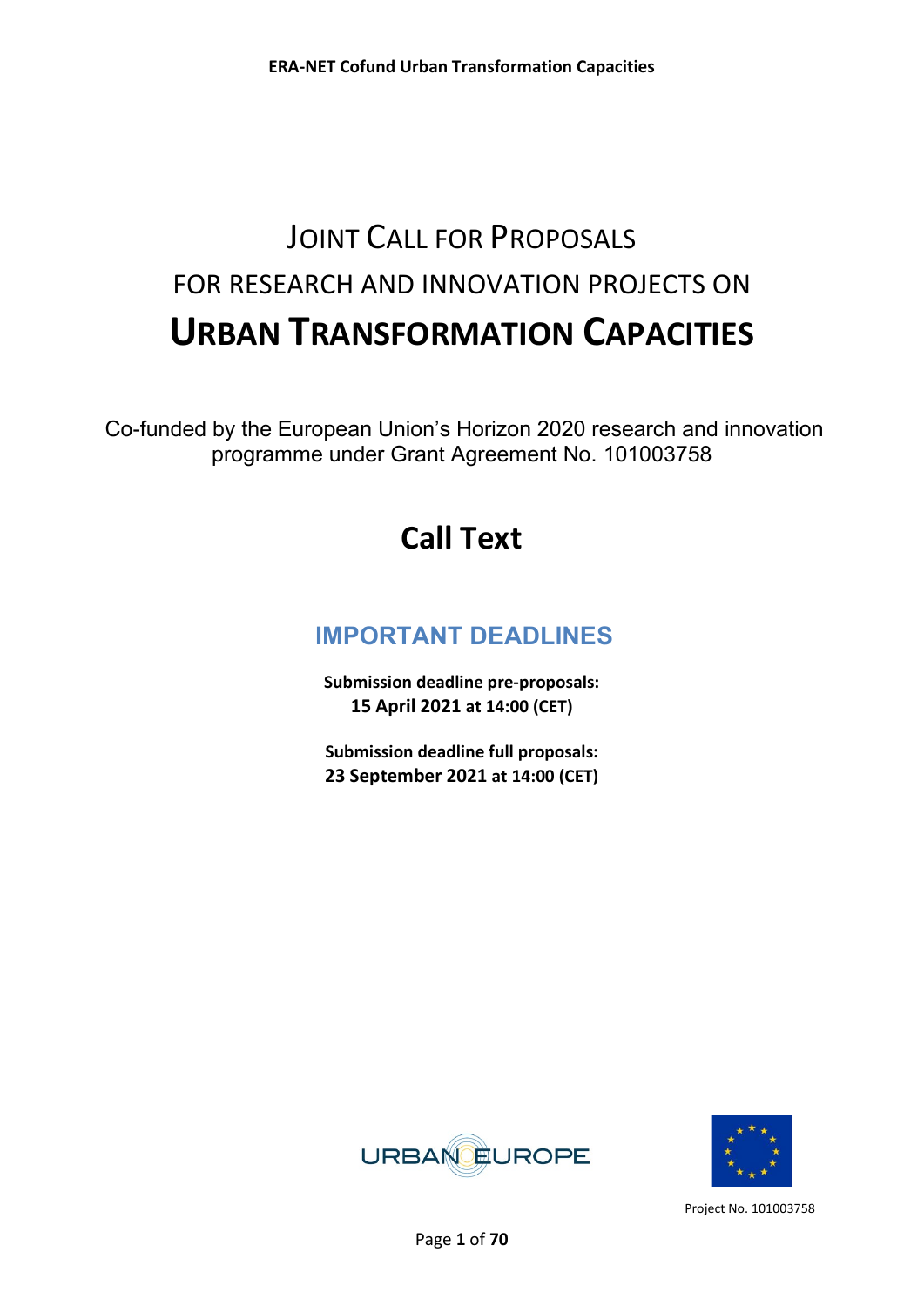# JOINT CALL FOR PROPOSALS

## FOR RESEARCH AND INNOVATION PROJECTS ON

# URBAN TRANSFORMATION CAPACITIES

Co-funded by the European Union's Horizon 2020 research and innovation programme under Grant Agreement No. 101003758

# Call Text

## IMPORTANT DEADLINES

**Submission deadline pre-proposals:**
**15 April 2021 at 14:00 (CET)**

**Submission deadline full proposals:**
**23 September 2021 at 14:00 (CET)**

Project No. 101003758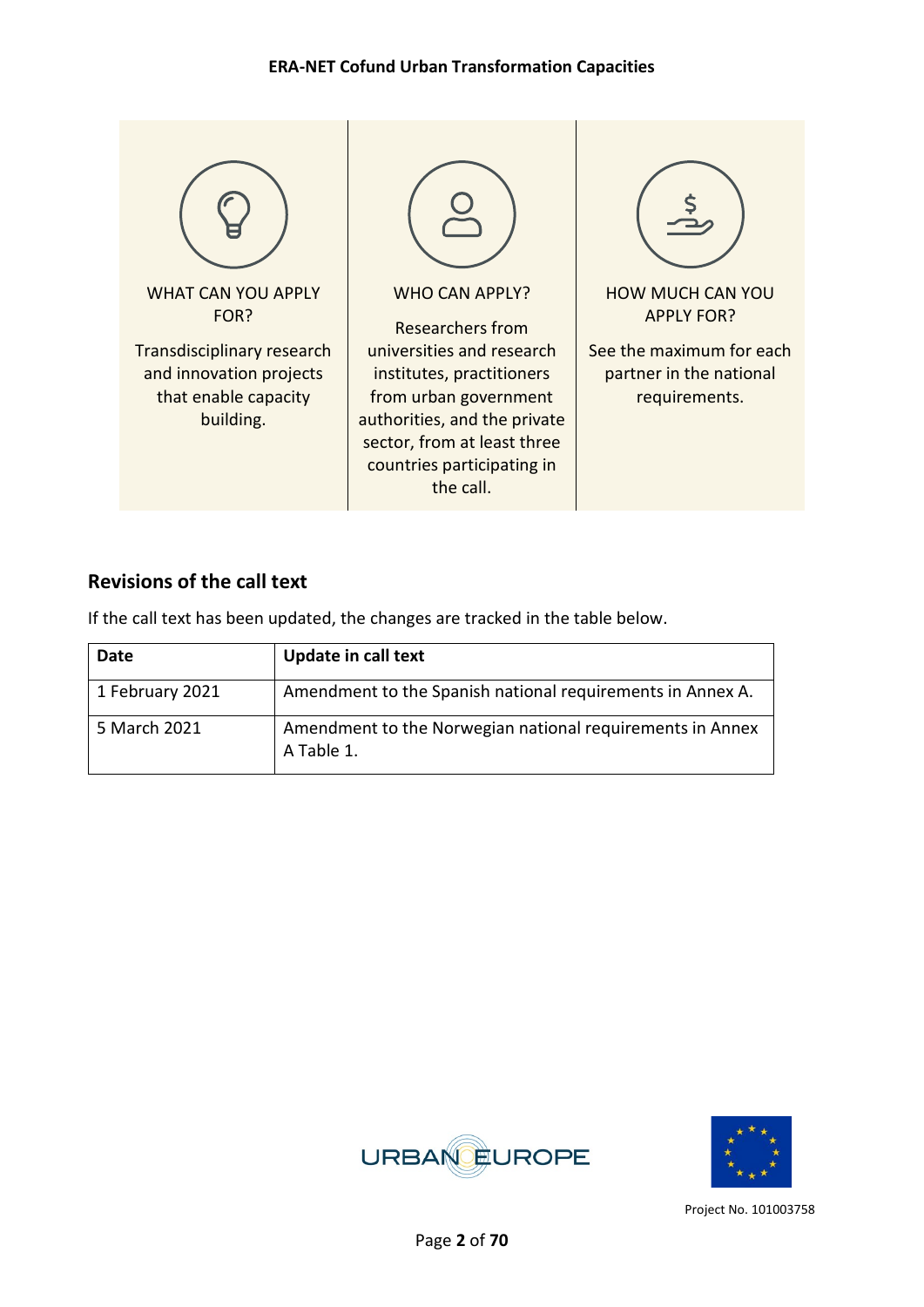WHAT CAN YOU APPLY FOR?

Transdisciplinary research and innovation projects that enable capacity building.

WHO CAN APPLY?

Researchers from universities and research institutes, practitioners from urban government authorities, and the private sector, from at least three countries participating in the call.

HOW MUCH CAN YOU APPLY FOR?

See the maximum for each partner in the national requirements.

## Revisions of the call text

If the call text has been updated, the changes are tracked in the table below.

| Date | Update in call text |
|---|---|
| 1 February 2021 | Amendment to the Spanish national requirements in Annex A. |
| 5 March 2021 | Amendment to the Norwegian national requirements in Annex A Table 1. |

Project No. 101003758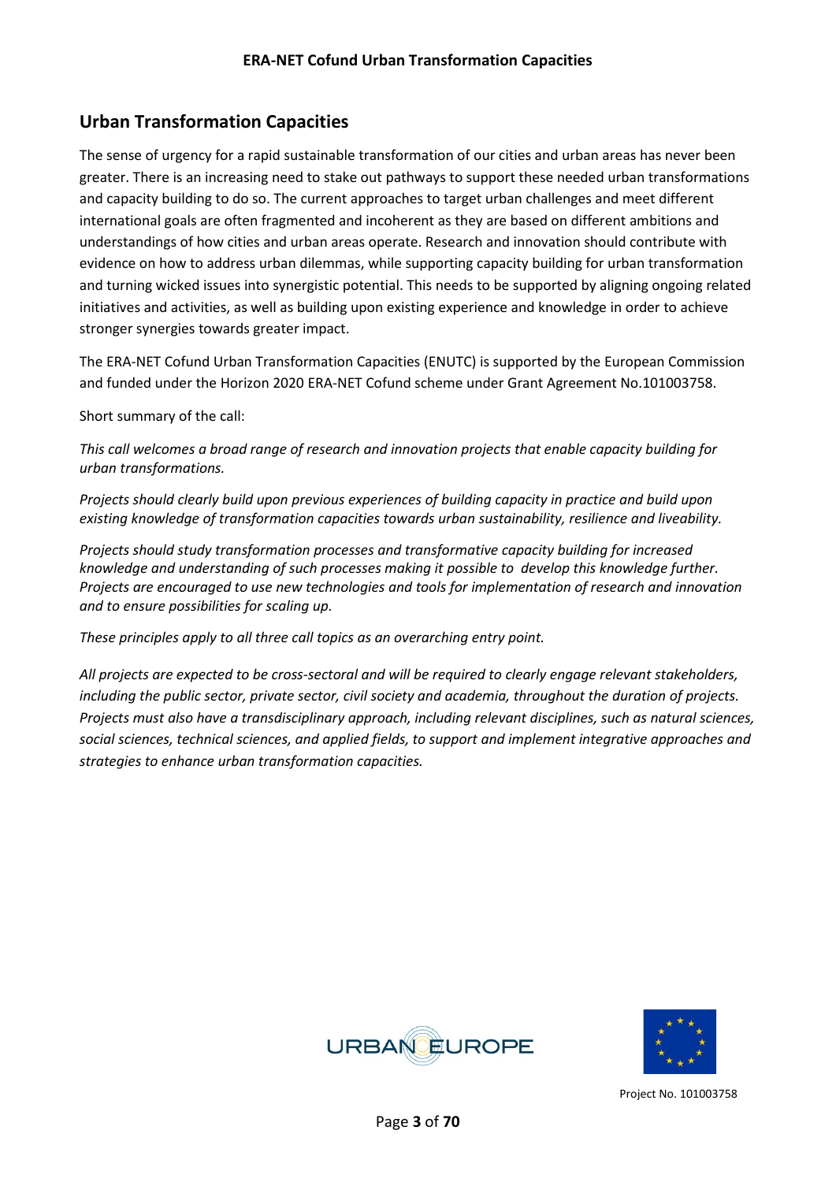## Urban Transformation Capacities

The sense of urgency for a rapid sustainable transformation of our cities and urban areas has never been greater. There is an increasing need to stake out pathways to support these needed urban transformations and capacity building to do so. The current approaches to target urban challenges and meet different international goals are often fragmented and incoherent as they are based on different ambitions and understandings of how cities and urban areas operate. Research and innovation should contribute with evidence on how to address urban dilemmas, while supporting capacity building for urban transformation and turning wicked issues into synergistic potential. This needs to be supported by aligning ongoing related initiatives and activities, as well as building upon existing experience and knowledge in order to achieve stronger synergies towards greater impact.

The ERA-NET Cofund Urban Transformation Capacities (ENUTC) is supported by the European Commission and funded under the Horizon 2020 ERA-NET Cofund scheme under Grant Agreement No.101003758.

Short summary of the call:

*This call welcomes a broad range of research and innovation projects that enable capacity building for urban transformations.*

*Projects should clearly build upon previous experiences of building capacity in practice and build upon existing knowledge of transformation capacities towards urban sustainability, resilience and liveability.*

*Projects should study transformation processes and transformative capacity building for increased knowledge and understanding of such processes making it possible to develop this knowledge further. Projects are encouraged to use new technologies and tools for implementation of research and innovation and to ensure possibilities for scaling up.*

*These principles apply to all three call topics as an overarching entry point.*

*All projects are expected to be cross-sectoral and will be required to clearly engage relevant stakeholders, including the public sector, private sector, civil society and academia, throughout the duration of projects. Projects must also have a transdisciplinary approach, including relevant disciplines, such as natural sciences, social sciences, technical sciences, and applied fields, to support and implement integrative approaches and strategies to enhance urban transformation capacities.*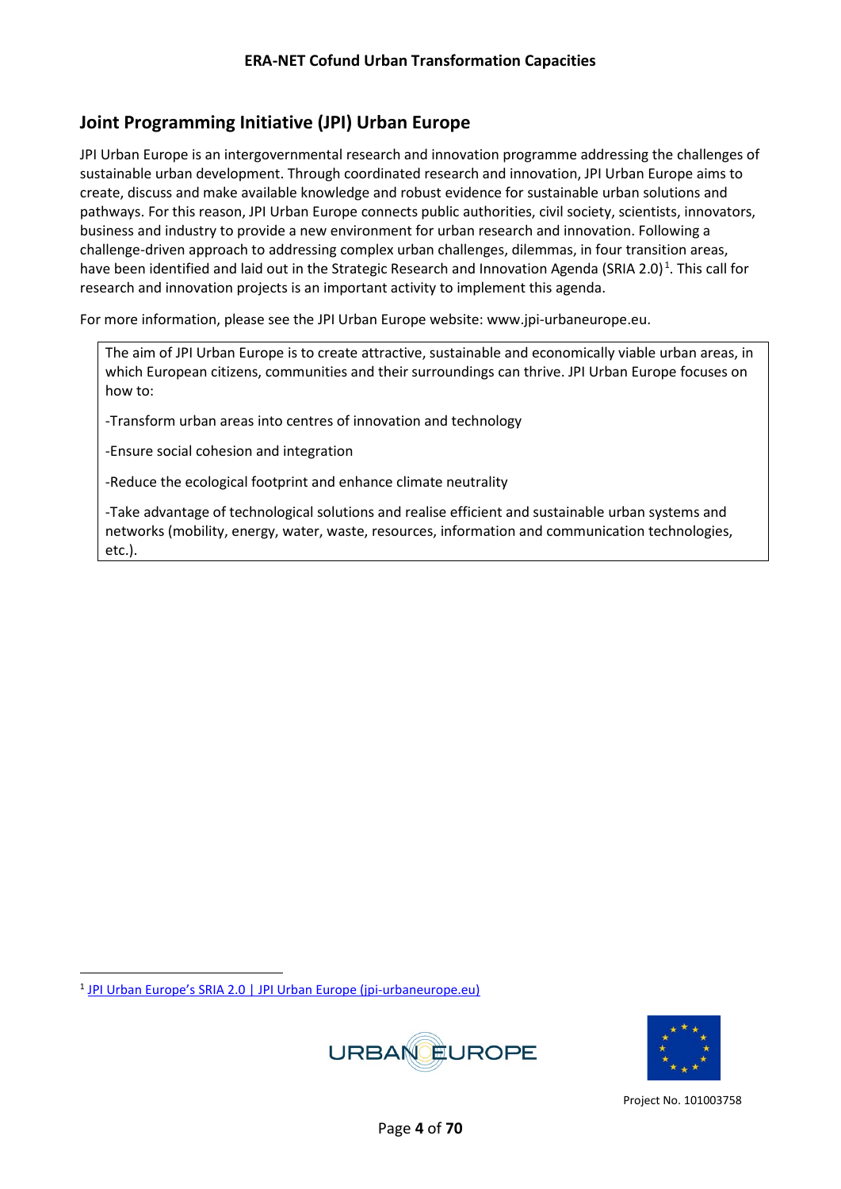## Joint Programming Initiative (JPI) Urban Europe

JPI Urban Europe is an intergovernmental research and innovation programme addressing the challenges of sustainable urban development. Through coordinated research and innovation, JPI Urban Europe aims to create, discuss and make available knowledge and robust evidence for sustainable urban solutions and pathways. For this reason, JPI Urban Europe connects public authorities, civil society, scientists, innovators, business and industry to provide a new environment for urban research and innovation. Following a challenge-driven approach to addressing complex urban challenges, dilemmas, in four transition areas, have been identified and laid out in the Strategic Research and Innovation Agenda (SRIA 2.0)[1]. This call for research and innovation projects is an important activity to implement this agenda.

For more information, please see the JPI Urban Europe website: www.jpi-urbaneurope.eu.

> The aim of JPI Urban Europe is to create attractive, sustainable and economically viable urban areas, in which European citizens, communities and their surroundings can thrive. JPI Urban Europe focuses on how to:
>
> -Transform urban areas into centres of innovation and technology
>
> -Ensure social cohesion and integration
>
> -Reduce the ecological footprint and enhance climate neutrality
>
> -Take advantage of technological solutions and realise efficient and sustainable urban systems and networks (mobility, energy, water, waste, resources, information and communication technologies, etc.).

[1] JPI Urban Europe's SRIA 2.0 | JPI Urban Europe (jpi-urbaneurope.eu)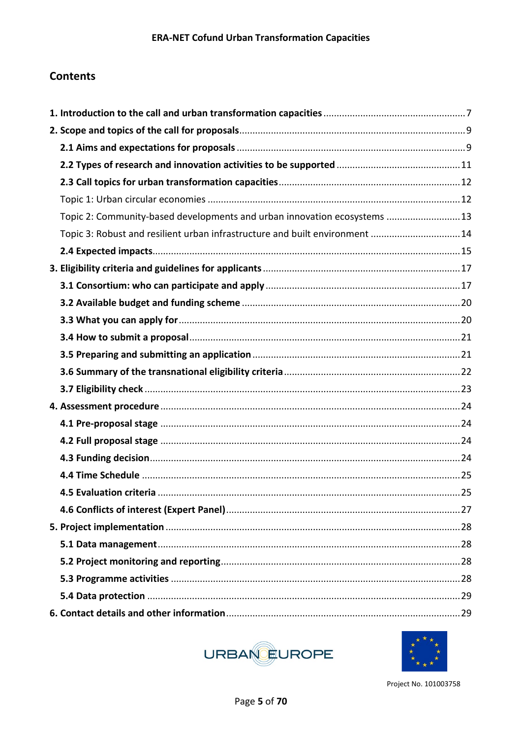## Contents

1. Introduction to the call and urban transformation capacities ..................... 7
2. Scope and topics of the call for proposals ..................... 9
   - 2.1 Aims and expectations for proposals ..................... 9
   - 2.2 Types of research and innovation activities to be supported ..................... 11
   - 2.3 Call topics for urban transformation capacities ..................... 12
     - Topic 1: Urban circular economies ..................... 12
     - Topic 2: Community-based developments and urban innovation ecosystems ..................... 13
     - Topic 3: Robust and resilient urban infrastructure and built environment ..................... 14
   - 2.4 Expected impacts ..................... 15
3. Eligibility criteria and guidelines for applicants ..................... 17
   - 3.1 Consortium: who can participate and apply ..................... 17
   - 3.2 Available budget and funding scheme ..................... 20
   - 3.3 What you can apply for ..................... 20
   - 3.4 How to submit a proposal ..................... 21
   - 3.5 Preparing and submitting an application ..................... 21
   - 3.6 Summary of the transnational eligibility criteria ..................... 22
   - 3.7 Eligibility check ..................... 23
4. Assessment procedure ..................... 24
   - 4.1 Pre-proposal stage ..................... 24
   - 4.2 Full proposal stage ..................... 24
   - 4.3 Funding decision ..................... 24
   - 4.4 Time Schedule ..................... 25
   - 4.5 Evaluation criteria ..................... 25
   - 4.6 Conflicts of interest (Expert Panel) ..................... 27
5. Project implementation ..................... 28
   - 5.1 Data management ..................... 28
   - 5.2 Project monitoring and reporting ..................... 28
   - 5.3 Programme activities ..................... 28
   - 5.4 Data protection ..................... 29
6. Contact details and other information ..................... 29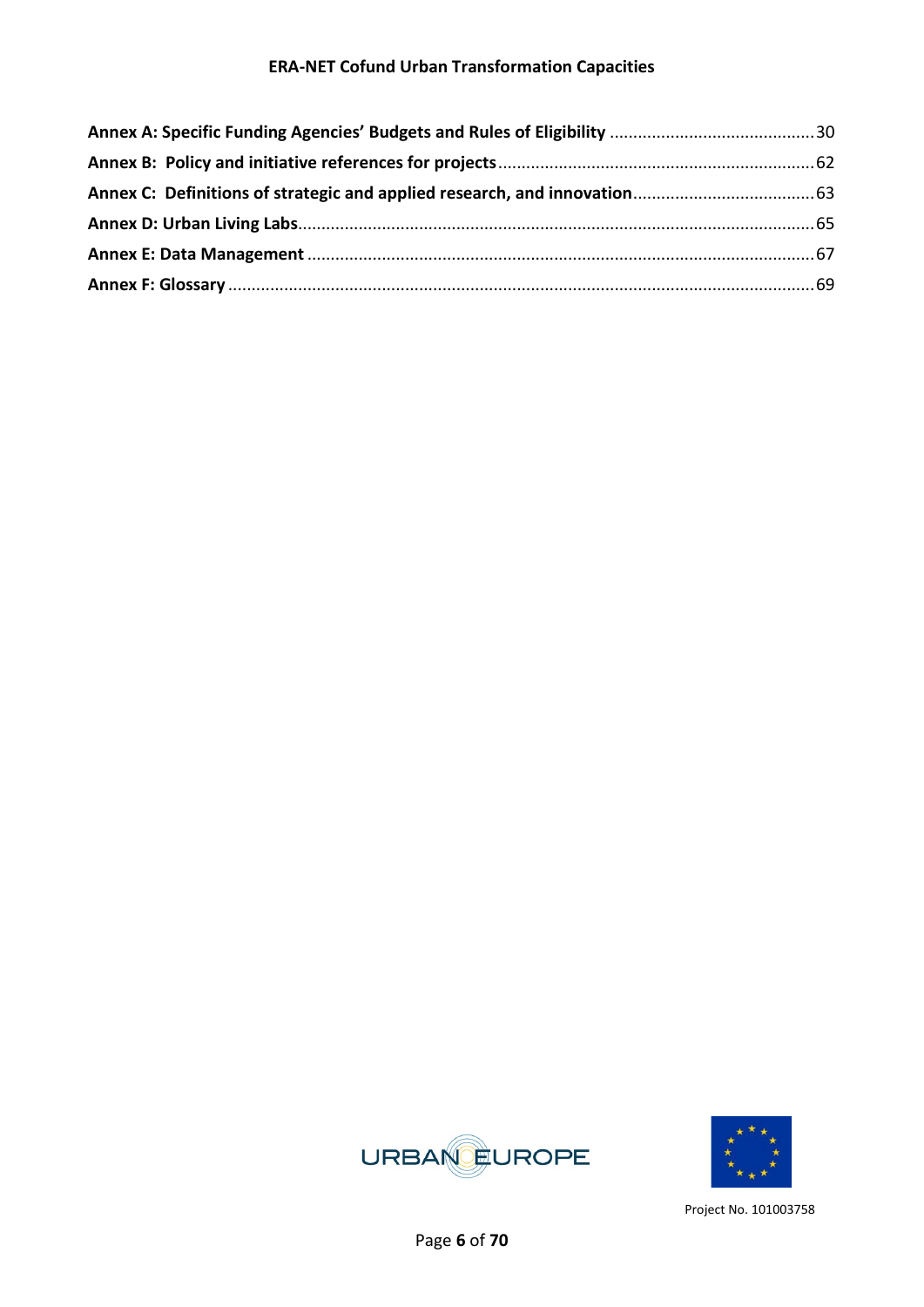**Annex A: Specific Funding Agencies' Budgets and Rules of Eligibility** ............................................ 30

**Annex B: Policy and initiative references for projects** ................................................................... 62

**Annex C: Definitions of strategic and applied research, and innovation** ...................................... 63

**Annex D: Urban Living Labs** ............................................................................................................. 65

**Annex E: Data Management** ........................................................................................................... 67

**Annex F: Glossary** ............................................................................................................................ 69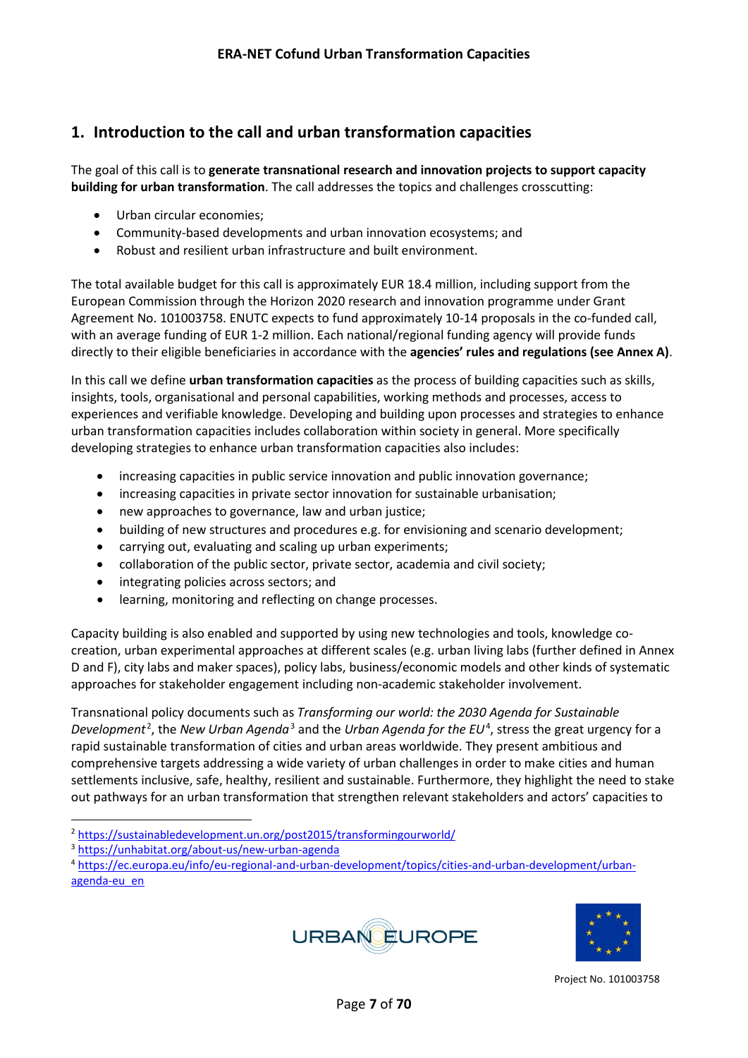# 1. Introduction to the call and urban transformation capacities

The goal of this call is to **generate transnational research and innovation projects to support capacity building for urban transformation**. The call addresses the topics and challenges crosscutting:

- Urban circular economies;
- Community-based developments and urban innovation ecosystems; and
- Robust and resilient urban infrastructure and built environment.

The total available budget for this call is approximately EUR 18.4 million, including support from the European Commission through the Horizon 2020 research and innovation programme under Grant Agreement No. 101003758. ENUTC expects to fund approximately 10-14 proposals in the co-funded call, with an average funding of EUR 1-2 million. Each national/regional funding agency will provide funds directly to their eligible beneficiaries in accordance with the **agencies' rules and regulations (see Annex A)**.

In this call we define **urban transformation capacities** as the process of building capacities such as skills, insights, tools, organisational and personal capabilities, working methods and processes, access to experiences and verifiable knowledge. Developing and building upon processes and strategies to enhance urban transformation capacities includes collaboration within society in general. More specifically developing strategies to enhance urban transformation capacities also includes:

- increasing capacities in public service innovation and public innovation governance;
- increasing capacities in private sector innovation for sustainable urbanisation;
- new approaches to governance, law and urban justice;
- building of new structures and procedures e.g. for envisioning and scenario development;
- carrying out, evaluating and scaling up urban experiments;
- collaboration of the public sector, private sector, academia and civil society;
- integrating policies across sectors; and
- learning, monitoring and reflecting on change processes.

Capacity building is also enabled and supported by using new technologies and tools, knowledge co-creation, urban experimental approaches at different scales (e.g. urban living labs (further defined in Annex D and F), city labs and maker spaces), policy labs, business/economic models and other kinds of systematic approaches for stakeholder engagement including non-academic stakeholder involvement.

Transnational policy documents such as *Transforming our world: the 2030 Agenda for Sustainable Development*[2], the *New Urban Agenda*[3] and the *Urban Agenda for the EU*[4], stress the great urgency for a rapid sustainable transformation of cities and urban areas worldwide. They present ambitious and comprehensive targets addressing a wide variety of urban challenges in order to make cities and human settlements inclusive, safe, healthy, resilient and sustainable. Furthermore, they highlight the need to stake out pathways for an urban transformation that strengthen relevant stakeholders and actors' capacities to

---

[2] https://sustainabledevelopment.un.org/post2015/transformingourworld/

[3] https://unhabitat.org/about-us/new-urban-agenda

[4] https://ec.europa.eu/info/eu-regional-and-urban-development/topics/cities-and-urban-development/urban-agenda-eu_en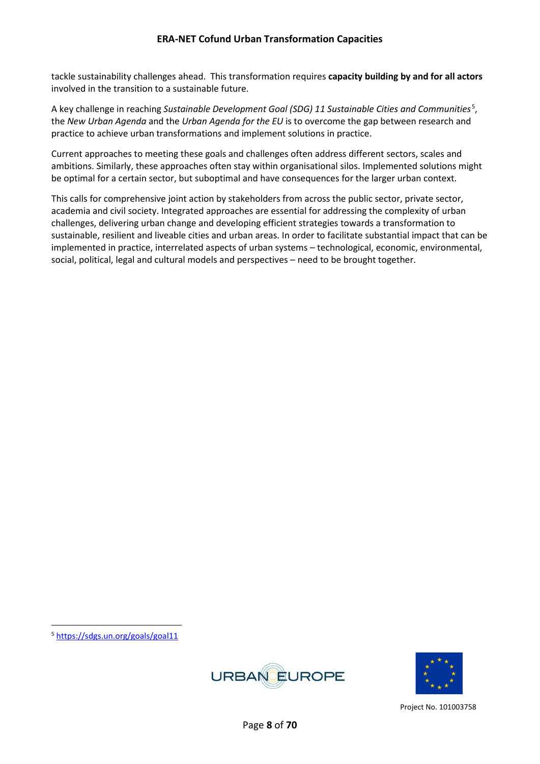tackle sustainability challenges ahead. This transformation requires **capacity building by and for all actors** involved in the transition to a sustainable future.

A key challenge in reaching *Sustainable Development Goal (SDG) 11 Sustainable Cities and Communities*[5], the *New Urban Agenda* and the *Urban Agenda for the EU* is to overcome the gap between research and practice to achieve urban transformations and implement solutions in practice.

Current approaches to meeting these goals and challenges often address different sectors, scales and ambitions. Similarly, these approaches often stay within organisational silos. Implemented solutions might be optimal for a certain sector, but suboptimal and have consequences for the larger urban context.

This calls for comprehensive joint action by stakeholders from across the public sector, private sector, academia and civil society. Integrated approaches are essential for addressing the complexity of urban challenges, delivering urban change and developing efficient strategies towards a transformation to sustainable, resilient and liveable cities and urban areas. In order to facilitate substantial impact that can be implemented in practice, interrelated aspects of urban systems – technological, economic, environmental, social, political, legal and cultural models and perspectives – need to be brought together.

[5] https://sdgs.un.org/goals/goal11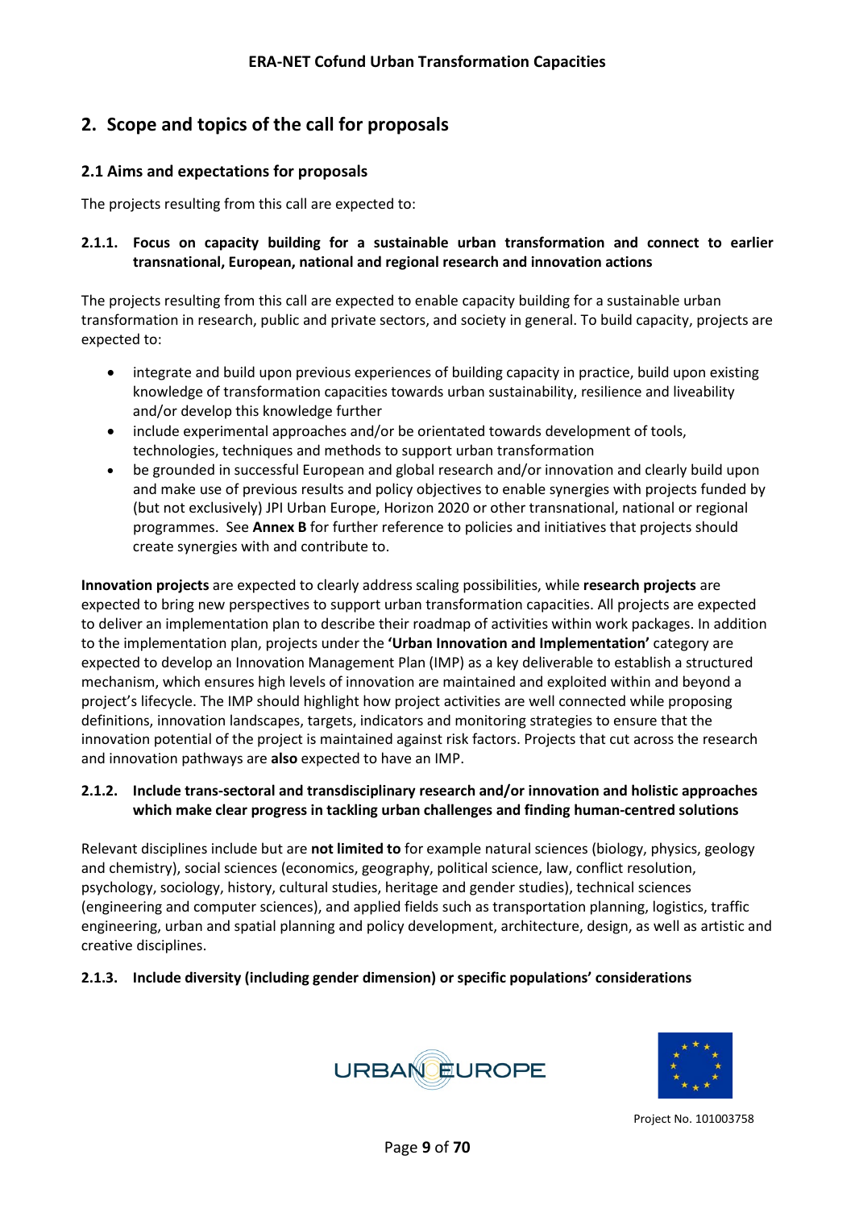## 2. Scope and topics of the call for proposals

### 2.1 Aims and expectations for proposals

The projects resulting from this call are expected to:

#### 2.1.1. Focus on capacity building for a sustainable urban transformation and connect to earlier transnational, European, national and regional research and innovation actions

The projects resulting from this call are expected to enable capacity building for a sustainable urban transformation in research, public and private sectors, and society in general. To build capacity, projects are expected to:

- integrate and build upon previous experiences of building capacity in practice, build upon existing knowledge of transformation capacities towards urban sustainability, resilience and liveability and/or develop this knowledge further
- include experimental approaches and/or be orientated towards development of tools, technologies, techniques and methods to support urban transformation
- be grounded in successful European and global research and/or innovation and clearly build upon and make use of previous results and policy objectives to enable synergies with projects funded by (but not exclusively) JPI Urban Europe, Horizon 2020 or other transnational, national or regional programmes. See **Annex B** for further reference to policies and initiatives that projects should create synergies with and contribute to.

**Innovation projects** are expected to clearly address scaling possibilities, while **research projects** are expected to bring new perspectives to support urban transformation capacities. All projects are expected to deliver an implementation plan to describe their roadmap of activities within work packages. In addition to the implementation plan, projects under the **'Urban Innovation and Implementation'** category are expected to develop an Innovation Management Plan (IMP) as a key deliverable to establish a structured mechanism, which ensures high levels of innovation are maintained and exploited within and beyond a project's lifecycle. The IMP should highlight how project activities are well connected while proposing definitions, innovation landscapes, targets, indicators and monitoring strategies to ensure that the innovation potential of the project is maintained against risk factors. Projects that cut across the research and innovation pathways are **also** expected to have an IMP.

#### 2.1.2. Include trans-sectoral and transdisciplinary research and/or innovation and holistic approaches which make clear progress in tackling urban challenges and finding human-centred solutions

Relevant disciplines include but are **not limited to** for example natural sciences (biology, physics, geology and chemistry), social sciences (economics, geography, political science, law, conflict resolution, psychology, sociology, history, cultural studies, heritage and gender studies), technical sciences (engineering and computer sciences), and applied fields such as transportation planning, logistics, traffic engineering, urban and spatial planning and policy development, architecture, design, as well as artistic and creative disciplines.

#### 2.1.3. Include diversity (including gender dimension) or specific populations' considerations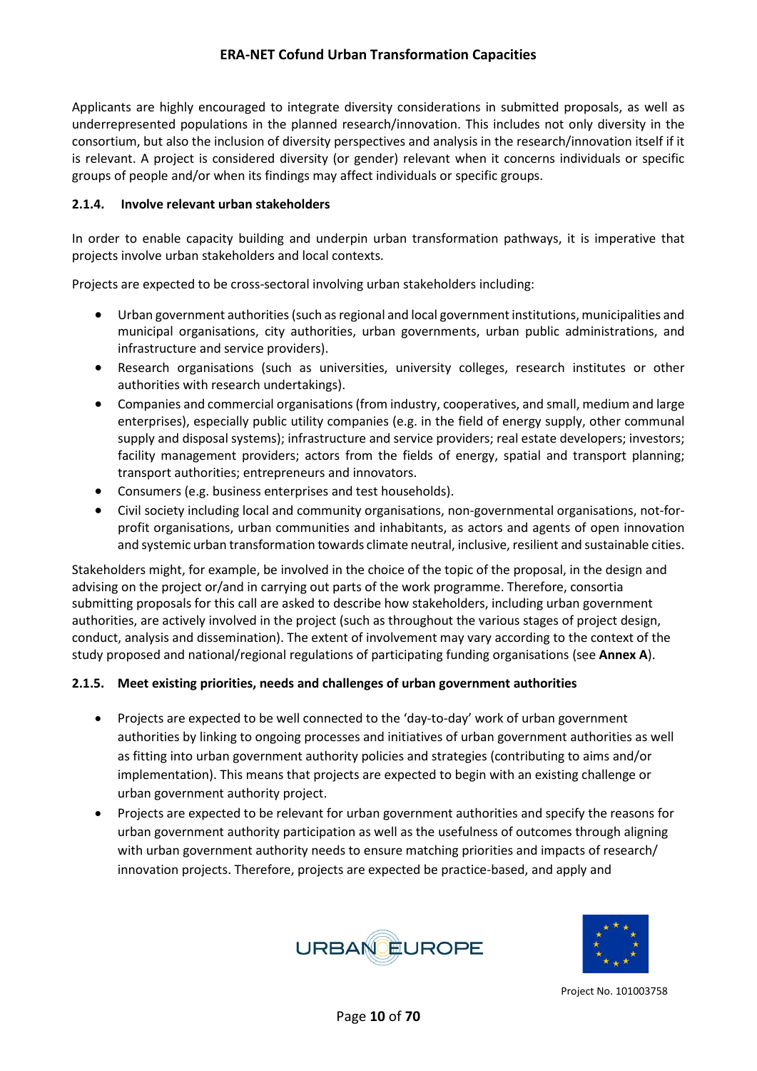Applicants are highly encouraged to integrate diversity considerations in submitted proposals, as well as underrepresented populations in the planned research/innovation. This includes not only diversity in the consortium, but also the inclusion of diversity perspectives and analysis in the research/innovation itself if it is relevant. A project is considered diversity (or gender) relevant when it concerns individuals or specific groups of people and/or when its findings may affect individuals or specific groups.

#### 2.1.4. Involve relevant urban stakeholders

In order to enable capacity building and underpin urban transformation pathways, it is imperative that projects involve urban stakeholders and local contexts.

Projects are expected to be cross-sectoral involving urban stakeholders including:

- Urban government authorities (such as regional and local government institutions, municipalities and municipal organisations, city authorities, urban governments, urban public administrations, and infrastructure and service providers).
- Research organisations (such as universities, university colleges, research institutes or other authorities with research undertakings).
- Companies and commercial organisations (from industry, cooperatives, and small, medium and large enterprises), especially public utility companies (e.g. in the field of energy supply, other communal supply and disposal systems); infrastructure and service providers; real estate developers; investors; facility management providers; actors from the fields of energy, spatial and transport planning; transport authorities; entrepreneurs and innovators.
- Consumers (e.g. business enterprises and test households).
- Civil society including local and community organisations, non-governmental organisations, not-for-profit organisations, urban communities and inhabitants, as actors and agents of open innovation and systemic urban transformation towards climate neutral, inclusive, resilient and sustainable cities.

Stakeholders might, for example, be involved in the choice of the topic of the proposal, in the design and advising on the project or/and in carrying out parts of the work programme. Therefore, consortia submitting proposals for this call are asked to describe how stakeholders, including urban government authorities, are actively involved in the project (such as throughout the various stages of project design, conduct, analysis and dissemination). The extent of involvement may vary according to the context of the study proposed and national/regional regulations of participating funding organisations (see **Annex A**).

#### 2.1.5. Meet existing priorities, needs and challenges of urban government authorities

- Projects are expected to be well connected to the 'day-to-day' work of urban government authorities by linking to ongoing processes and initiatives of urban government authorities as well as fitting into urban government authority policies and strategies (contributing to aims and/or implementation). This means that projects are expected to begin with an existing challenge or urban government authority project.
- Projects are expected to be relevant for urban government authorities and specify the reasons for urban government authority participation as well as the usefulness of outcomes through aligning with urban government authority needs to ensure matching priorities and impacts of research/ innovation projects. Therefore, projects are expected be practice-based, and apply and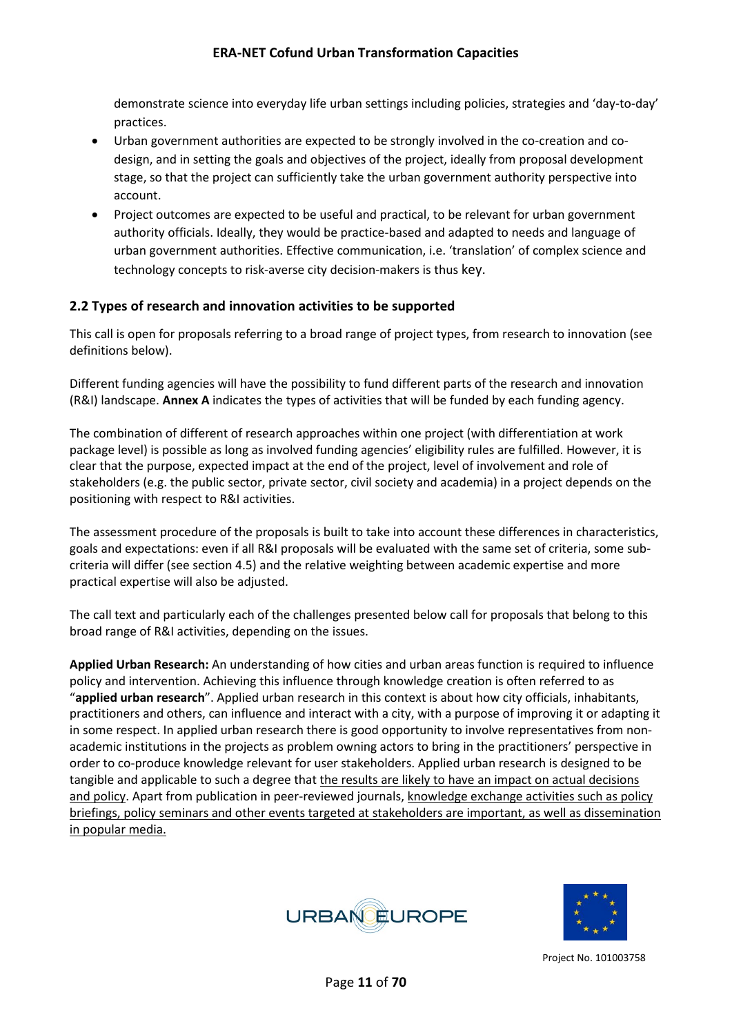demonstrate science into everyday life urban settings including policies, strategies and 'day-to-day' practices.

- Urban government authorities are expected to be strongly involved in the co-creation and co-design, and in setting the goals and objectives of the project, ideally from proposal development stage, so that the project can sufficiently take the urban government authority perspective into account.
- Project outcomes are expected to be useful and practical, to be relevant for urban government authority officials. Ideally, they would be practice-based and adapted to needs and language of urban government authorities. Effective communication, i.e. 'translation' of complex science and technology concepts to risk-averse city decision-makers is thus key.

## 2.2 Types of research and innovation activities to be supported

This call is open for proposals referring to a broad range of project types, from research to innovation (see definitions below).

Different funding agencies will have the possibility to fund different parts of the research and innovation (R&I) landscape. **Annex A** indicates the types of activities that will be funded by each funding agency.

The combination of different of research approaches within one project (with differentiation at work package level) is possible as long as involved funding agencies' eligibility rules are fulfilled. However, it is clear that the purpose, expected impact at the end of the project, level of involvement and role of stakeholders (e.g. the public sector, private sector, civil society and academia) in a project depends on the positioning with respect to R&I activities.

The assessment procedure of the proposals is built to take into account these differences in characteristics, goals and expectations: even if all R&I proposals will be evaluated with the same set of criteria, some sub-criteria will differ (see section 4.5) and the relative weighting between academic expertise and more practical expertise will also be adjusted.

The call text and particularly each of the challenges presented below call for proposals that belong to this broad range of R&I activities, depending on the issues.

**Applied Urban Research:** An understanding of how cities and urban areas function is required to influence policy and intervention. Achieving this influence through knowledge creation is often referred to as "**applied urban research**". Applied urban research in this context is about how city officials, inhabitants, practitioners and others, can influence and interact with a city, with a purpose of improving it or adapting it in some respect. In applied urban research there is good opportunity to involve representatives from non-academic institutions in the projects as problem owning actors to bring in the practitioners' perspective in order to co-produce knowledge relevant for user stakeholders. Applied urban research is designed to be tangible and applicable to such a degree that the results are likely to have an impact on actual decisions and policy. Apart from publication in peer-reviewed journals, knowledge exchange activities such as policy briefings, policy seminars and other events targeted at stakeholders are important, as well as dissemination in popular media.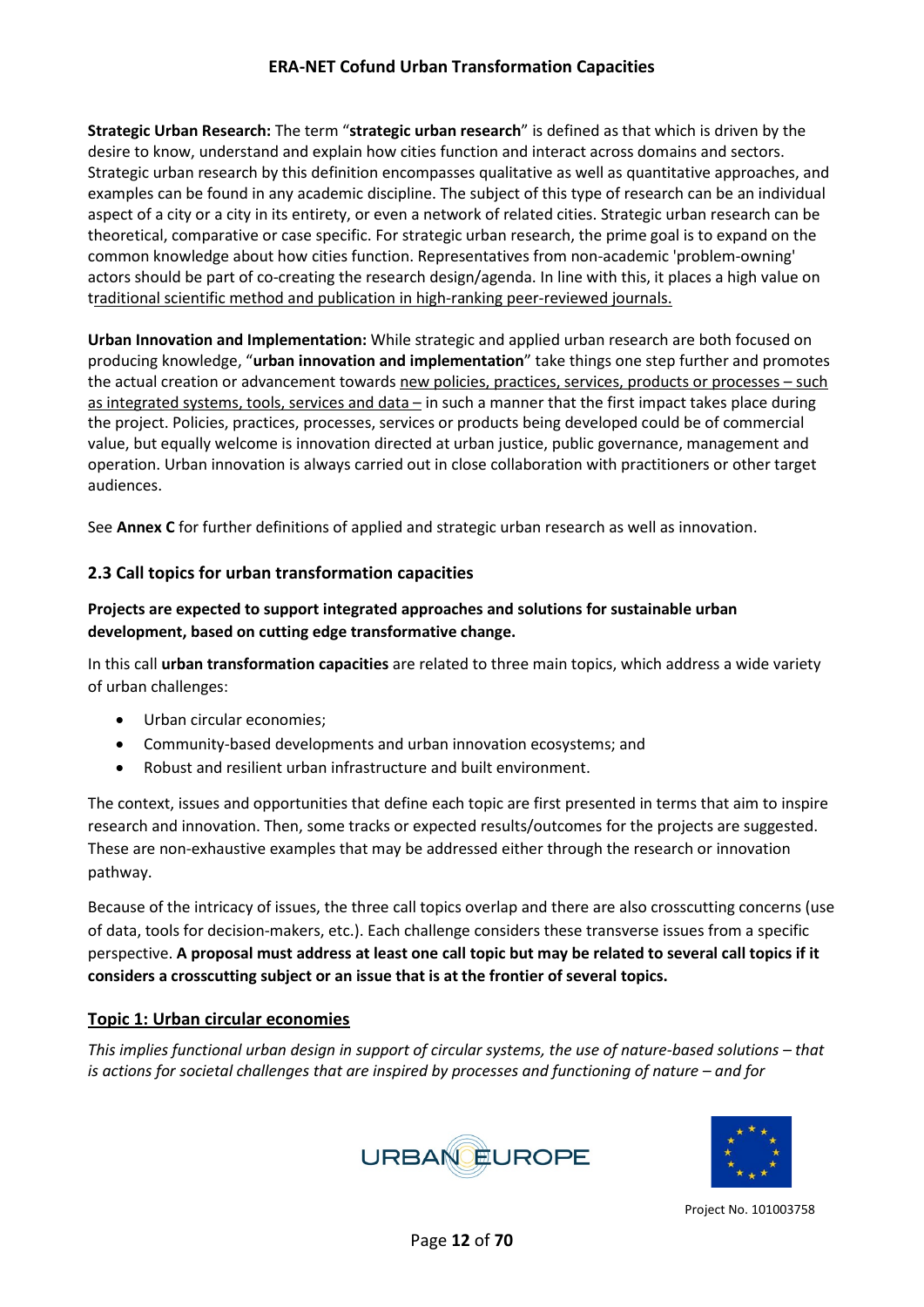**Strategic Urban Research:** The term "**strategic urban research**" is defined as that which is driven by the desire to know, understand and explain how cities function and interact across domains and sectors. Strategic urban research by this definition encompasses qualitative as well as quantitative approaches, and examples can be found in any academic discipline. The subject of this type of research can be an individual aspect of a city or a city in its entirety, or even a network of related cities. Strategic urban research can be theoretical, comparative or case specific. For strategic urban research, the prime goal is to expand on the common knowledge about how cities function. Representatives from non-academic 'problem-owning' actors should be part of co-creating the research design/agenda. In line with this, it places a high value on traditional scientific method and publication in high-ranking peer-reviewed journals.

**Urban Innovation and Implementation:** While strategic and applied urban research are both focused on producing knowledge, "**urban innovation and implementation**" take things one step further and promotes the actual creation or advancement towards new policies, practices, services, products or processes – such as integrated systems, tools, services and data – in such a manner that the first impact takes place during the project. Policies, practices, processes, services or products being developed could be of commercial value, but equally welcome is innovation directed at urban justice, public governance, management and operation. Urban innovation is always carried out in close collaboration with practitioners or other target audiences.

See **Annex C** for further definitions of applied and strategic urban research as well as innovation.

## 2.3 Call topics for urban transformation capacities

**Projects are expected to support integrated approaches and solutions for sustainable urban development, based on cutting edge transformative change.**

In this call **urban transformation capacities** are related to three main topics, which address a wide variety of urban challenges:

- Urban circular economies;
- Community-based developments and urban innovation ecosystems; and
- Robust and resilient urban infrastructure and built environment.

The context, issues and opportunities that define each topic are first presented in terms that aim to inspire research and innovation. Then, some tracks or expected results/outcomes for the projects are suggested. These are non-exhaustive examples that may be addressed either through the research or innovation pathway.

Because of the intricacy of issues, the three call topics overlap and there are also crosscutting concerns (use of data, tools for decision-makers, etc.). Each challenge considers these transverse issues from a specific perspective. **A proposal must address at least one call topic but may be related to several call topics if it considers a crosscutting subject or an issue that is at the frontier of several topics.**

### Topic 1: Urban circular economies

*This implies functional urban design in support of circular systems, the use of nature-based solutions – that is actions for societal challenges that are inspired by processes and functioning of nature – and for*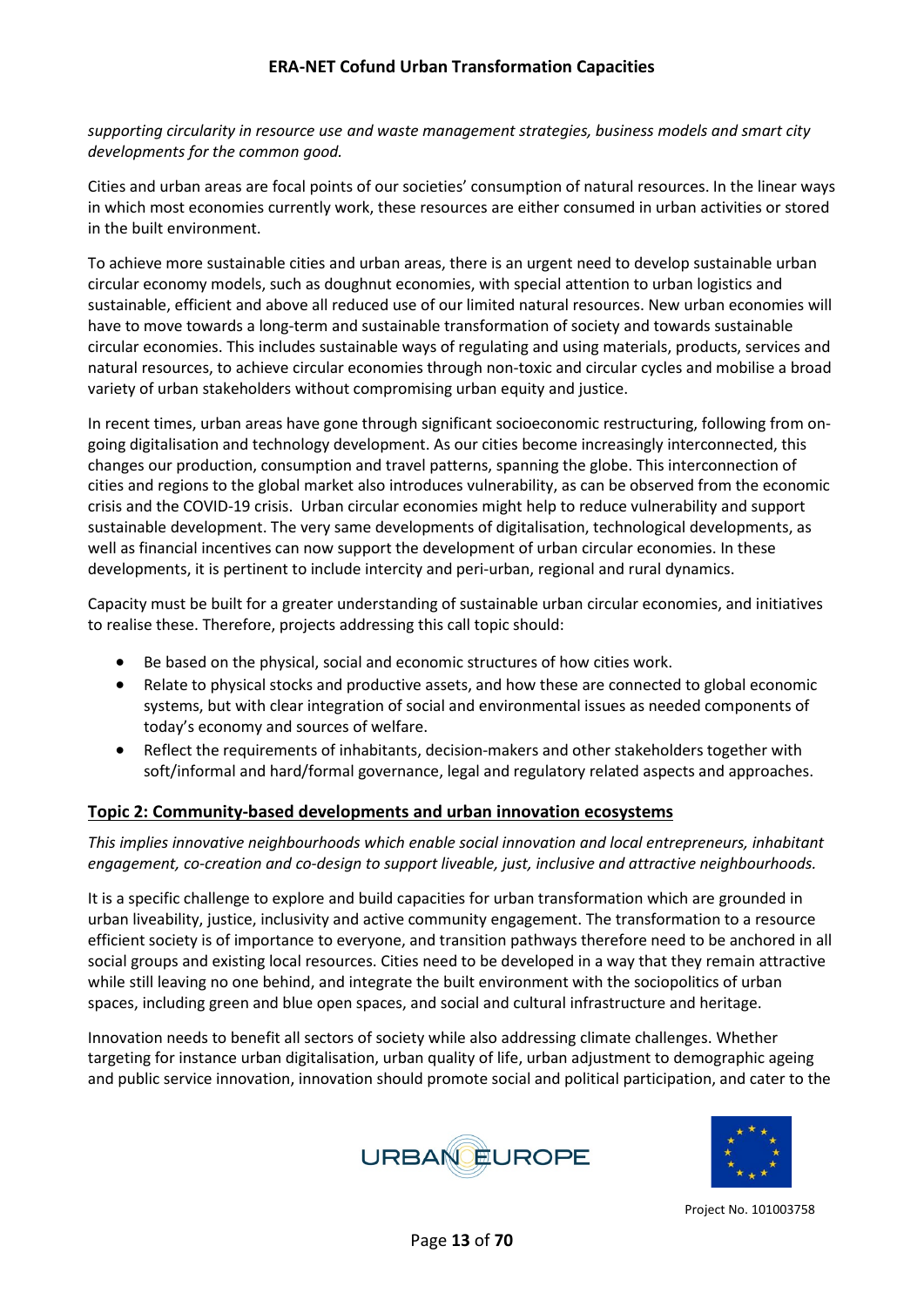*supporting circularity in resource use and waste management strategies, business models and smart city developments for the common good.*

Cities and urban areas are focal points of our societies' consumption of natural resources. In the linear ways in which most economies currently work, these resources are either consumed in urban activities or stored in the built environment.

To achieve more sustainable cities and urban areas, there is an urgent need to develop sustainable urban circular economy models, such as doughnut economies, with special attention to urban logistics and sustainable, efficient and above all reduced use of our limited natural resources. New urban economies will have to move towards a long-term and sustainable transformation of society and towards sustainable circular economies. This includes sustainable ways of regulating and using materials, products, services and natural resources, to achieve circular economies through non-toxic and circular cycles and mobilise a broad variety of urban stakeholders without compromising urban equity and justice.

In recent times, urban areas have gone through significant socioeconomic restructuring, following from on-going digitalisation and technology development. As our cities become increasingly interconnected, this changes our production, consumption and travel patterns, spanning the globe. This interconnection of cities and regions to the global market also introduces vulnerability, as can be observed from the economic crisis and the COVID-19 crisis. Urban circular economies might help to reduce vulnerability and support sustainable development. The very same developments of digitalisation, technological developments, as well as financial incentives can now support the development of urban circular economies. In these developments, it is pertinent to include intercity and peri-urban, regional and rural dynamics.

Capacity must be built for a greater understanding of sustainable urban circular economies, and initiatives to realise these. Therefore, projects addressing this call topic should:

- Be based on the physical, social and economic structures of how cities work.
- Relate to physical stocks and productive assets, and how these are connected to global economic systems, but with clear integration of social and environmental issues as needed components of today's economy and sources of welfare.
- Reflect the requirements of inhabitants, decision-makers and other stakeholders together with soft/informal and hard/formal governance, legal and regulatory related aspects and approaches.

## Topic 2: Community-based developments and urban innovation ecosystems

*This implies innovative neighbourhoods which enable social innovation and local entrepreneurs, inhabitant engagement, co-creation and co-design to support liveable, just, inclusive and attractive neighbourhoods.*

It is a specific challenge to explore and build capacities for urban transformation which are grounded in urban liveability, justice, inclusivity and active community engagement. The transformation to a resource efficient society is of importance to everyone, and transition pathways therefore need to be anchored in all social groups and existing local resources. Cities need to be developed in a way that they remain attractive while still leaving no one behind, and integrate the built environment with the sociopolitics of urban spaces, including green and blue open spaces, and social and cultural infrastructure and heritage.

Innovation needs to benefit all sectors of society while also addressing climate challenges. Whether targeting for instance urban digitalisation, urban quality of life, urban adjustment to demographic ageing and public service innovation, innovation should promote social and political participation, and cater to the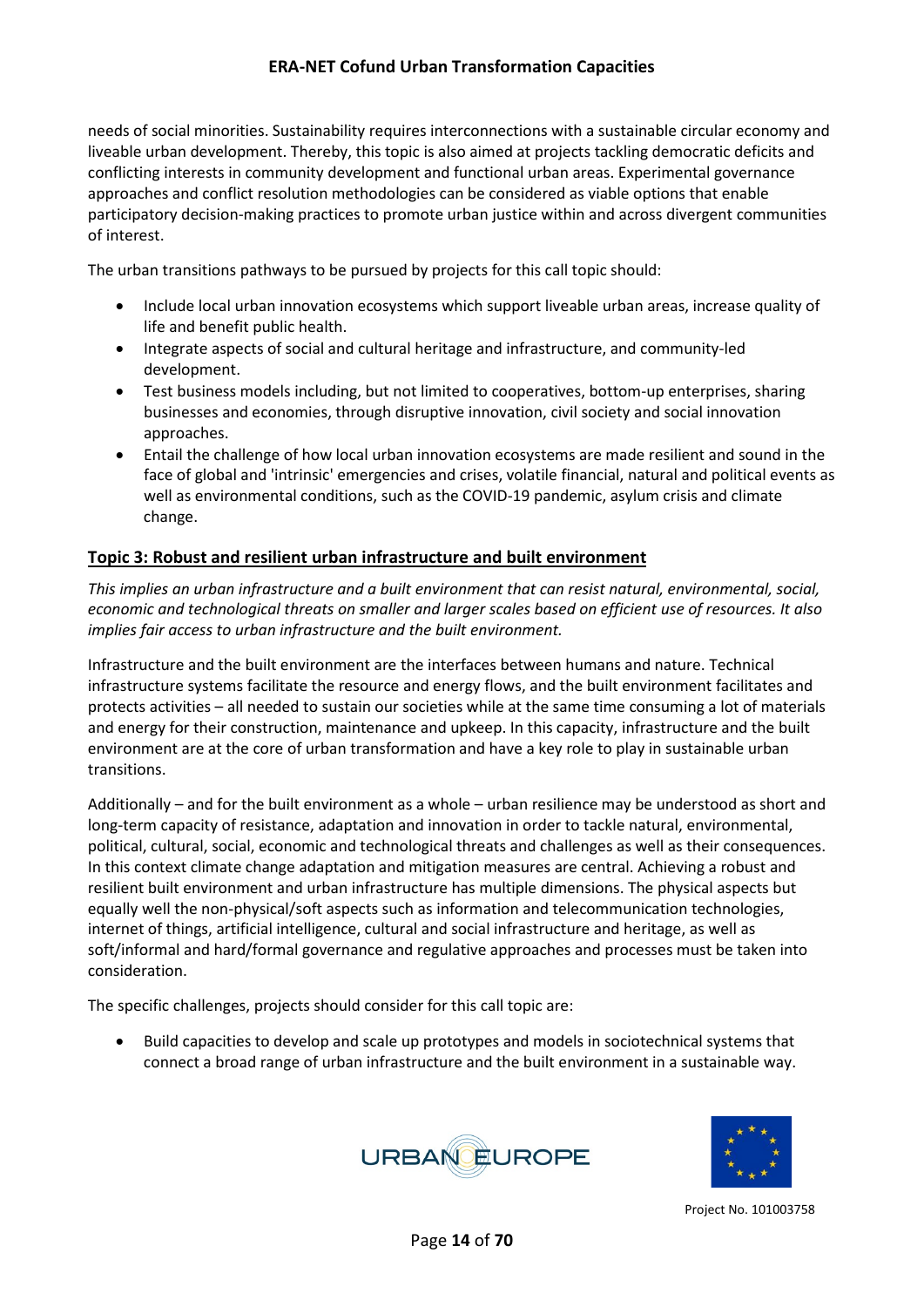needs of social minorities. Sustainability requires interconnections with a sustainable circular economy and liveable urban development. Thereby, this topic is also aimed at projects tackling democratic deficits and conflicting interests in community development and functional urban areas. Experimental governance approaches and conflict resolution methodologies can be considered as viable options that enable participatory decision-making practices to promote urban justice within and across divergent communities of interest.

The urban transitions pathways to be pursued by projects for this call topic should:

- Include local urban innovation ecosystems which support liveable urban areas, increase quality of life and benefit public health.
- Integrate aspects of social and cultural heritage and infrastructure, and community-led development.
- Test business models including, but not limited to cooperatives, bottom-up enterprises, sharing businesses and economies, through disruptive innovation, civil society and social innovation approaches.
- Entail the challenge of how local urban innovation ecosystems are made resilient and sound in the face of global and 'intrinsic' emergencies and crises, volatile financial, natural and political events as well as environmental conditions, such as the COVID-19 pandemic, asylum crisis and climate change.

## Topic 3: Robust and resilient urban infrastructure and built environment

*This implies an urban infrastructure and a built environment that can resist natural, environmental, social, economic and technological threats on smaller and larger scales based on efficient use of resources. It also implies fair access to urban infrastructure and the built environment.*

Infrastructure and the built environment are the interfaces between humans and nature. Technical infrastructure systems facilitate the resource and energy flows, and the built environment facilitates and protects activities – all needed to sustain our societies while at the same time consuming a lot of materials and energy for their construction, maintenance and upkeep. In this capacity, infrastructure and the built environment are at the core of urban transformation and have a key role to play in sustainable urban transitions.

Additionally – and for the built environment as a whole – urban resilience may be understood as short and long-term capacity of resistance, adaptation and innovation in order to tackle natural, environmental, political, cultural, social, economic and technological threats and challenges as well as their consequences. In this context climate change adaptation and mitigation measures are central. Achieving a robust and resilient built environment and urban infrastructure has multiple dimensions. The physical aspects but equally well the non-physical/soft aspects such as information and telecommunication technologies, internet of things, artificial intelligence, cultural and social infrastructure and heritage, as well as soft/informal and hard/formal governance and regulative approaches and processes must be taken into consideration.

The specific challenges, projects should consider for this call topic are:

- Build capacities to develop and scale up prototypes and models in sociotechnical systems that connect a broad range of urban infrastructure and the built environment in a sustainable way.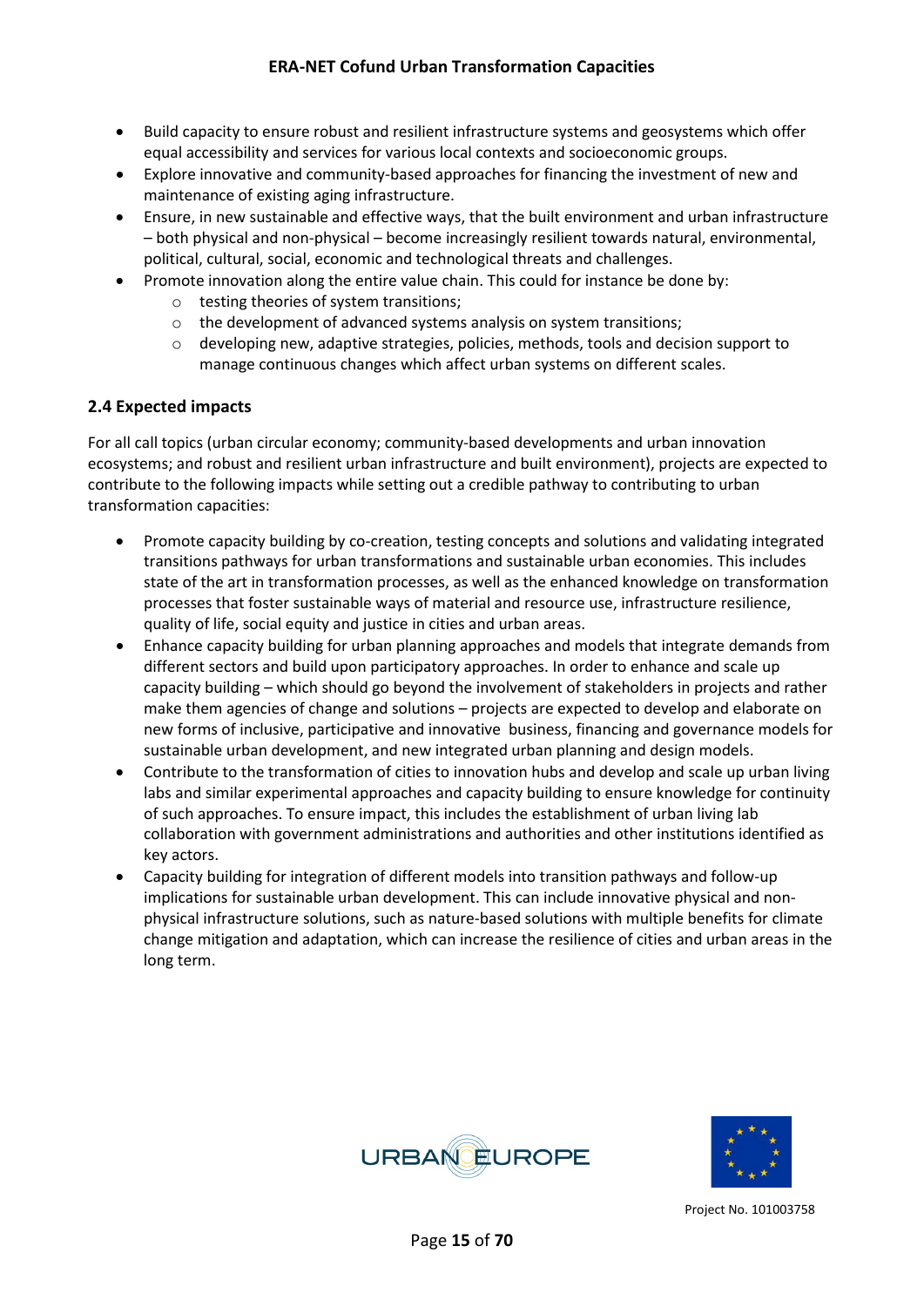- Build capacity to ensure robust and resilient infrastructure systems and geosystems which offer equal accessibility and services for various local contexts and socioeconomic groups.
- Explore innovative and community-based approaches for financing the investment of new and maintenance of existing aging infrastructure.
- Ensure, in new sustainable and effective ways, that the built environment and urban infrastructure – both physical and non-physical – become increasingly resilient towards natural, environmental, political, cultural, social, economic and technological threats and challenges.
- Promote innovation along the entire value chain. This could for instance be done by:
  - testing theories of system transitions;
  - the development of advanced systems analysis on system transitions;
  - developing new, adaptive strategies, policies, methods, tools and decision support to manage continuous changes which affect urban systems on different scales.

## 2.4 Expected impacts

For all call topics (urban circular economy; community-based developments and urban innovation ecosystems; and robust and resilient urban infrastructure and built environment), projects are expected to contribute to the following impacts while setting out a credible pathway to contributing to urban transformation capacities:

- Promote capacity building by co-creation, testing concepts and solutions and validating integrated transitions pathways for urban transformations and sustainable urban economies. This includes state of the art in transformation processes, as well as the enhanced knowledge on transformation processes that foster sustainable ways of material and resource use, infrastructure resilience, quality of life, social equity and justice in cities and urban areas.
- Enhance capacity building for urban planning approaches and models that integrate demands from different sectors and build upon participatory approaches. In order to enhance and scale up capacity building – which should go beyond the involvement of stakeholders in projects and rather make them agencies of change and solutions – projects are expected to develop and elaborate on new forms of inclusive, participative and innovative business, financing and governance models for sustainable urban development, and new integrated urban planning and design models.
- Contribute to the transformation of cities to innovation hubs and develop and scale up urban living labs and similar experimental approaches and capacity building to ensure knowledge for continuity of such approaches. To ensure impact, this includes the establishment of urban living lab collaboration with government administrations and authorities and other institutions identified as key actors.
- Capacity building for integration of different models into transition pathways and follow-up implications for sustainable urban development. This can include innovative physical and non-physical infrastructure solutions, such as nature-based solutions with multiple benefits for climate change mitigation and adaptation, which can increase the resilience of cities and urban areas in the long term.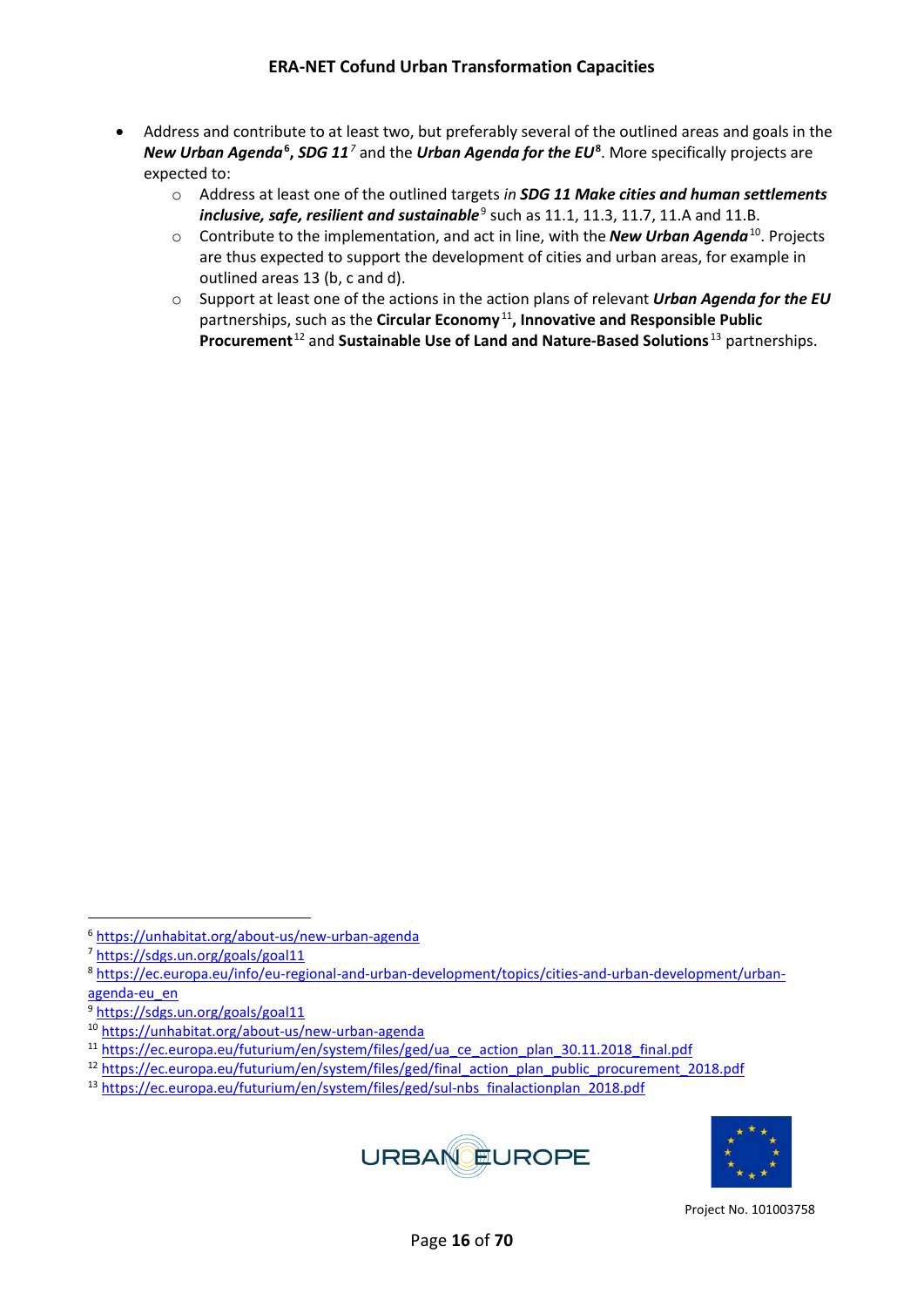- Address and contribute to at least two, but preferably several of the outlined areas and goals in the ***New Urban Agenda***[6], ***SDG 11***[7] and the ***Urban Agenda for the EU***[8]. More specifically projects are expected to:
  - Address at least one of the outlined targets *in **SDG 11 Make cities and human settlements inclusive, safe, resilient and sustainable***[9] such as 11.1, 11.3, 11.7, 11.A and 11.B.
  - Contribute to the implementation, and act in line, with the ***New Urban Agenda***[10]. Projects are thus expected to support the development of cities and urban areas, for example in outlined areas 13 (b, c and d).
  - Support at least one of the actions in the action plans of relevant ***Urban Agenda for the EU*** partnerships, such as the **Circular Economy**[11]**, Innovative and Responsible Public Procurement**[12] and **Sustainable Use of Land and Nature-Based Solutions**[13] partnerships.

---

[6] https://unhabitat.org/about-us/new-urban-agenda

[7] https://sdgs.un.org/goals/goal11

[8] https://ec.europa.eu/info/eu-regional-and-urban-development/topics/cities-and-urban-development/urban-agenda-eu_en

[9] https://sdgs.un.org/goals/goal11

[10] https://unhabitat.org/about-us/new-urban-agenda

[11] https://ec.europa.eu/futurium/en/system/files/ged/ua_ce_action_plan_30.11.2018_final.pdf

[12] https://ec.europa.eu/futurium/en/system/files/ged/final_action_plan_public_procurement_2018.pdf

[13] https://ec.europa.eu/futurium/en/system/files/ged/sul-nbs_finalactionplan_2018.pdf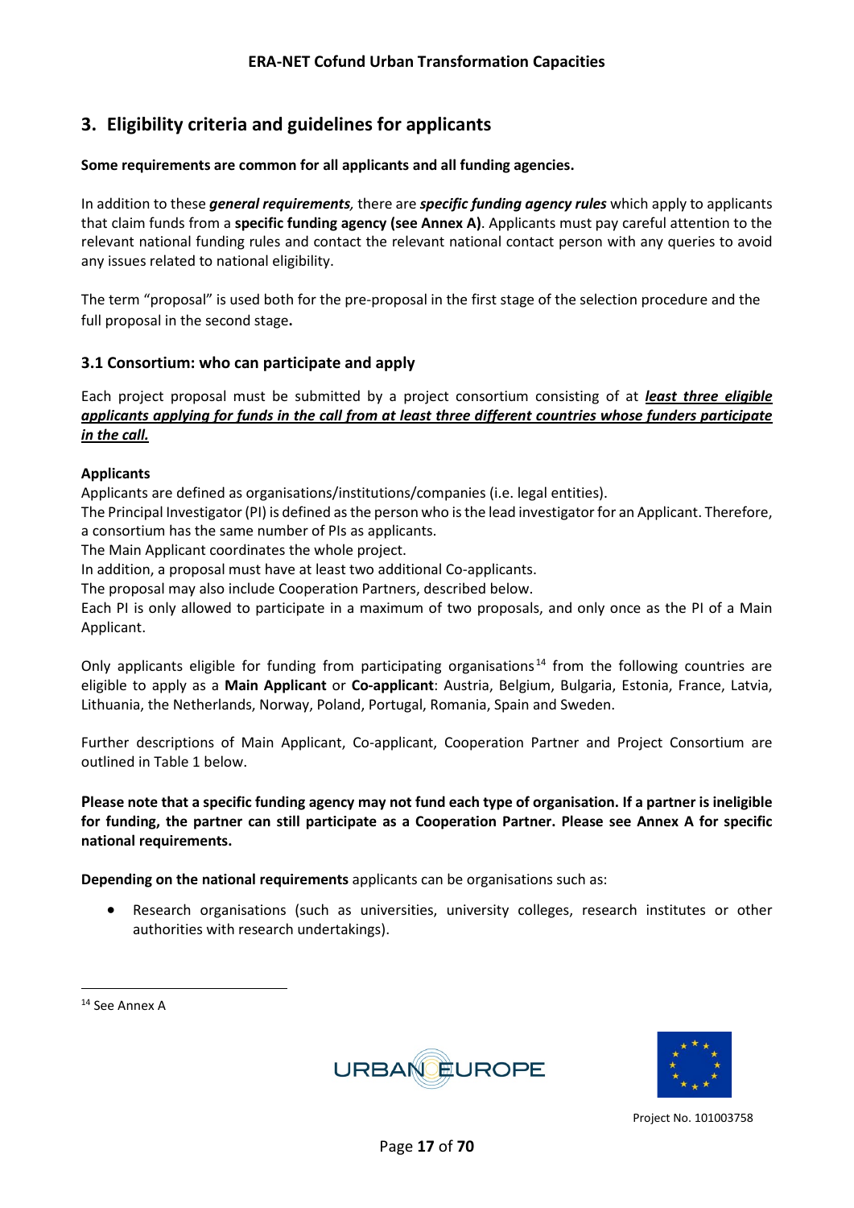## 3. Eligibility criteria and guidelines for applicants

**Some requirements are common for all applicants and all funding agencies.**

In addition to these ***general requirements****,* there are ***specific funding agency rules*** which apply to applicants that claim funds from a **specific funding agency (see Annex A)**. Applicants must pay careful attention to the relevant national funding rules and contact the relevant national contact person with any queries to avoid any issues related to national eligibility.

The term "proposal" is used both for the pre-proposal in the first stage of the selection procedure and the full proposal in the second stage**.**

### 3.1 Consortium: who can participate and apply

Each project proposal must be submitted by a project consortium consisting of at ***least three eligible applicants applying for funds in the call from at least three different countries whose funders participate in the call.***

**Applicants**

Applicants are defined as organisations/institutions/companies (i.e. legal entities).

The Principal Investigator (PI) is defined as the person who is the lead investigator for an Applicant. Therefore, a consortium has the same number of PIs as applicants.

The Main Applicant coordinates the whole project.

In addition, a proposal must have at least two additional Co-applicants.

The proposal may also include Cooperation Partners, described below.

Each PI is only allowed to participate in a maximum of two proposals, and only once as the PI of a Main Applicant.

Only applicants eligible for funding from participating organisations[14] from the following countries are eligible to apply as a **Main Applicant** or **Co-applicant**: Austria, Belgium, Bulgaria, Estonia, France, Latvia, Lithuania, the Netherlands, Norway, Poland, Portugal, Romania, Spain and Sweden.

Further descriptions of Main Applicant, Co-applicant, Cooperation Partner and Project Consortium are outlined in Table 1 below.

**Please note that a specific funding agency may not fund each type of organisation. If a partner is ineligible for funding, the partner can still participate as a Cooperation Partner. Please see Annex A for specific national requirements.**

**Depending on the national requirements** applicants can be organisations such as:

- Research organisations (such as universities, university colleges, research institutes or other authorities with research undertakings).

[14] See Annex A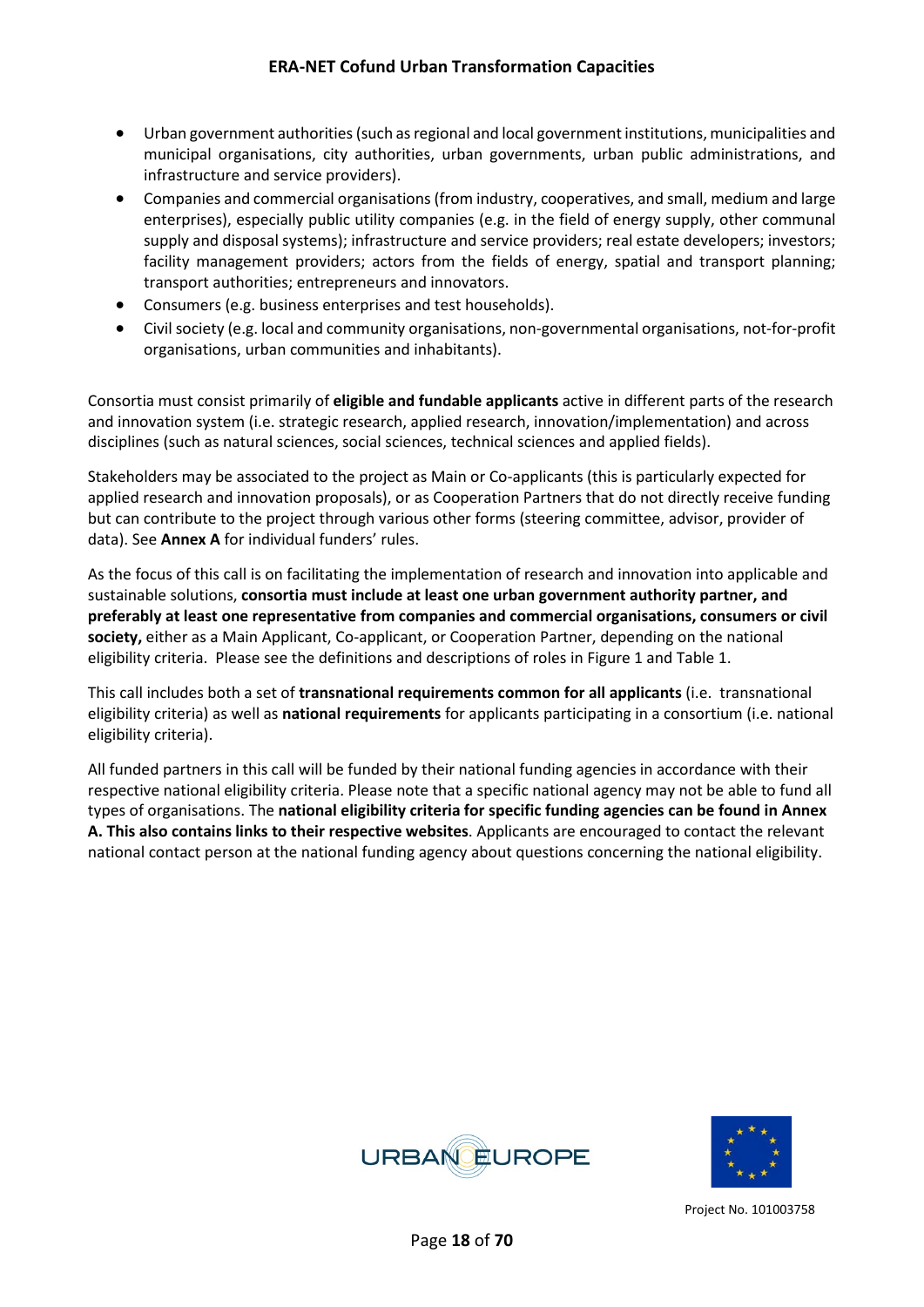- Urban government authorities (such as regional and local government institutions, municipalities and municipal organisations, city authorities, urban governments, urban public administrations, and infrastructure and service providers).
- Companies and commercial organisations (from industry, cooperatives, and small, medium and large enterprises), especially public utility companies (e.g. in the field of energy supply, other communal supply and disposal systems); infrastructure and service providers; real estate developers; investors; facility management providers; actors from the fields of energy, spatial and transport planning; transport authorities; entrepreneurs and innovators.
- Consumers (e.g. business enterprises and test households).
- Civil society (e.g. local and community organisations, non-governmental organisations, not-for-profit organisations, urban communities and inhabitants).

Consortia must consist primarily of **eligible and fundable applicants** active in different parts of the research and innovation system (i.e. strategic research, applied research, innovation/implementation) and across disciplines (such as natural sciences, social sciences, technical sciences and applied fields).

Stakeholders may be associated to the project as Main or Co-applicants (this is particularly expected for applied research and innovation proposals), or as Cooperation Partners that do not directly receive funding but can contribute to the project through various other forms (steering committee, advisor, provider of data). See **Annex A** for individual funders' rules.

As the focus of this call is on facilitating the implementation of research and innovation into applicable and sustainable solutions, **consortia must include at least one urban government authority partner, and preferably at least one representative from companies and commercial organisations, consumers or civil society,** either as a Main Applicant, Co-applicant, or Cooperation Partner, depending on the national eligibility criteria. Please see the definitions and descriptions of roles in Figure 1 and Table 1.

This call includes both a set of **transnational requirements common for all applicants** (i.e. transnational eligibility criteria) as well as **national requirements** for applicants participating in a consortium (i.e. national eligibility criteria).

All funded partners in this call will be funded by their national funding agencies in accordance with their respective national eligibility criteria. Please note that a specific national agency may not be able to fund all types of organisations. The **national eligibility criteria for specific funding agencies can be found in Annex A. This also contains links to their respective websites**. Applicants are encouraged to contact the relevant national contact person at the national funding agency about questions concerning the national eligibility.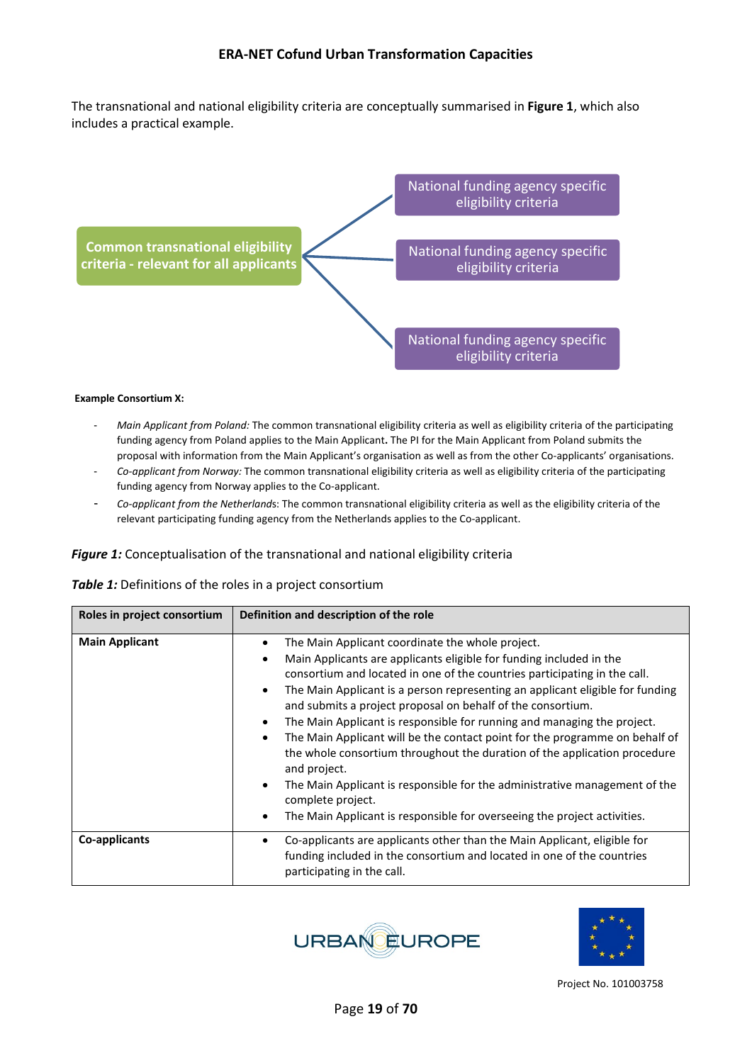The transnational and national eligibility criteria are conceptually summarised in **Figure 1**, which also includes a practical example.

Common transnational eligibility criteria - relevant for all applicants

National funding agency specific eligibility criteria

National funding agency specific eligibility criteria

National funding agency specific eligibility criteria

**Example Consortium X:**

- *Main Applicant from Poland:* The common transnational eligibility criteria as well as eligibility criteria of the participating funding agency from Poland applies to the Main Applicant**.** The PI for the Main Applicant from Poland submits the proposal with information from the Main Applicant's organisation as well as from the other Co-applicants' organisations.
- *Co-applicant from Norway:* The common transnational eligibility criteria as well as eligibility criteria of the participating funding agency from Norway applies to the Co-applicant.
- *Co-applicant from the Netherlands*: The common transnational eligibility criteria as well as the eligibility criteria of the relevant participating funding agency from the Netherlands applies to the Co-applicant.

***Figure 1:*** Conceptualisation of the transnational and national eligibility criteria

***Table 1:*** Definitions of the roles in a project consortium

| Roles in project consortium | Definition and description of the role |
|---|---|
| **Main Applicant** | • The Main Applicant coordinate the whole project.<br>• Main Applicants are applicants eligible for funding included in the consortium and located in one of the countries participating in the call.<br>• The Main Applicant is a person representing an applicant eligible for funding and submits a project proposal on behalf of the consortium.<br>• The Main Applicant is responsible for running and managing the project.<br>• The Main Applicant will be the contact point for the programme on behalf of the whole consortium throughout the duration of the application procedure and project.<br>• The Main Applicant is responsible for the administrative management of the complete project.<br>• The Main Applicant is responsible for overseeing the project activities. |
| **Co-applicants** | • Co-applicants are applicants other than the Main Applicant, eligible for funding included in the consortium and located in one of the countries participating in the call. |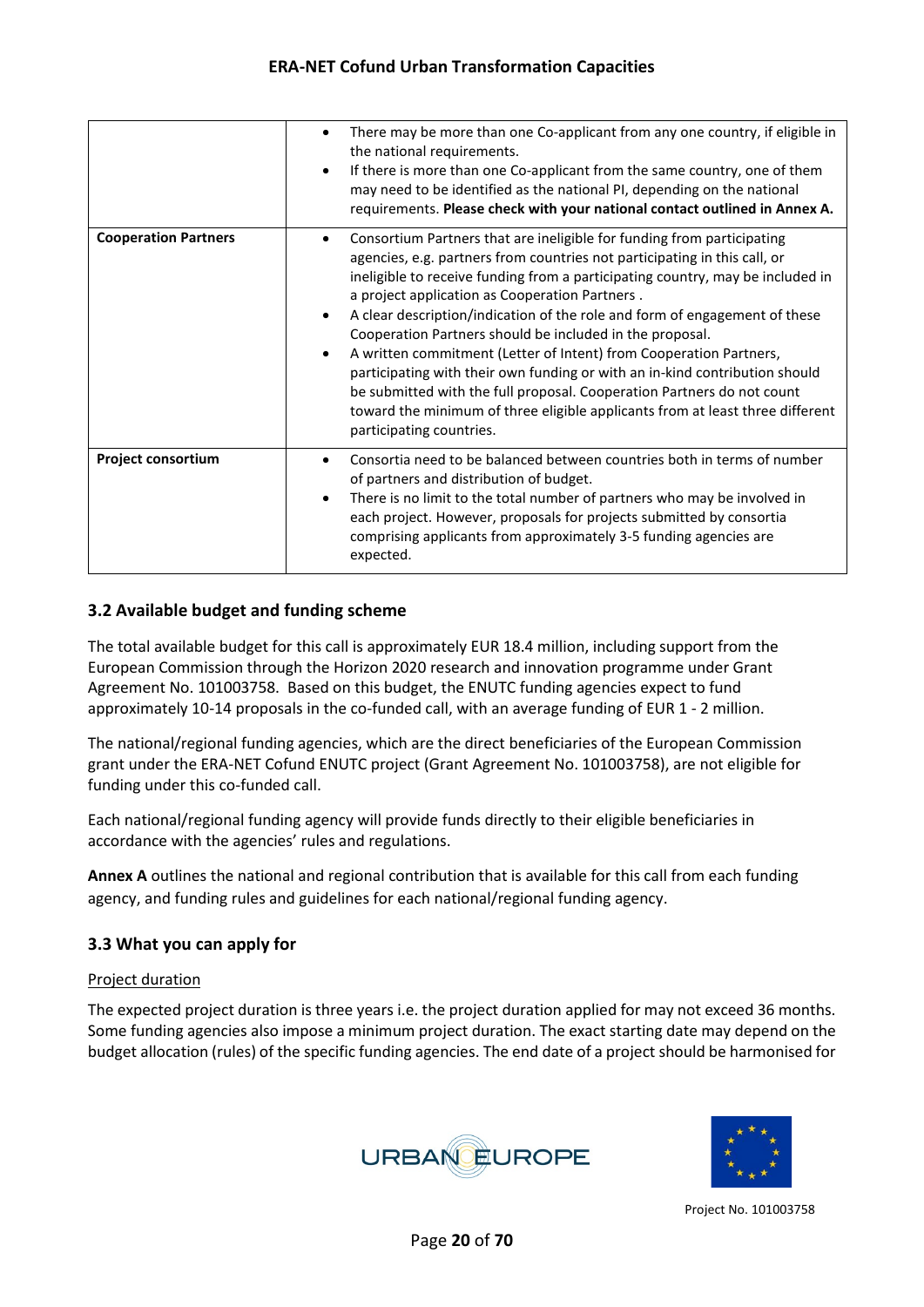| | |
|---|---|
| | • There may be more than one Co-applicant from any one country, if eligible in the national requirements.<br>• If there is more than one Co-applicant from the same country, one of them may need to be identified as the national PI, depending on the national requirements. **Please check with your national contact outlined in Annex A.** |
| **Cooperation Partners** | • Consortium Partners that are ineligible for funding from participating agencies, e.g. partners from countries not participating in this call, or ineligible to receive funding from a participating country, may be included in a project application as Cooperation Partners .<br>• A clear description/indication of the role and form of engagement of these Cooperation Partners should be included in the proposal.<br>• A written commitment (Letter of Intent) from Cooperation Partners, participating with their own funding or with an in-kind contribution should be submitted with the full proposal. Cooperation Partners do not count toward the minimum of three eligible applicants from at least three different participating countries. |
| **Project consortium** | • Consortia need to be balanced between countries both in terms of number of partners and distribution of budget.<br>• There is no limit to the total number of partners who may be involved in each project. However, proposals for projects submitted by consortia comprising applicants from approximately 3-5 funding agencies are expected. |

### 3.2 Available budget and funding scheme

The total available budget for this call is approximately EUR 18.4 million, including support from the European Commission through the Horizon 2020 research and innovation programme under Grant Agreement No. 101003758. Based on this budget, the ENUTC funding agencies expect to fund approximately 10-14 proposals in the co-funded call, with an average funding of EUR 1 - 2 million.

The national/regional funding agencies, which are the direct beneficiaries of the European Commission grant under the ERA-NET Cofund ENUTC project (Grant Agreement No. 101003758), are not eligible for funding under this co-funded call.

Each national/regional funding agency will provide funds directly to their eligible beneficiaries in accordance with the agencies' rules and regulations.

**Annex A** outlines the national and regional contribution that is available for this call from each funding agency, and funding rules and guidelines for each national/regional funding agency.

### 3.3 What you can apply for

Project duration

The expected project duration is three years i.e. the project duration applied for may not exceed 36 months. Some funding agencies also impose a minimum project duration. The exact starting date may depend on the budget allocation (rules) of the specific funding agencies. The end date of a project should be harmonised for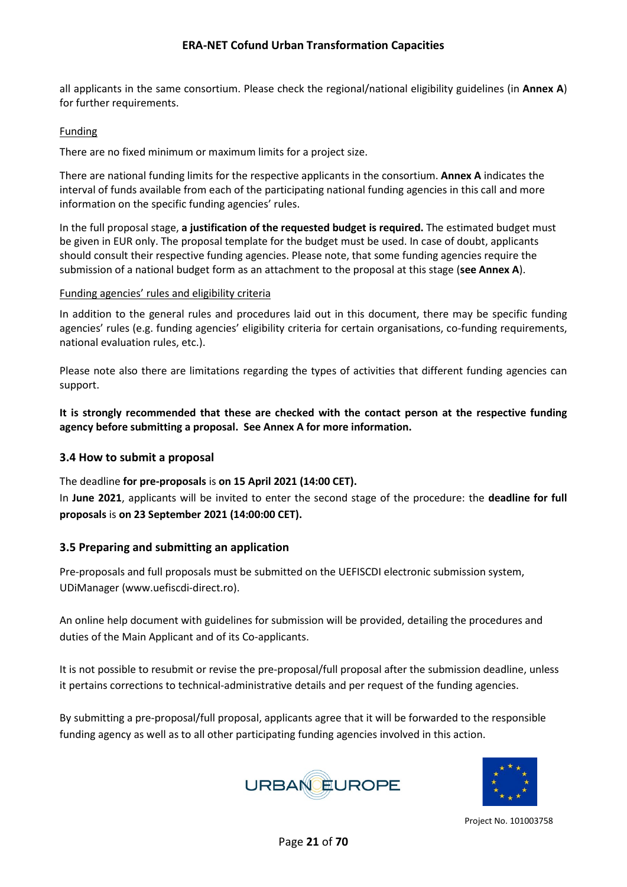all applicants in the same consortium. Please check the regional/national eligibility guidelines (in **Annex A**) for further requirements.

Funding

There are no fixed minimum or maximum limits for a project size.

There are national funding limits for the respective applicants in the consortium. **Annex A** indicates the interval of funds available from each of the participating national funding agencies in this call and more information on the specific funding agencies' rules.

In the full proposal stage, **a justification of the requested budget is required.** The estimated budget must be given in EUR only. The proposal template for the budget must be used. In case of doubt, applicants should consult their respective funding agencies. Please note, that some funding agencies require the submission of a national budget form as an attachment to the proposal at this stage (**see Annex A**).

Funding agencies' rules and eligibility criteria

In addition to the general rules and procedures laid out in this document, there may be specific funding agencies' rules (e.g. funding agencies' eligibility criteria for certain organisations, co-funding requirements, national evaluation rules, etc.).

Please note also there are limitations regarding the types of activities that different funding agencies can support.

**It is strongly recommended that these are checked with the contact person at the respective funding agency before submitting a proposal. See Annex A for more information.**

### 3.4 How to submit a proposal

The deadline **for pre-proposals** is **on 15 April 2021 (14:00 CET).**
In **June 2021**, applicants will be invited to enter the second stage of the procedure: the **deadline for full proposals** is **on 23 September 2021 (14:00:00 CET).**

### 3.5 Preparing and submitting an application

Pre-proposals and full proposals must be submitted on the UEFISCDI electronic submission system, UDiManager (www.uefiscdi-direct.ro).

An online help document with guidelines for submission will be provided, detailing the procedures and duties of the Main Applicant and of its Co-applicants.

It is not possible to resubmit or revise the pre-proposal/full proposal after the submission deadline, unless it pertains corrections to technical-administrative details and per request of the funding agencies.

By submitting a pre-proposal/full proposal, applicants agree that it will be forwarded to the responsible funding agency as well as to all other participating funding agencies involved in this action.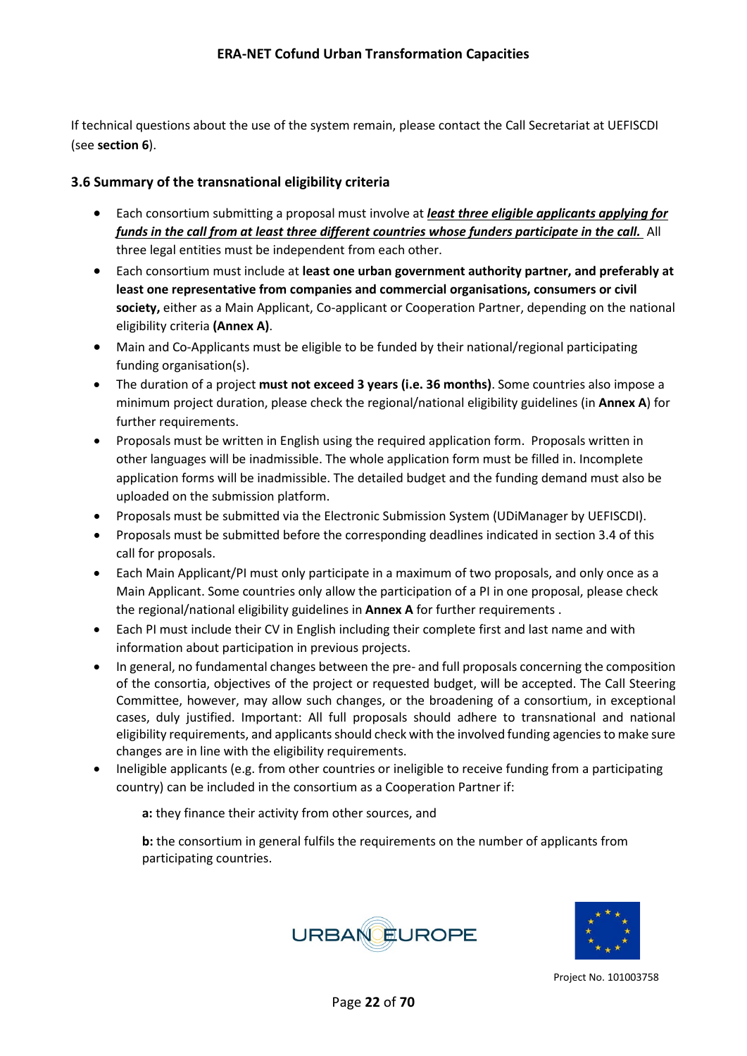If technical questions about the use of the system remain, please contact the Call Secretariat at UEFISCDI (see **section 6**).

### 3.6 Summary of the transnational eligibility criteria

- Each consortium submitting a proposal must involve at ***least three eligible applicants applying for funds in the call from at least three different countries whose funders participate in the call.*** All three legal entities must be independent from each other.
- Each consortium must include at **least one urban government authority partner, and preferably at least one representative from companies and commercial organisations, consumers or civil society,** either as a Main Applicant, Co-applicant or Cooperation Partner, depending on the national eligibility criteria **(Annex A)**.
- Main and Co-Applicants must be eligible to be funded by their national/regional participating funding organisation(s).
- The duration of a project **must not exceed 3 years (i.e. 36 months)**. Some countries also impose a minimum project duration, please check the regional/national eligibility guidelines (in **Annex A**) for further requirements.
- Proposals must be written in English using the required application form. Proposals written in other languages will be inadmissible. The whole application form must be filled in. Incomplete application forms will be inadmissible. The detailed budget and the funding demand must also be uploaded on the submission platform.
- Proposals must be submitted via the Electronic Submission System (UDiManager by UEFISCDI).
- Proposals must be submitted before the corresponding deadlines indicated in section 3.4 of this call for proposals.
- Each Main Applicant/PI must only participate in a maximum of two proposals, and only once as a Main Applicant. Some countries only allow the participation of a PI in one proposal, please check the regional/national eligibility guidelines in **Annex A** for further requirements .
- Each PI must include their CV in English including their complete first and last name and with information about participation in previous projects.
- In general, no fundamental changes between the pre- and full proposals concerning the composition of the consortia, objectives of the project or requested budget, will be accepted. The Call Steering Committee, however, may allow such changes, or the broadening of a consortium, in exceptional cases, duly justified. Important: All full proposals should adhere to transnational and national eligibility requirements, and applicants should check with the involved funding agencies to make sure changes are in line with the eligibility requirements.
- Ineligible applicants (e.g. from other countries or ineligible to receive funding from a participating country) can be included in the consortium as a Cooperation Partner if:

  **a:** they finance their activity from other sources, and

  **b:** the consortium in general fulfils the requirements on the number of applicants from participating countries.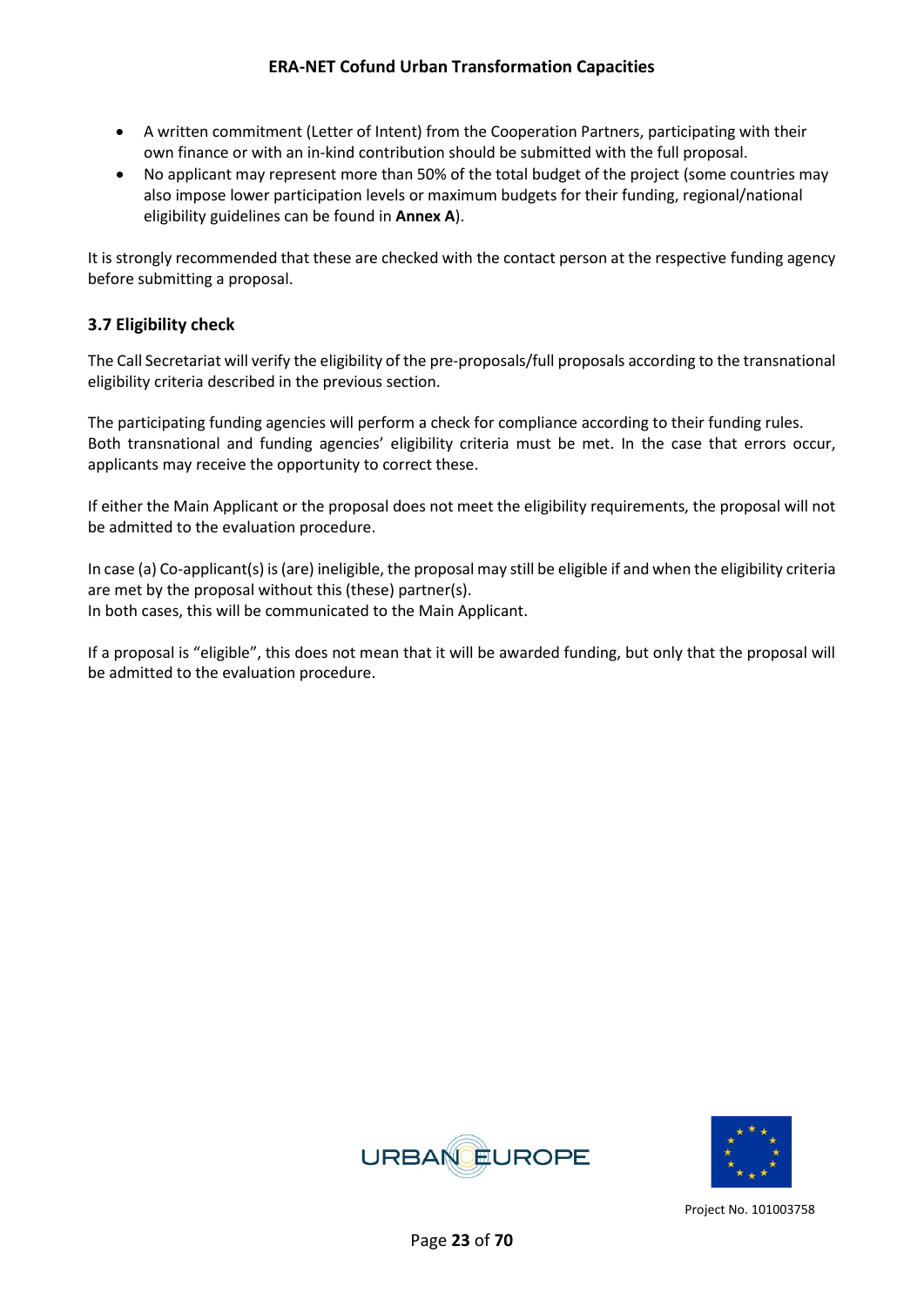- A written commitment (Letter of Intent) from the Cooperation Partners, participating with their own finance or with an in-kind contribution should be submitted with the full proposal.
- No applicant may represent more than 50% of the total budget of the project (some countries may also impose lower participation levels or maximum budgets for their funding, regional/national eligibility guidelines can be found in **Annex A**).

It is strongly recommended that these are checked with the contact person at the respective funding agency before submitting a proposal.

### 3.7 Eligibility check

The Call Secretariat will verify the eligibility of the pre-proposals/full proposals according to the transnational eligibility criteria described in the previous section.

The participating funding agencies will perform a check for compliance according to their funding rules. Both transnational and funding agencies' eligibility criteria must be met. In the case that errors occur, applicants may receive the opportunity to correct these.

If either the Main Applicant or the proposal does not meet the eligibility requirements, the proposal will not be admitted to the evaluation procedure.

In case (a) Co-applicant(s) is (are) ineligible, the proposal may still be eligible if and when the eligibility criteria are met by the proposal without this (these) partner(s).
In both cases, this will be communicated to the Main Applicant.

If a proposal is "eligible", this does not mean that it will be awarded funding, but only that the proposal will be admitted to the evaluation procedure.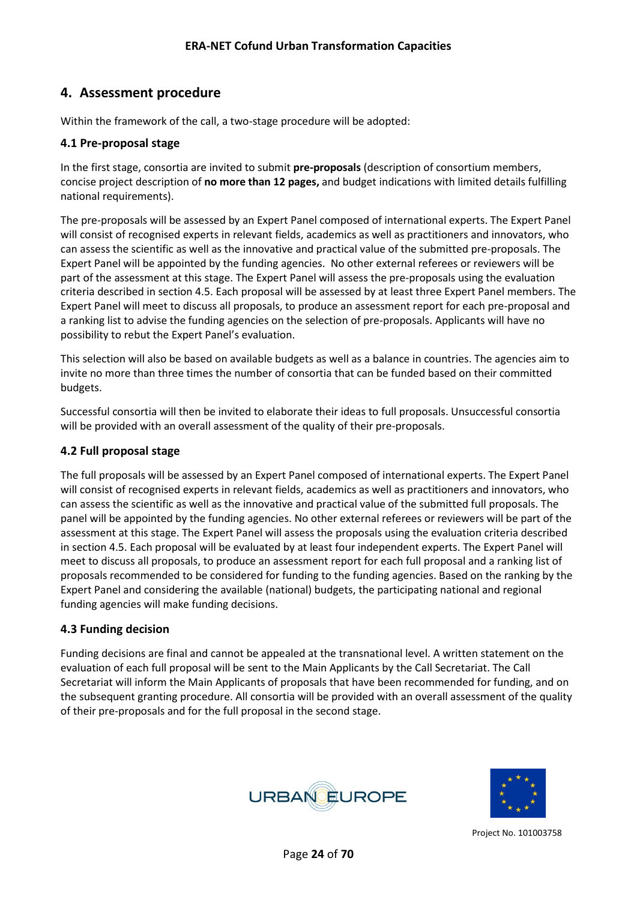## 4. Assessment procedure

Within the framework of the call, a two-stage procedure will be adopted:

### 4.1 Pre-proposal stage

In the first stage, consortia are invited to submit **pre-proposals** (description of consortium members, concise project description of **no more than 12 pages,** and budget indications with limited details fulfilling national requirements).

The pre-proposals will be assessed by an Expert Panel composed of international experts. The Expert Panel will consist of recognised experts in relevant fields, academics as well as practitioners and innovators, who can assess the scientific as well as the innovative and practical value of the submitted pre-proposals. The Expert Panel will be appointed by the funding agencies. No other external referees or reviewers will be part of the assessment at this stage. The Expert Panel will assess the pre-proposals using the evaluation criteria described in section 4.5. Each proposal will be assessed by at least three Expert Panel members. The Expert Panel will meet to discuss all proposals, to produce an assessment report for each pre-proposal and a ranking list to advise the funding agencies on the selection of pre-proposals. Applicants will have no possibility to rebut the Expert Panel's evaluation.

This selection will also be based on available budgets as well as a balance in countries. The agencies aim to invite no more than three times the number of consortia that can be funded based on their committed budgets.

Successful consortia will then be invited to elaborate their ideas to full proposals. Unsuccessful consortia will be provided with an overall assessment of the quality of their pre-proposals.

### 4.2 Full proposal stage

The full proposals will be assessed by an Expert Panel composed of international experts. The Expert Panel will consist of recognised experts in relevant fields, academics as well as practitioners and innovators, who can assess the scientific as well as the innovative and practical value of the submitted full proposals. The panel will be appointed by the funding agencies. No other external referees or reviewers will be part of the assessment at this stage. The Expert Panel will assess the proposals using the evaluation criteria described in section 4.5. Each proposal will be evaluated by at least four independent experts. The Expert Panel will meet to discuss all proposals, to produce an assessment report for each full proposal and a ranking list of proposals recommended to be considered for funding to the funding agencies. Based on the ranking by the Expert Panel and considering the available (national) budgets, the participating national and regional funding agencies will make funding decisions.

### 4.3 Funding decision

Funding decisions are final and cannot be appealed at the transnational level. A written statement on the evaluation of each full proposal will be sent to the Main Applicants by the Call Secretariat. The Call Secretariat will inform the Main Applicants of proposals that have been recommended for funding, and on the subsequent granting procedure. All consortia will be provided with an overall assessment of the quality of their pre-proposals and for the full proposal in the second stage.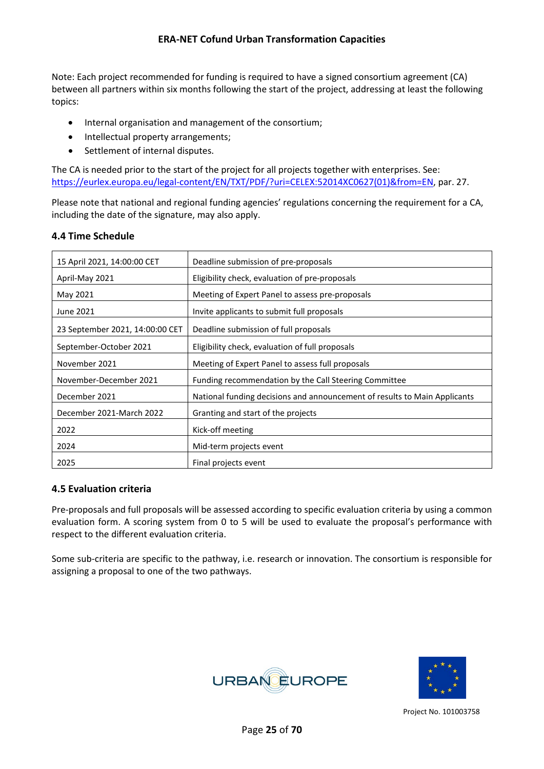Note: Each project recommended for funding is required to have a signed consortium agreement (CA) between all partners within six months following the start of the project, addressing at least the following topics:

- Internal organisation and management of the consortium;
- Intellectual property arrangements;
- Settlement of internal disputes.

The CA is needed prior to the start of the project for all projects together with enterprises. See: https://eurlex.europa.eu/legal-content/EN/TXT/PDF/?uri=CELEX:52014XC0627(01)&from=EN, par. 27.

Please note that national and regional funding agencies' regulations concerning the requirement for a CA, including the date of the signature, may also apply.

### 4.4 Time Schedule

| | |
|---|---|
| 15 April 2021, 14:00:00 CET | Deadline submission of pre-proposals |
| April-May 2021 | Eligibility check, evaluation of pre-proposals |
| May 2021 | Meeting of Expert Panel to assess pre-proposals |
| June 2021 | Invite applicants to submit full proposals |
| 23 September 2021, 14:00:00 CET | Deadline submission of full proposals |
| September-October 2021 | Eligibility check, evaluation of full proposals |
| November 2021 | Meeting of Expert Panel to assess full proposals |
| November-December 2021 | Funding recommendation by the Call Steering Committee |
| December 2021 | National funding decisions and announcement of results to Main Applicants |
| December 2021-March 2022 | Granting and start of the projects |
| 2022 | Kick-off meeting |
| 2024 | Mid-term projects event |
| 2025 | Final projects event |

### 4.5 Evaluation criteria

Pre-proposals and full proposals will be assessed according to specific evaluation criteria by using a common evaluation form. A scoring system from 0 to 5 will be used to evaluate the proposal's performance with respect to the different evaluation criteria.

Some sub-criteria are specific to the pathway, i.e. research or innovation. The consortium is responsible for assigning a proposal to one of the two pathways.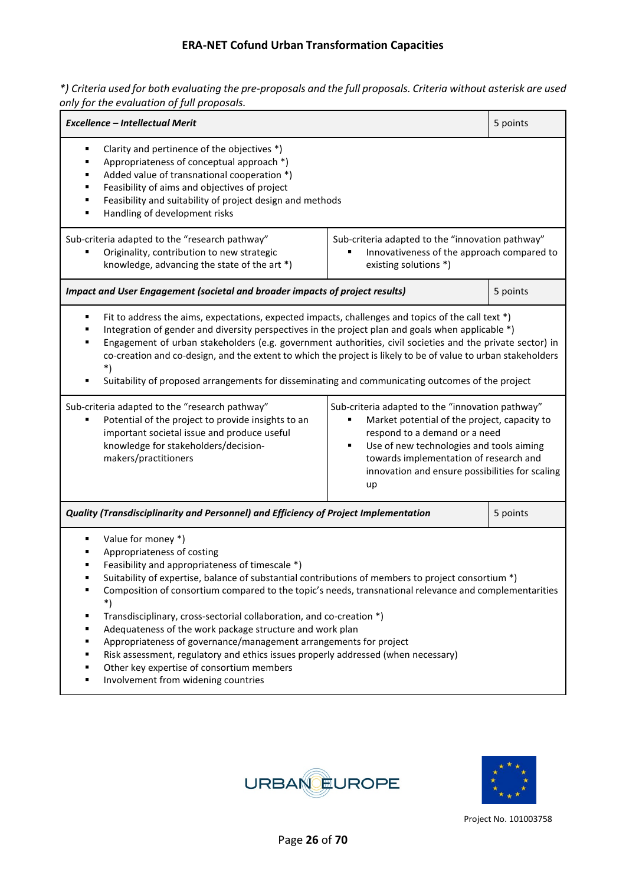*\*) Criteria used for both evaluating the pre-proposals and the full proposals. Criteria without asterisk are used only for the evaluation of full proposals.*

| ***Excellence – Intellectual Merit*** | | 5 points |
|---|---|---|
| ▪ Clarity and pertinence of the objectives *)<br>▪ Appropriateness of conceptual approach *)<br>▪ Added value of transnational cooperation *)<br>▪ Feasibility of aims and objectives of project<br>▪ Feasibility and suitability of project design and methods<br>▪ Handling of development risks | | |
| Sub-criteria adapted to the "research pathway"<br>▪ Originality, contribution to new strategic knowledge, advancing the state of the art *) | Sub-criteria adapted to the "innovation pathway"<br>▪ Innovativeness of the approach compared to existing solutions *) | |
| ***Impact and User Engagement (societal and broader impacts of project results)*** | | 5 points |
| ▪ Fit to address the aims, expectations, expected impacts, challenges and topics of the call text *)<br>▪ Integration of gender and diversity perspectives in the project plan and goals when applicable *)<br>▪ Engagement of urban stakeholders (e.g. government authorities, civil societies and the private sector) in co-creation and co-design, and the extent to which the project is likely to be of value to urban stakeholders *)<br>▪ Suitability of proposed arrangements for disseminating and communicating outcomes of the project | | |
| Sub-criteria adapted to the "research pathway"<br>▪ Potential of the project to provide insights to an important societal issue and produce useful knowledge for stakeholders/decision-makers/practitioners | Sub-criteria adapted to the "innovation pathway"<br>▪ Market potential of the project, capacity to respond to a demand or a need<br>▪ Use of new technologies and tools aiming towards implementation of research and innovation and ensure possibilities for scaling up | |
| ***Quality (Transdisciplinarity and Personnel) and Efficiency of Project Implementation*** | | 5 points |
| ▪ Value for money *)<br>▪ Appropriateness of costing<br>▪ Feasibility and appropriateness of timescale *)<br>▪ Suitability of expertise, balance of substantial contributions of members to project consortium *)<br>▪ Composition of consortium compared to the topic's needs, transnational relevance and complementarities *)<br>▪ Transdisciplinary, cross-sectorial collaboration, and co-creation *)<br>▪ Adequateness of the work package structure and work plan<br>▪ Appropriateness of governance/management arrangements for project<br>▪ Risk assessment, regulatory and ethics issues properly addressed (when necessary)<br>▪ Other key expertise of consortium members<br>▪ Involvement from widening countries | | |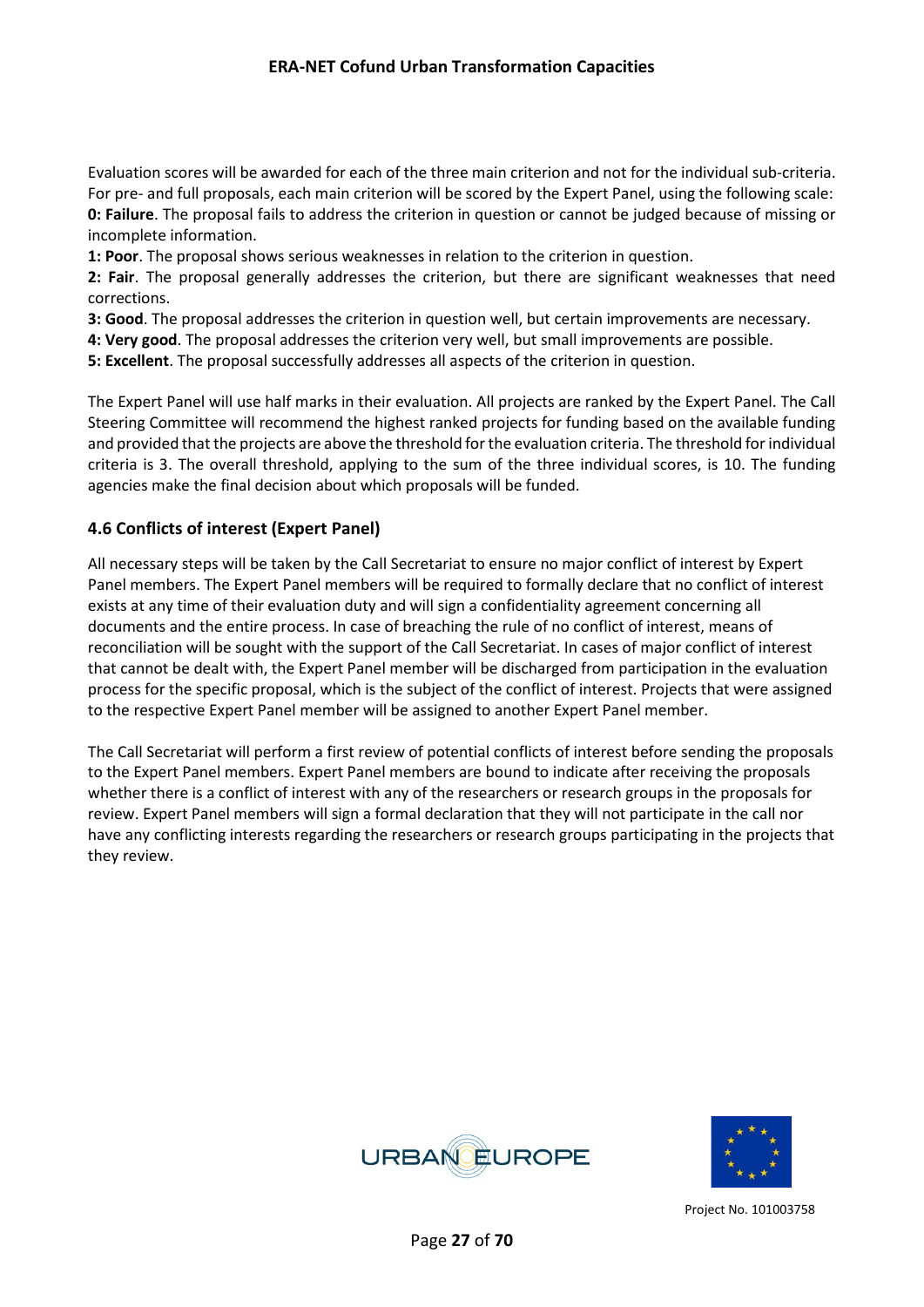Evaluation scores will be awarded for each of the three main criterion and not for the individual sub-criteria. For pre- and full proposals, each main criterion will be scored by the Expert Panel, using the following scale:
**0: Failure**. The proposal fails to address the criterion in question or cannot be judged because of missing or incomplete information.
**1: Poor**. The proposal shows serious weaknesses in relation to the criterion in question.
**2: Fair**. The proposal generally addresses the criterion, but there are significant weaknesses that need corrections.
**3: Good**. The proposal addresses the criterion in question well, but certain improvements are necessary.
**4: Very good**. The proposal addresses the criterion very well, but small improvements are possible.
**5: Excellent**. The proposal successfully addresses all aspects of the criterion in question.

The Expert Panel will use half marks in their evaluation. All projects are ranked by the Expert Panel. The Call Steering Committee will recommend the highest ranked projects for funding based on the available funding and provided that the projects are above the threshold for the evaluation criteria. The threshold for individual criteria is 3. The overall threshold, applying to the sum of the three individual scores, is 10. The funding agencies make the final decision about which proposals will be funded.

### 4.6 Conflicts of interest (Expert Panel)

All necessary steps will be taken by the Call Secretariat to ensure no major conflict of interest by Expert Panel members. The Expert Panel members will be required to formally declare that no conflict of interest exists at any time of their evaluation duty and will sign a confidentiality agreement concerning all documents and the entire process. In case of breaching the rule of no conflict of interest, means of reconciliation will be sought with the support of the Call Secretariat. In cases of major conflict of interest that cannot be dealt with, the Expert Panel member will be discharged from participation in the evaluation process for the specific proposal, which is the subject of the conflict of interest. Projects that were assigned to the respective Expert Panel member will be assigned to another Expert Panel member.

The Call Secretariat will perform a first review of potential conflicts of interest before sending the proposals to the Expert Panel members. Expert Panel members are bound to indicate after receiving the proposals whether there is a conflict of interest with any of the researchers or research groups in the proposals for review. Expert Panel members will sign a formal declaration that they will not participate in the call nor have any conflicting interests regarding the researchers or research groups participating in the projects that they review.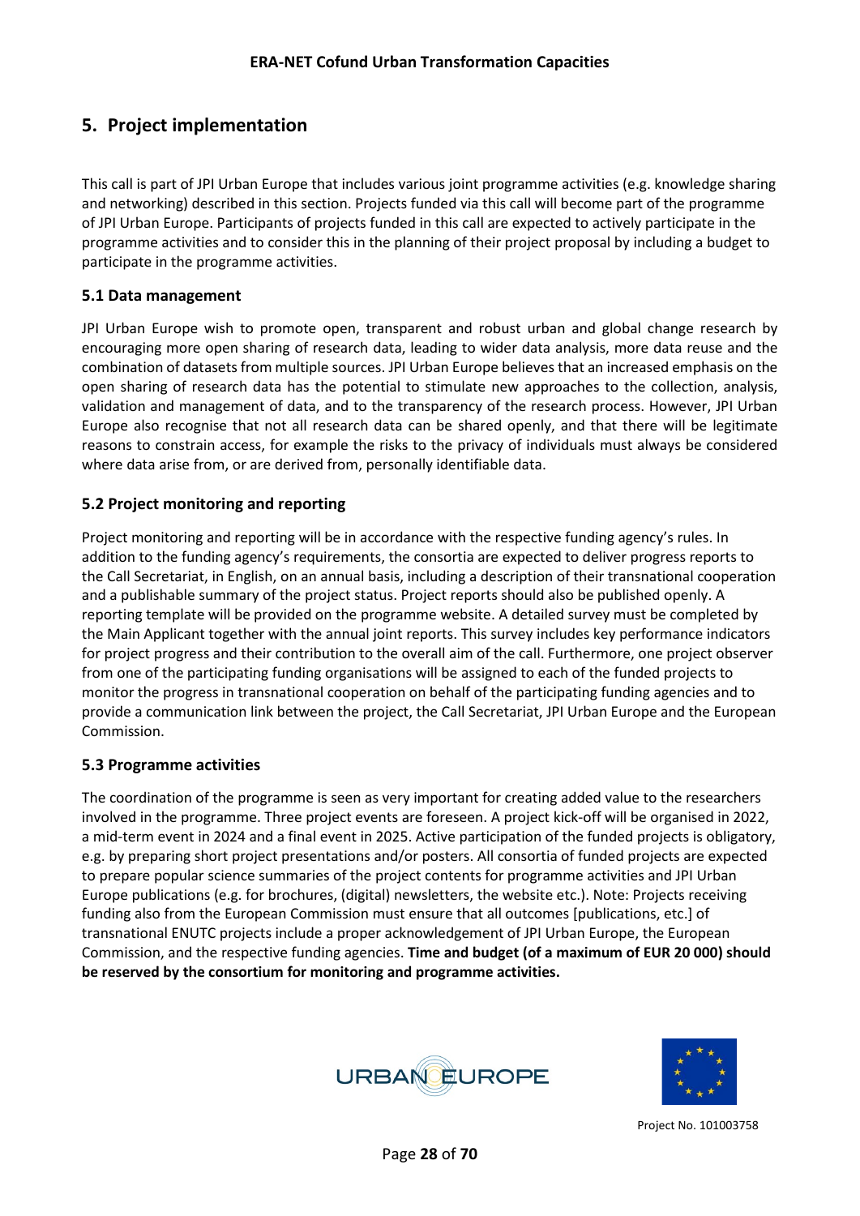## 5. Project implementation

This call is part of JPI Urban Europe that includes various joint programme activities (e.g. knowledge sharing and networking) described in this section. Projects funded via this call will become part of the programme of JPI Urban Europe. Participants of projects funded in this call are expected to actively participate in the programme activities and to consider this in the planning of their project proposal by including a budget to participate in the programme activities.

### 5.1 Data management

JPI Urban Europe wish to promote open, transparent and robust urban and global change research by encouraging more open sharing of research data, leading to wider data analysis, more data reuse and the combination of datasets from multiple sources. JPI Urban Europe believes that an increased emphasis on the open sharing of research data has the potential to stimulate new approaches to the collection, analysis, validation and management of data, and to the transparency of the research process. However, JPI Urban Europe also recognise that not all research data can be shared openly, and that there will be legitimate reasons to constrain access, for example the risks to the privacy of individuals must always be considered where data arise from, or are derived from, personally identifiable data.

### 5.2 Project monitoring and reporting

Project monitoring and reporting will be in accordance with the respective funding agency's rules. In addition to the funding agency's requirements, the consortia are expected to deliver progress reports to the Call Secretariat, in English, on an annual basis, including a description of their transnational cooperation and a publishable summary of the project status. Project reports should also be published openly. A reporting template will be provided on the programme website. A detailed survey must be completed by the Main Applicant together with the annual joint reports. This survey includes key performance indicators for project progress and their contribution to the overall aim of the call. Furthermore, one project observer from one of the participating funding organisations will be assigned to each of the funded projects to monitor the progress in transnational cooperation on behalf of the participating funding agencies and to provide a communication link between the project, the Call Secretariat, JPI Urban Europe and the European Commission.

### 5.3 Programme activities

The coordination of the programme is seen as very important for creating added value to the researchers involved in the programme. Three project events are foreseen. A project kick-off will be organised in 2022, a mid-term event in 2024 and a final event in 2025. Active participation of the funded projects is obligatory, e.g. by preparing short project presentations and/or posters. All consortia of funded projects are expected to prepare popular science summaries of the project contents for programme activities and JPI Urban Europe publications (e.g. for brochures, (digital) newsletters, the website etc.). Note: Projects receiving funding also from the European Commission must ensure that all outcomes [publications, etc.] of transnational ENUTC projects include a proper acknowledgement of JPI Urban Europe, the European Commission, and the respective funding agencies. **Time and budget (of a maximum of EUR 20 000) should be reserved by the consortium for monitoring and programme activities.**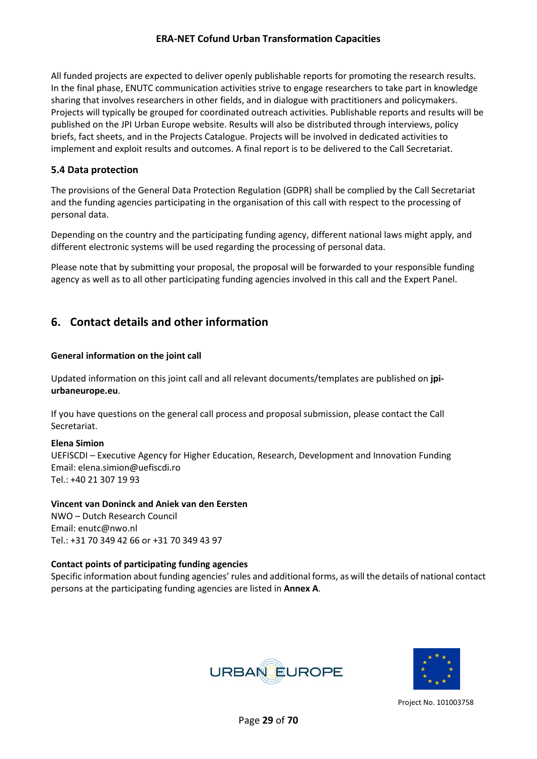All funded projects are expected to deliver openly publishable reports for promoting the research results. In the final phase, ENUTC communication activities strive to engage researchers to take part in knowledge sharing that involves researchers in other fields, and in dialogue with practitioners and policymakers. Projects will typically be grouped for coordinated outreach activities. Publishable reports and results will be published on the JPI Urban Europe website. Results will also be distributed through interviews, policy briefs, fact sheets, and in the Projects Catalogue. Projects will be involved in dedicated activities to implement and exploit results and outcomes. A final report is to be delivered to the Call Secretariat.

### 5.4 Data protection

The provisions of the General Data Protection Regulation (GDPR) shall be complied by the Call Secretariat and the funding agencies participating in the organisation of this call with respect to the processing of personal data.

Depending on the country and the participating funding agency, different national laws might apply, and different electronic systems will be used regarding the processing of personal data.

Please note that by submitting your proposal, the proposal will be forwarded to your responsible funding agency as well as to all other participating funding agencies involved in this call and the Expert Panel.

## 6. Contact details and other information

**General information on the joint call**

Updated information on this joint call and all relevant documents/templates are published on **jpi-urbaneurope.eu**.

If you have questions on the general call process and proposal submission, please contact the Call Secretariat.

**Elena Simion**
UEFISCDI – Executive Agency for Higher Education, Research, Development and Innovation Funding
Email: elena.simion@uefiscdi.ro
Tel.: +40 21 307 19 93

**Vincent van Doninck and Aniek van den Eersten**
NWO – Dutch Research Council
Email: enutc@nwo.nl
Tel.: +31 70 349 42 66 or +31 70 349 43 97

**Contact points of participating funding agencies**
Specific information about funding agencies' rules and additional forms, as will the details of national contact persons at the participating funding agencies are listed in **Annex A**.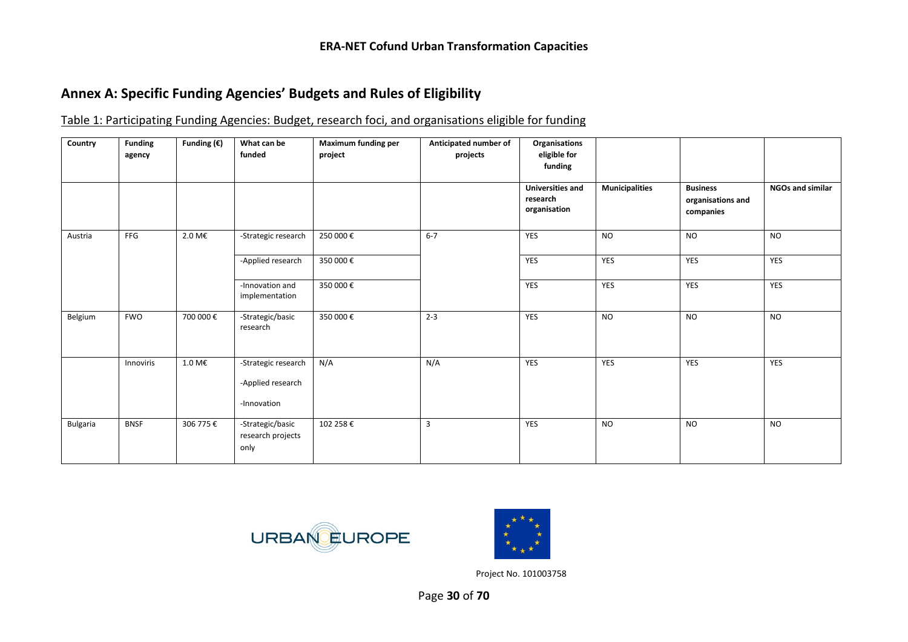## Annex A: Specific Funding Agencies' Budgets and Rules of Eligibility

Table 1: Participating Funding Agencies: Budget, research foci, and organisations eligible for funding

| Country | Funding agency | Funding (€) | What can be funded | Maximum funding per project | Anticipated number of projects | Organisations eligible for funding | | | |
|---|---|---|---|---|---|---|---|---|---|
| | | | | | | Universities and research organisation | Municipalities | Business organisations and companies | NGOs and similar |
| Austria | FFG | 2.0 M€ | -Strategic research | 250 000 € | 6-7 | YES | NO | NO | NO |
| | | | -Applied research | 350 000 € | | YES | YES | YES | YES |
| | | | -Innovation and implementation | 350 000 € | | YES | YES | YES | YES |
| Belgium | FWO | 700 000 € | -Strategic/basic research | 350 000 € | 2-3 | YES | NO | NO | NO |
| | Innoviris | 1.0 M€ | -Strategic research<br>-Applied research<br>-Innovation | N/A | N/A | YES | YES | YES | YES |
| Bulgaria | BNSF | 306 775 € | -Strategic/basic research projects only | 102 258 € | 3 | YES | NO | NO | NO |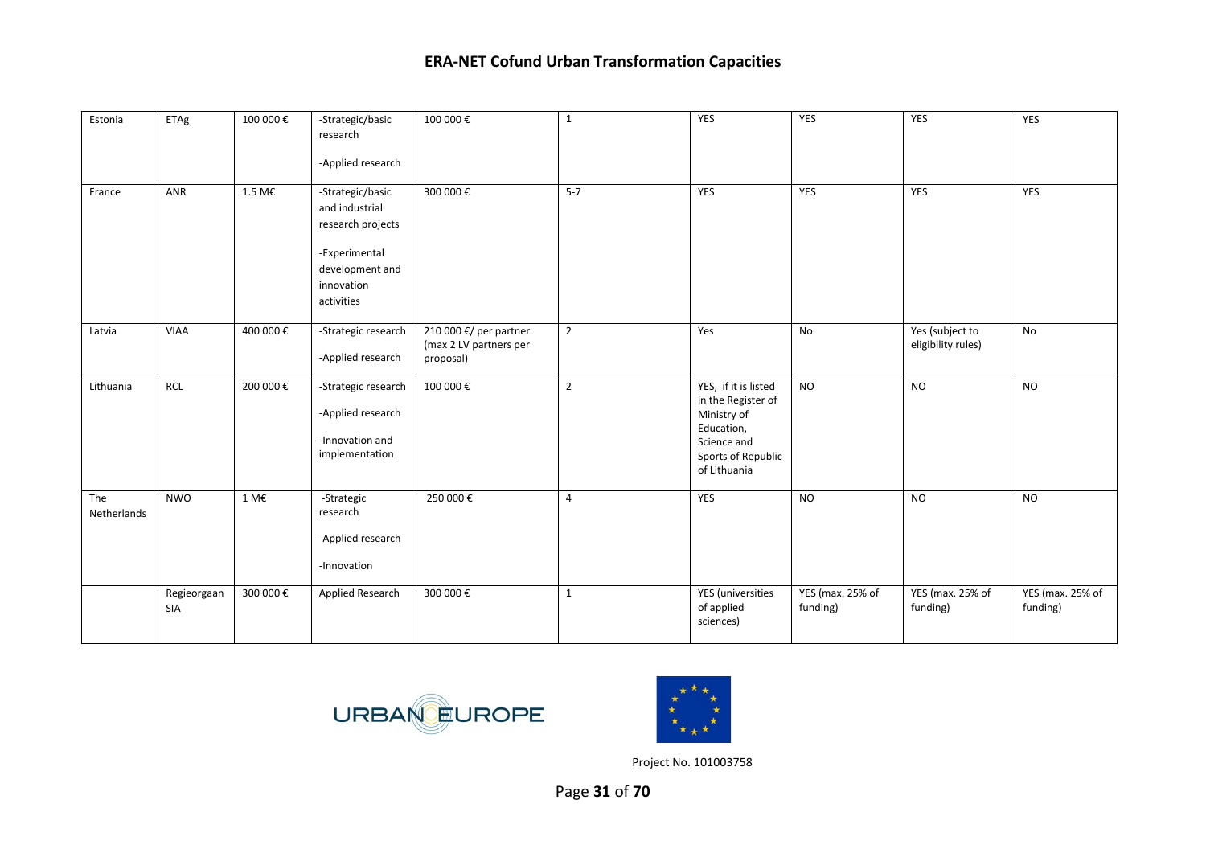| Estonia | ETAg | 100 000 € | -Strategic/basic research<br><br>-Applied research | 100 000 € | 1 | YES | YES | YES | YES |
|---|---|---|---|---|---|---|---|---|---|
| France | ANR | 1.5 M€ | -Strategic/basic and industrial research projects<br><br>-Experimental development and innovation activities | 300 000 € | 5-7 | YES | YES | YES | YES |
| Latvia | VIAA | 400 000 € | -Strategic research<br><br>-Applied research | 210 000 €/ per partner (max 2 LV partners per proposal) | 2 | Yes | No | Yes (subject to eligibility rules) | No |
| Lithuania | RCL | 200 000 € | -Strategic research<br><br>-Applied research<br><br>-Innovation and implementation | 100 000 € | 2 | YES, if it is listed in the Register of Ministry of Education, Science and Sports of Republic of Lithuania | NO | NO | NO |
| The Netherlands | NWO | 1 M€ | -Strategic research<br><br>-Applied research<br><br>-Innovation | 250 000 € | 4 | YES | NO | NO | NO |
| | Regieorgaan SIA | 300 000 € | Applied Research | 300 000 € | 1 | YES (universities of applied sciences) | YES (max. 25% of funding) | YES (max. 25% of funding) | YES (max. 25% of funding) |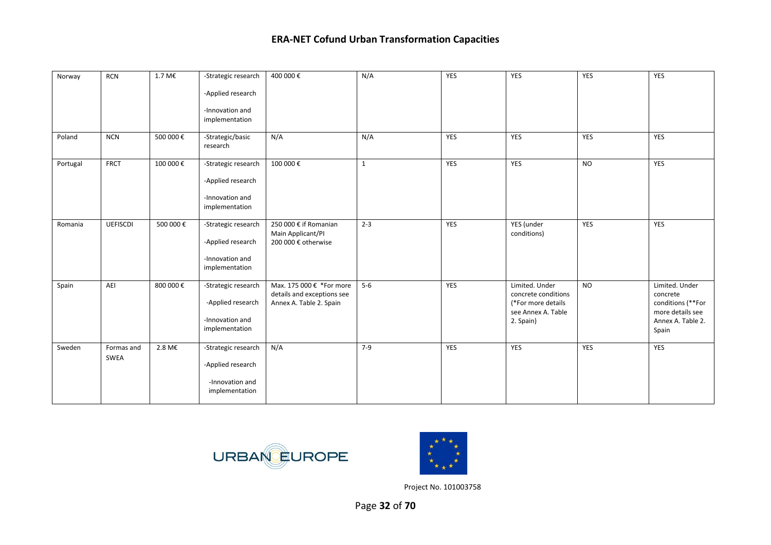| Norway | RCN | 1.7 M€ | -Strategic research<br>-Applied research<br>-Innovation and implementation | 400 000 € | N/A | YES | YES | YES | YES |
|---|---|---|---|---|---|---|---|---|---|
| Poland | NCN | 500 000 € | -Strategic/basic research | N/A | N/A | YES | YES | YES | YES |
| Portugal | FRCT | 100 000 € | -Strategic research<br>-Applied research<br>-Innovation and implementation | 100 000 € | 1 | YES | YES | NO | YES |
| Romania | UEFISCDI | 500 000 € | -Strategic research<br>-Applied research<br>-Innovation and implementation | 250 000 € if Romanian Main Applicant/PI<br>200 000 € otherwise | 2-3 | YES | YES (under conditions) | YES | YES |
| Spain | AEI | 800 000 € | -Strategic research<br>-Applied research<br>-Innovation and implementation | Max. 175 000 € *For more details and exceptions see Annex A. Table 2. Spain | 5-6 | YES | Limited. Under concrete conditions (*For more details see Annex A. Table 2. Spain) | NO | Limited. Under concrete conditions (**For more details see Annex A. Table 2. Spain |
| Sweden | Formas and SWEA | 2.8 M€ | -Strategic research<br>-Applied research<br>-Innovation and implementation | N/A | 7-9 | YES | YES | YES | YES |

Project No. 101003758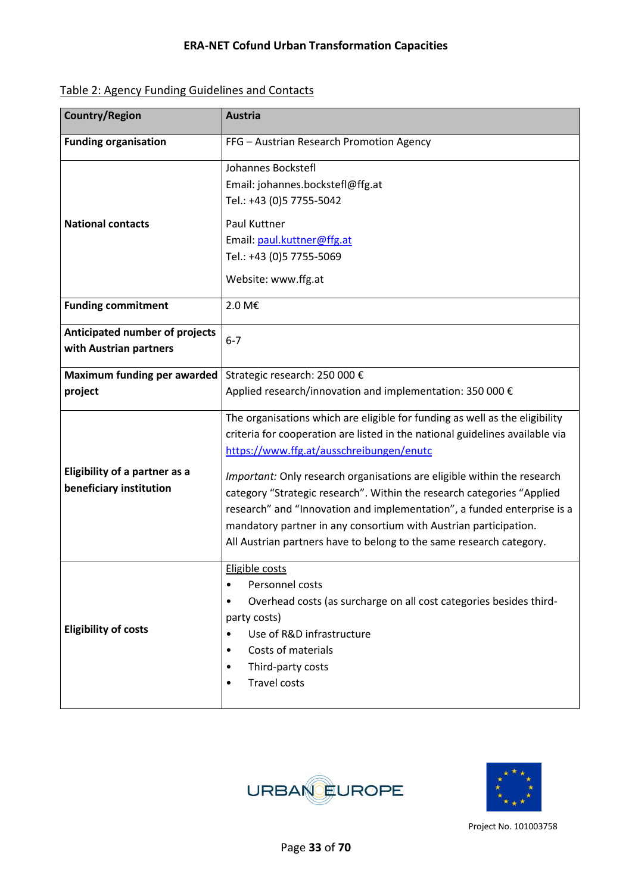Table 2: Agency Funding Guidelines and Contacts

| Country/Region | Austria |
| --- | --- |
| **Funding organisation** | FFG – Austrian Research Promotion Agency |
| **National contacts** | Johannes Bockstefl<br>Email: johannes.bockstefl@ffg.at<br>Tel.: +43 (0)5 7755-5042<br><br>Paul Kuttner<br>Email: paul.kuttner@ffg.at<br>Tel.: +43 (0)5 7755-5069<br><br>Website: www.ffg.at |
| **Funding commitment** | 2.0 M€ |
| **Anticipated number of projects with Austrian partners** | 6-7 |
| **Maximum funding per awarded project** | Strategic research: 250 000 €<br>Applied research/innovation and implementation: 350 000 € |
| **Eligibility of a partner as a beneficiary institution** | The organisations which are eligible for funding as well as the eligibility criteria for cooperation are listed in the national guidelines available via https://www.ffg.at/ausschreibungen/enutc<br><br>*Important:* Only research organisations are eligible within the research category "Strategic research". Within the research categories "Applied research" and "Innovation and implementation", a funded enterprise is a mandatory partner in any consortium with Austrian participation.<br>All Austrian partners have to belong to the same research category. |
| **Eligibility of costs** | Eligible costs<br>• Personnel costs<br>• Overhead costs (as surcharge on all cost categories besides third-party costs)<br>• Use of R&D infrastructure<br>• Costs of materials<br>• Third-party costs<br>• Travel costs |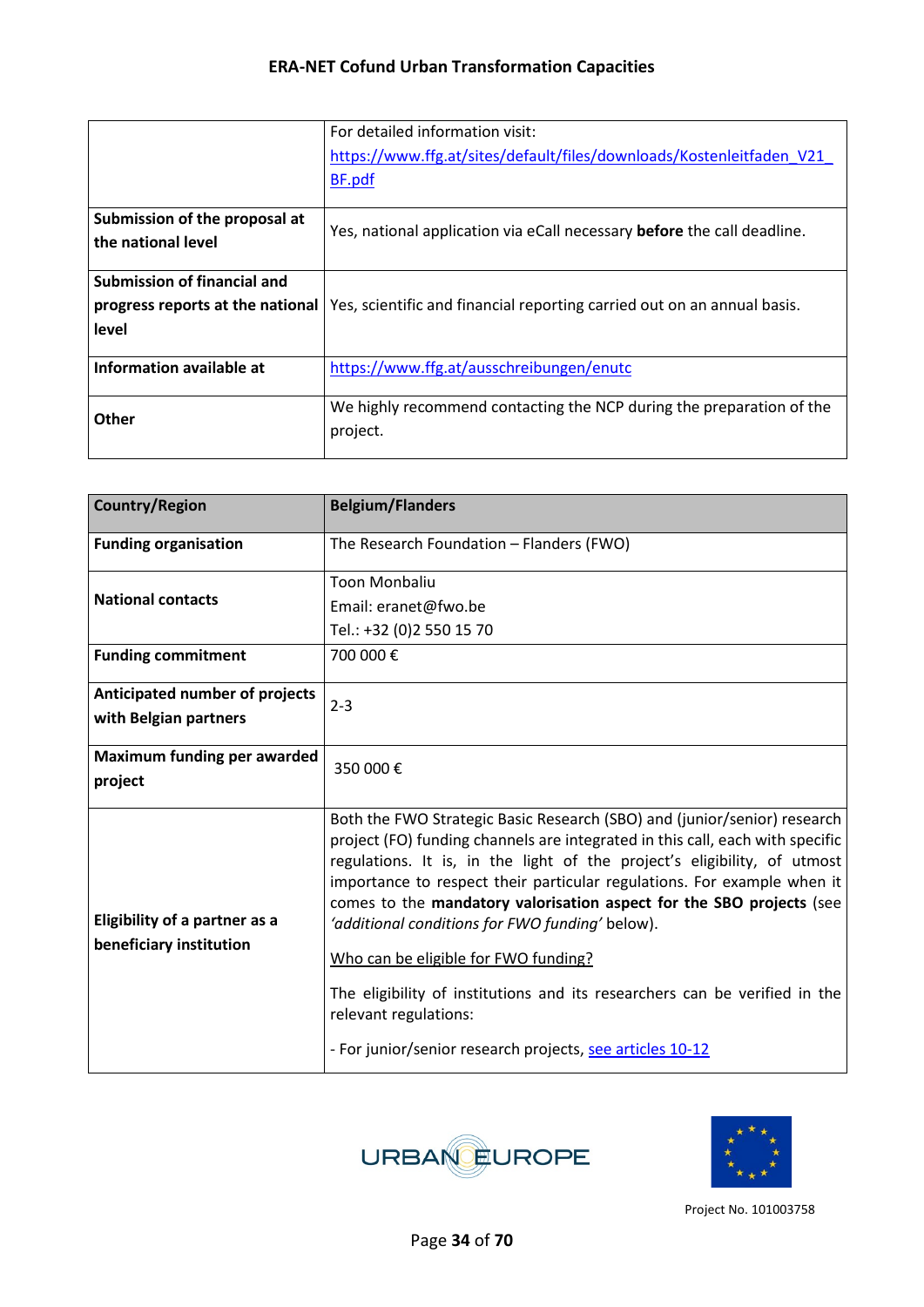|  |  |
|---|---|
|  | For detailed information visit: [https://www.ffg.at/sites/default/files/downloads/Kostenleitfaden_V21_BF.pdf](https://www.ffg.at/sites/default/files/downloads/Kostenleitfaden_V21_BF.pdf) |
| **Submission of the proposal at the national level** | Yes, national application via eCall necessary **before** the call deadline. |
| **Submission of financial and progress reports at the national level** | Yes, scientific and financial reporting carried out on an annual basis. |
| **Information available at** | [https://www.ffg.at/ausschreibungen/enutc](https://www.ffg.at/ausschreibungen/enutc) |
| **Other** | We highly recommend contacting the NCP during the preparation of the project. |

| **Country/Region** | **Belgium/Flanders** |
|---|---|
| **Funding organisation** | The Research Foundation – Flanders (FWO) |
| **National contacts** | Toon Monbaliu<br>Email: eranet@fwo.be<br>Tel.: +32 (0)2 550 15 70 |
| **Funding commitment** | 700 000 € |
| **Anticipated number of projects with Belgian partners** | 2-3 |
| **Maximum funding per awarded project** | 350 000 € |
| **Eligibility of a partner as a beneficiary institution** | Both the FWO Strategic Basic Research (SBO) and (junior/senior) research project (FO) funding channels are integrated in this call, each with specific regulations. It is, in the light of the project's eligibility, of utmost importance to respect their particular regulations. For example when it comes to the **mandatory valorisation aspect for the SBO projects** (see *'additional conditions for FWO funding'* below).<br><br>Who can be eligible for FWO funding?<br><br>The eligibility of institutions and its researchers can be verified in the relevant regulations:<br><br>- For junior/senior research projects, see articles 10-12 |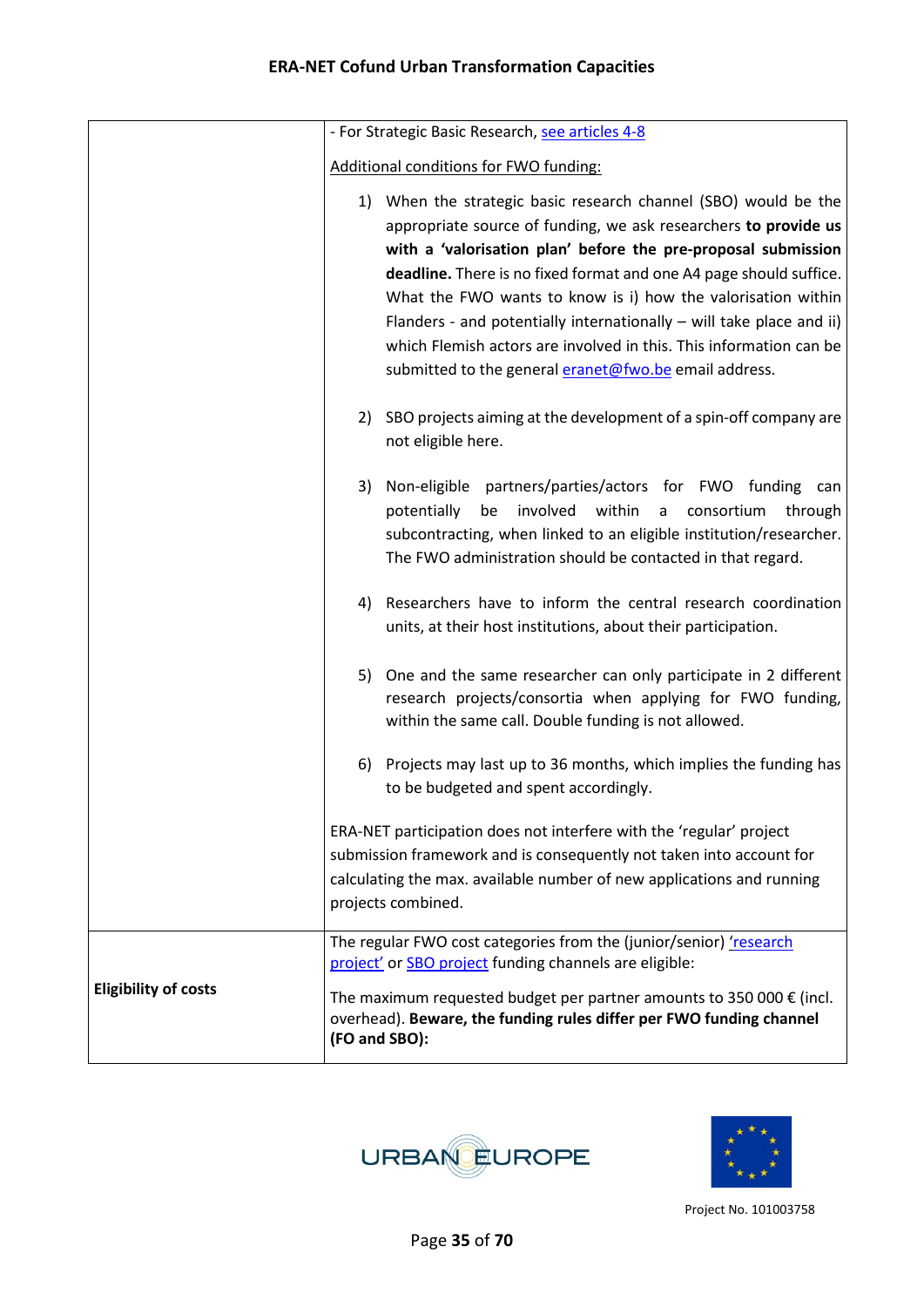| | |
|---|---|
| | - For Strategic Basic Research, see articles 4-8<br><br>Additional conditions for FWO funding:<br><br>1) When the strategic basic research channel (SBO) would be the appropriate source of funding, we ask researchers **to provide us with a 'valorisation plan' before the pre-proposal submission deadline.** There is no fixed format and one A4 page should suffice. What the FWO wants to know is i) how the valorisation within Flanders - and potentially internationally – will take place and ii) which Flemish actors are involved in this. This information can be submitted to the general eranet@fwo.be email address.<br><br>2) SBO projects aiming at the development of a spin-off company are not eligible here.<br><br>3) Non-eligible partners/parties/actors for FWO funding can potentially be involved within a consortium through subcontracting, when linked to an eligible institution/researcher. The FWO administration should be contacted in that regard.<br><br>4) Researchers have to inform the central research coordination units, at their host institutions, about their participation.<br><br>5) One and the same researcher can only participate in 2 different research projects/consortia when applying for FWO funding, within the same call. Double funding is not allowed.<br><br>6) Projects may last up to 36 months, which implies the funding has to be budgeted and spent accordingly.<br><br>ERA-NET participation does not interfere with the 'regular' project submission framework and is consequently not taken into account for calculating the max. available number of new applications and running projects combined. |
| **Eligibility of costs** | The regular FWO cost categories from the (junior/senior) 'research project' or SBO project funding channels are eligible:<br><br>The maximum requested budget per partner amounts to 350 000 € (incl. overhead). **Beware, the funding rules differ per FWO funding channel (FO and SBO):** |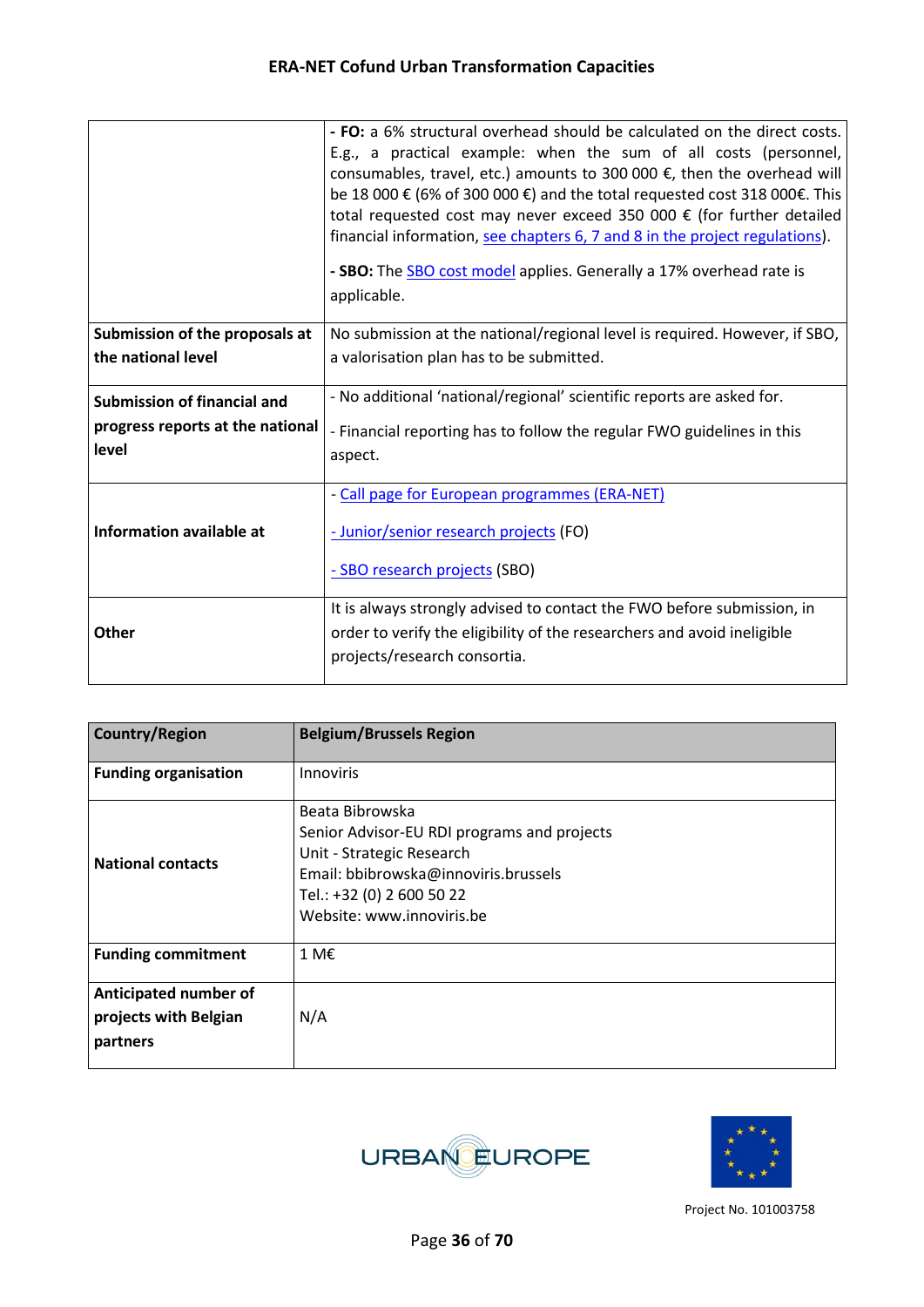| | |
|---|---|
| | **- FO:** a 6% structural overhead should be calculated on the direct costs. E.g., a practical example: when the sum of all costs (personnel, consumables, travel, etc.) amounts to 300 000 €, then the overhead will be 18 000 € (6% of 300 000 €) and the total requested cost 318 000€. This total requested cost may never exceed 350 000 € (for further detailed financial information, see chapters 6, 7 and 8 in the project regulations).<br><br>**- SBO:** The SBO cost model applies. Generally a 17% overhead rate is applicable. |
| **Submission of the proposals at the national level** | No submission at the national/regional level is required. However, if SBO, a valorisation plan has to be submitted. |
| **Submission of financial and progress reports at the national level** | - No additional 'national/regional' scientific reports are asked for.<br><br>- Financial reporting has to follow the regular FWO guidelines in this aspect. |
| **Information available at** | - Call page for European programmes (ERA-NET)<br><br>- Junior/senior research projects (FO)<br><br>- SBO research projects (SBO) |
| **Other** | It is always strongly advised to contact the FWO before submission, in order to verify the eligibility of the researchers and avoid ineligible projects/research consortia. |

| **Country/Region** | **Belgium/Brussels Region** |
|---|---|
| **Funding organisation** | Innoviris |
| **National contacts** | Beata Bibrowska<br>Senior Advisor-EU RDI programs and projects<br>Unit - Strategic Research<br>Email: bbibrowska@innoviris.brussels<br>Tel.: +32 (0) 2 600 50 22<br>Website: www.innoviris.be |
| **Funding commitment** | 1 M€ |
| **Anticipated number of projects with Belgian partners** | N/A |

Project No. 101003758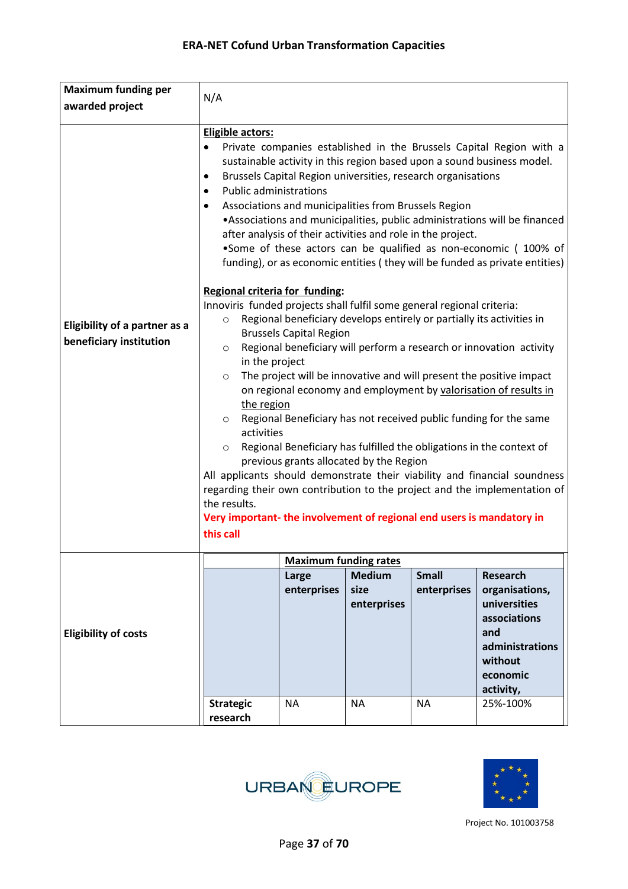| Maximum funding per awarded project | N/A |
|---|---|
| **Eligibility of a partner as a beneficiary institution** | **Eligible actors:**<br>• Private companies established in the Brussels Capital Region with a sustainable activity in this region based upon a sound business model.<br>• Brussels Capital Region universities, research organisations<br>• Public administrations<br>• Associations and municipalities from Brussels Region<br>•Associations and municipalities, public administrations will be financed after analysis of their activities and role in the project.<br>•Some of these actors can be qualified as non-economic ( 100% of funding), or as economic entities ( they will be funded as private entities)<br><br>**Regional criteria for funding:**<br>Innoviris funded projects shall fulfil some general regional criteria:<br>○ Regional beneficiary develops entirely or partially its activities in Brussels Capital Region<br>○ Regional beneficiary will perform a research or innovation activity in the project<br>○ The project will be innovative and will present the positive impact on regional economy and employment by valorisation of results in the region<br>○ Regional Beneficiary has not received public funding for the same activities<br>○ Regional Beneficiary has fulfilled the obligations in the context of previous grants allocated by the Region<br>All applicants should demonstrate their viability and financial soundness regarding their own contribution to the project and the implementation of the results.<br>**Very important- the involvement of regional end users is mandatory in this call** |
| **Eligibility of costs** | See table below |

| | **Maximum funding rates** | | | |
|---|---|---|---|---|
| | **Large enterprises** | **Medium size enterprises** | **Small enterprises** | **Research organisations, universities associations and administrations without economic activity,** |
| **Strategic research** | NA | NA | NA | 25%-100% |

URBAN EUROPE

Project No. 101003758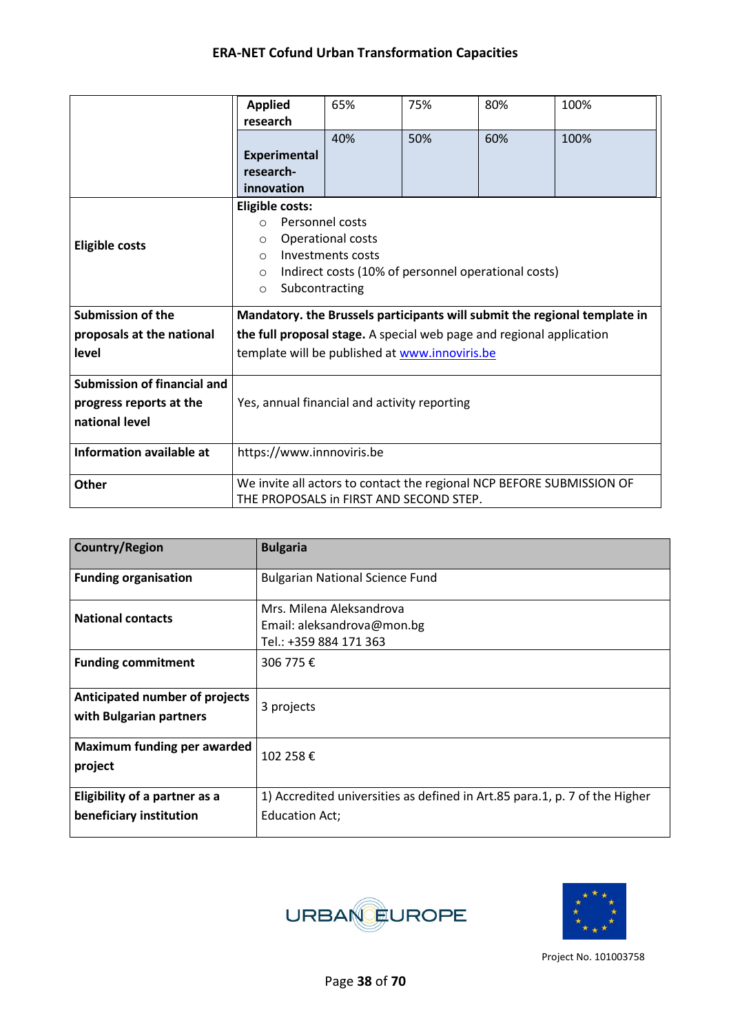|  | Applied research | 65% | 75% | 80% | 100% |
|---|---|---|---|---|---|
|  | Experimental research-innovation | 40% | 50% | 60% | 100% |
| **Eligible costs** | **Eligible costs:**<br>○ Personnel costs<br>○ Operational costs<br>○ Investments costs<br>○ Indirect costs (10% of personnel operational costs)<br>○ Subcontracting | | | | |
| **Submission of the proposals at the national level** | **Mandatory. the Brussels participants will submit the regional template in the full proposal stage.** A special web page and regional application template will be published at www.innoviris.be | | | | |
| **Submission of financial and progress reports at the national level** | Yes, annual financial and activity reporting | | | | |
| **Information available at** | https://www.innnoviris.be | | | | |
| **Other** | We invite all actors to contact the regional NCP BEFORE SUBMISSION OF THE PROPOSALS in FIRST AND SECOND STEP. | | | | |

| **Country/Region** | **Bulgaria** |
|---|---|
| **Funding organisation** | Bulgarian National Science Fund |
| **National contacts** | Mrs. Milena Aleksandrova<br>Email: aleksandrova@mon.bg<br>Tel.: +359 884 171 363 |
| **Funding commitment** | 306 775 € |
| **Anticipated number of projects with Bulgarian partners** | 3 projects |
| **Maximum funding per awarded project** | 102 258 € |
| **Eligibility of a partner as a beneficiary institution** | 1) Accredited universities as defined in Art.85 para.1, p. 7 of the Higher Education Act; |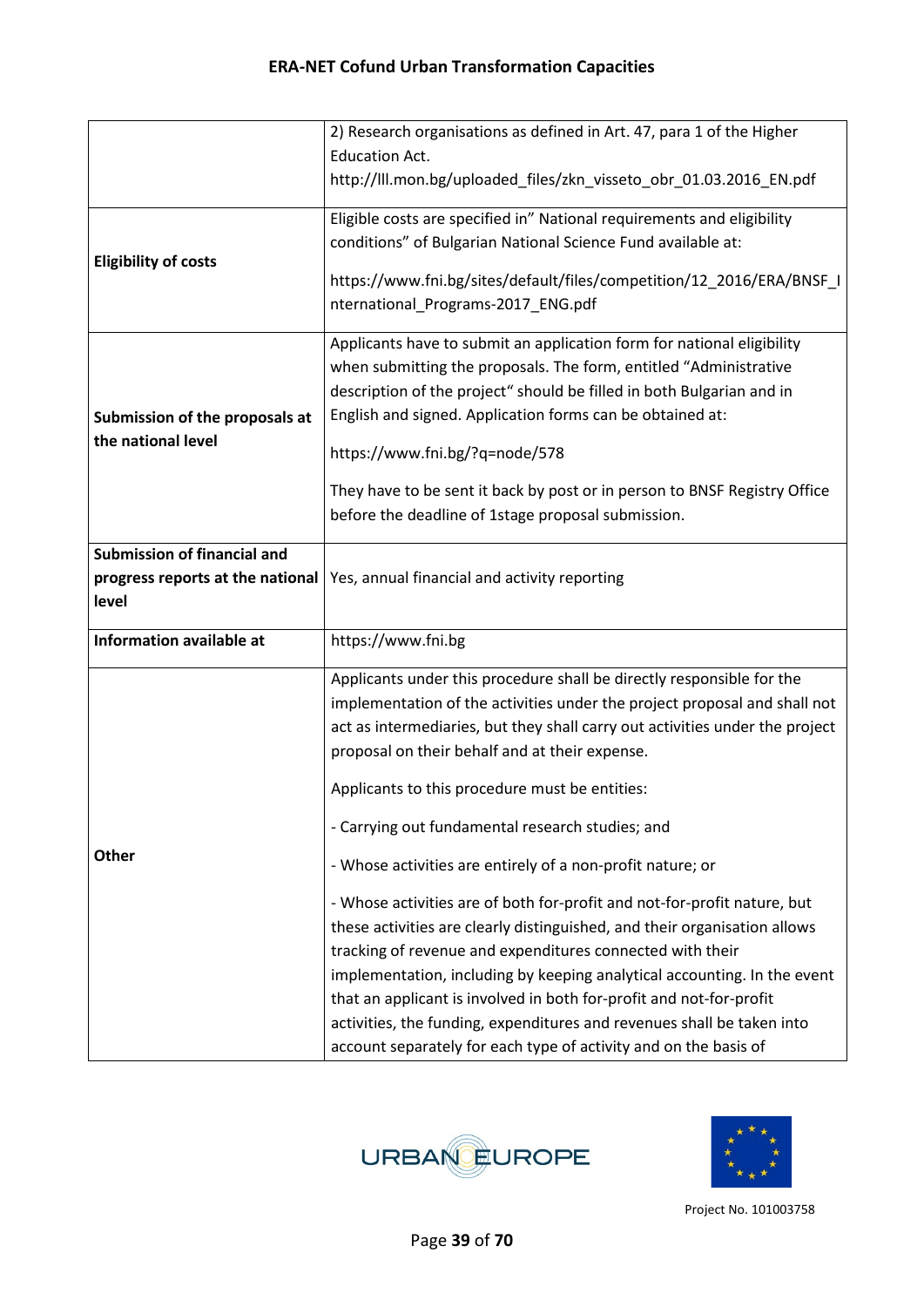| | |
|---|---|
| | 2) Research organisations as defined in Art. 47, para 1 of the Higher Education Act. http://lll.mon.bg/uploaded_files/zkn_visseto_obr_01.03.2016_EN.pdf |
| **Eligibility of costs** | Eligible costs are specified in" National requirements and eligibility conditions" of Bulgarian National Science Fund available at: <br><br> https://www.fni.bg/sites/default/files/competition/12_2016/ERA/BNSF_International_Programs-2017_ENG.pdf |
| **Submission of the proposals at the national level** | Applicants have to submit an application form for national eligibility when submitting the proposals. The form, entitled "Administrative description of the project" should be filled in both Bulgarian and in English and signed. Application forms can be obtained at: <br><br> https://www.fni.bg/?q=node/578 <br><br> They have to be sent it back by post or in person to BNSF Registry Office before the deadline of 1stage proposal submission. |
| **Submission of financial and progress reports at the national level** | Yes, annual financial and activity reporting |
| **Information available at** | https://www.fni.bg |
| **Other** | Applicants under this procedure shall be directly responsible for the implementation of the activities under the project proposal and shall not act as intermediaries, but they shall carry out activities under the project proposal on their behalf and at their expense. <br><br> Applicants to this procedure must be entities: <br><br> - Carrying out fundamental research studies; and <br><br> - Whose activities are entirely of a non-profit nature; or <br><br> - Whose activities are of both for-profit and not-for-profit nature, but these activities are clearly distinguished, and their organisation allows tracking of revenue and expenditures connected with their implementation, including by keeping analytical accounting. In the event that an applicant is involved in both for-profit and not-for-profit activities, the funding, expenditures and revenues shall be taken into account separately for each type of activity and on the basis of |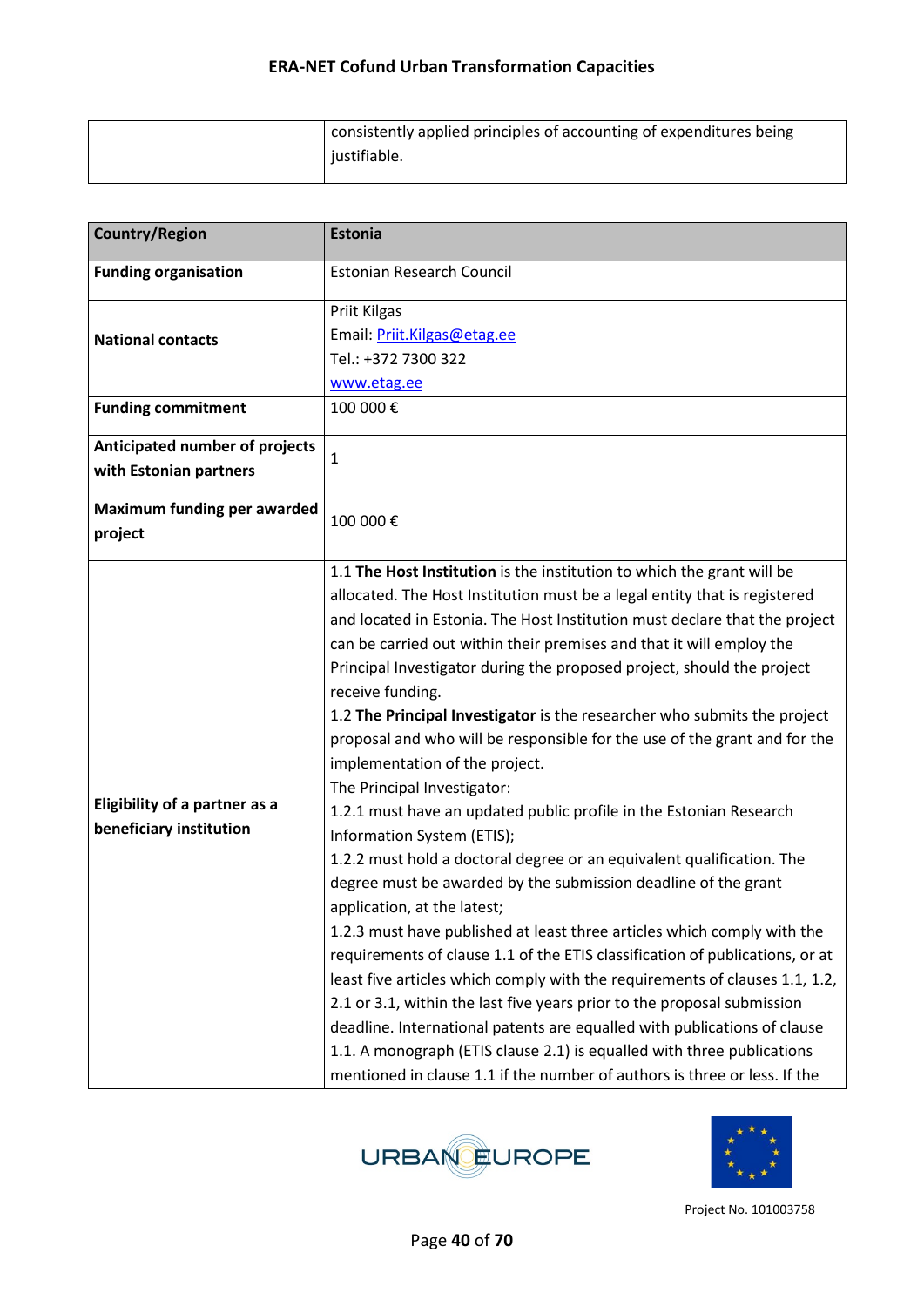| | |
|---|---|
| | consistently applied principles of accounting of expenditures being justifiable. |

| **Country/Region** | **Estonia** |
|---|---|
| **Funding organisation** | Estonian Research Council |
| **National contacts** | Priit Kilgas<br>Email: Priit.Kilgas@etag.ee<br>Tel.: +372 7300 322<br>www.etag.ee |
| **Funding commitment** | 100 000 € |
| **Anticipated number of projects with Estonian partners** | 1 |
| **Maximum funding per awarded project** | 100 000 € |
| **Eligibility of a partner as a beneficiary institution** | 1.1 **The Host Institution** is the institution to which the grant will be allocated. The Host Institution must be a legal entity that is registered and located in Estonia. The Host Institution must declare that the project can be carried out within their premises and that it will employ the Principal Investigator during the proposed project, should the project receive funding.<br>1.2 **The Principal Investigator** is the researcher who submits the project proposal and who will be responsible for the use of the grant and for the implementation of the project.<br>The Principal Investigator:<br>1.2.1 must have an updated public profile in the Estonian Research Information System (ETIS);<br>1.2.2 must hold a doctoral degree or an equivalent qualification. The degree must be awarded by the submission deadline of the grant application, at the latest;<br>1.2.3 must have published at least three articles which comply with the requirements of clause 1.1 of the ETIS classification of publications, or at least five articles which comply with the requirements of clauses 1.1, 1.2, 2.1 or 3.1, within the last five years prior to the proposal submission deadline. International patents are equalled with publications of clause 1.1. A monograph (ETIS clause 2.1) is equalled with three publications mentioned in clause 1.1 if the number of authors is three or less. If the |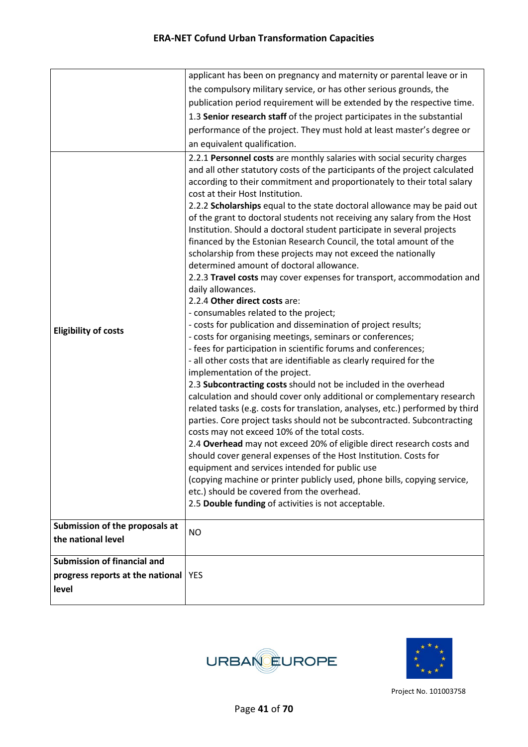| | |
|---|---|
| | applicant has been on pregnancy and maternity or parental leave or in the compulsory military service, or has other serious grounds, the publication period requirement will be extended by the respective time.<br>1.3 **Senior research staff** of the project participates in the substantial performance of the project. They must hold at least master's degree or an equivalent qualification. |
| **Eligibility of costs** | 2.2.1 **Personnel costs** are monthly salaries with social security charges and all other statutory costs of the participants of the project calculated according to their commitment and proportionately to their total salary cost at their Host Institution.<br>2.2.2 **Scholarships** equal to the state doctoral allowance may be paid out of the grant to doctoral students not receiving any salary from the Host Institution. Should a doctoral student participate in several projects financed by the Estonian Research Council, the total amount of the scholarship from these projects may not exceed the nationally determined amount of doctoral allowance.<br>2.2.3 **Travel costs** may cover expenses for transport, accommodation and daily allowances.<br>2.2.4 **Other direct costs** are:<br>- consumables related to the project;<br>- costs for publication and dissemination of project results;<br>- costs for organising meetings, seminars or conferences;<br>- fees for participation in scientific forums and conferences;<br>- all other costs that are identifiable as clearly required for the implementation of the project.<br>2.3 **Subcontracting costs** should not be included in the overhead calculation and should cover only additional or complementary research related tasks (e.g. costs for translation, analyses, etc.) performed by third parties. Core project tasks should not be subcontracted. Subcontracting costs may not exceed 10% of the total costs.<br>2.4 **Overhead** may not exceed 20% of eligible direct research costs and should cover general expenses of the Host Institution. Costs for equipment and services intended for public use (copying machine or printer publicly used, phone bills, copying service, etc.) should be covered from the overhead.<br>2.5 **Double funding** of activities is not acceptable. |
| **Submission of the proposals at the national level** | NO |
| **Submission of financial and progress reports at the national level** | YES |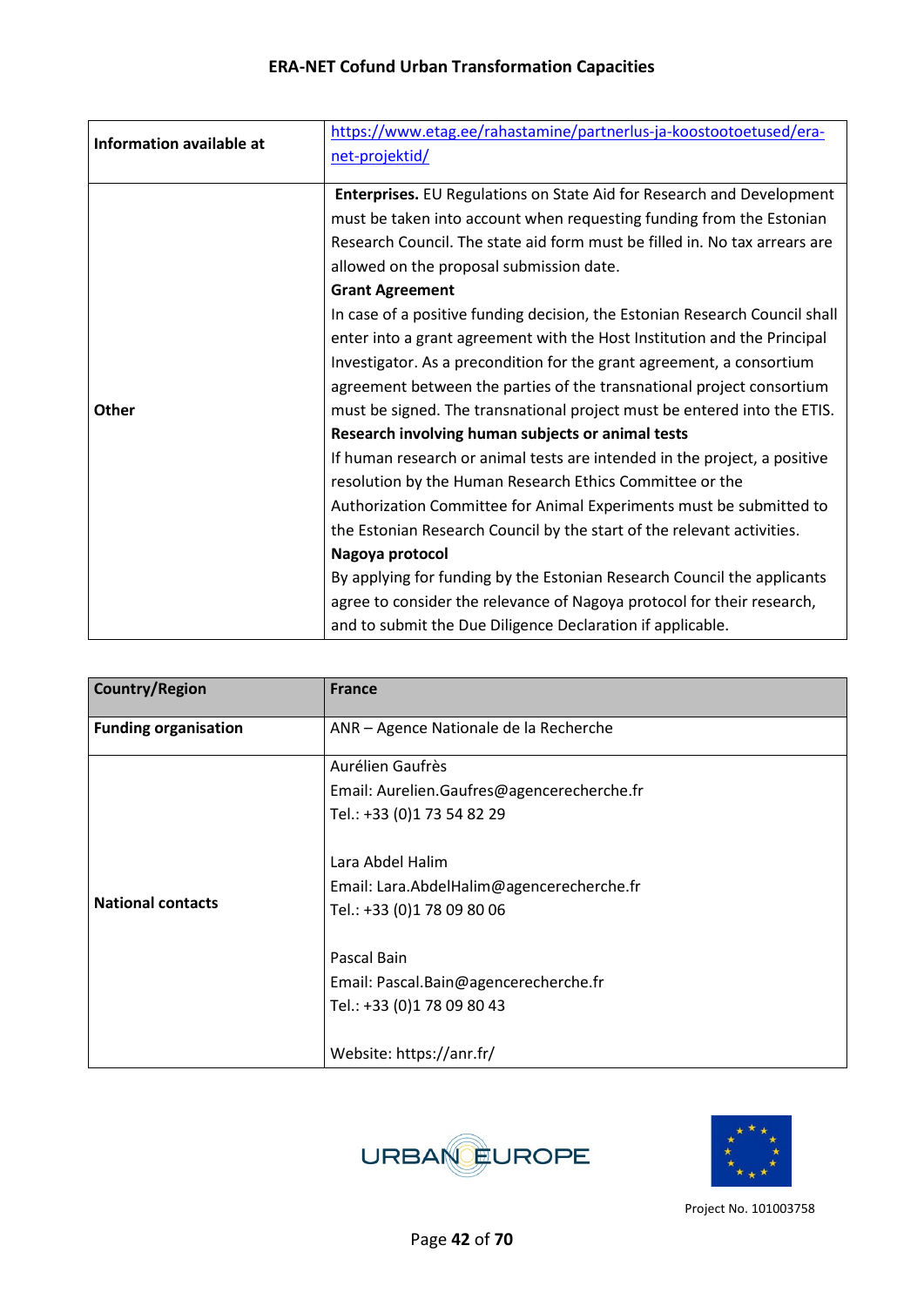| Information available at | https://www.etag.ee/rahastamine/partnerlus-ja-koostootoetused/era-net-projektid/ |
|---|---|
| Other | **Enterprises.** EU Regulations on State Aid for Research and Development must be taken into account when requesting funding from the Estonian Research Council. The state aid form must be filled in. No tax arrears are allowed on the proposal submission date.<br>**Grant Agreement**<br>In case of a positive funding decision, the Estonian Research Council shall enter into a grant agreement with the Host Institution and the Principal Investigator. As a precondition for the grant agreement, a consortium agreement between the parties of the transnational project consortium must be signed. The transnational project must be entered into the ETIS.<br>**Research involving human subjects or animal tests**<br>If human research or animal tests are intended in the project, a positive resolution by the Human Research Ethics Committee or the Authorization Committee for Animal Experiments must be submitted to the Estonian Research Council by the start of the relevant activities.<br>**Nagoya protocol**<br>By applying for funding by the Estonian Research Council the applicants agree to consider the relevance of Nagoya protocol for their research, and to submit the Due Diligence Declaration if applicable. |

| Country/Region | France |
|---|---|
| **Funding organisation** | ANR – Agence Nationale de la Recherche |
| **National contacts** | Aurélien Gaufrès<br>Email: Aurelien.Gaufres@agencerecherche.fr<br>Tel.: +33 (0)1 73 54 82 29<br><br>Lara Abdel Halim<br>Email: Lara.AbdelHalim@agencerecherche.fr<br>Tel.: +33 (0)1 78 09 80 06<br><br>Pascal Bain<br>Email: Pascal.Bain@agencerecherche.fr<br>Tel.: +33 (0)1 78 09 80 43<br><br>Website: https://anr.fr/ |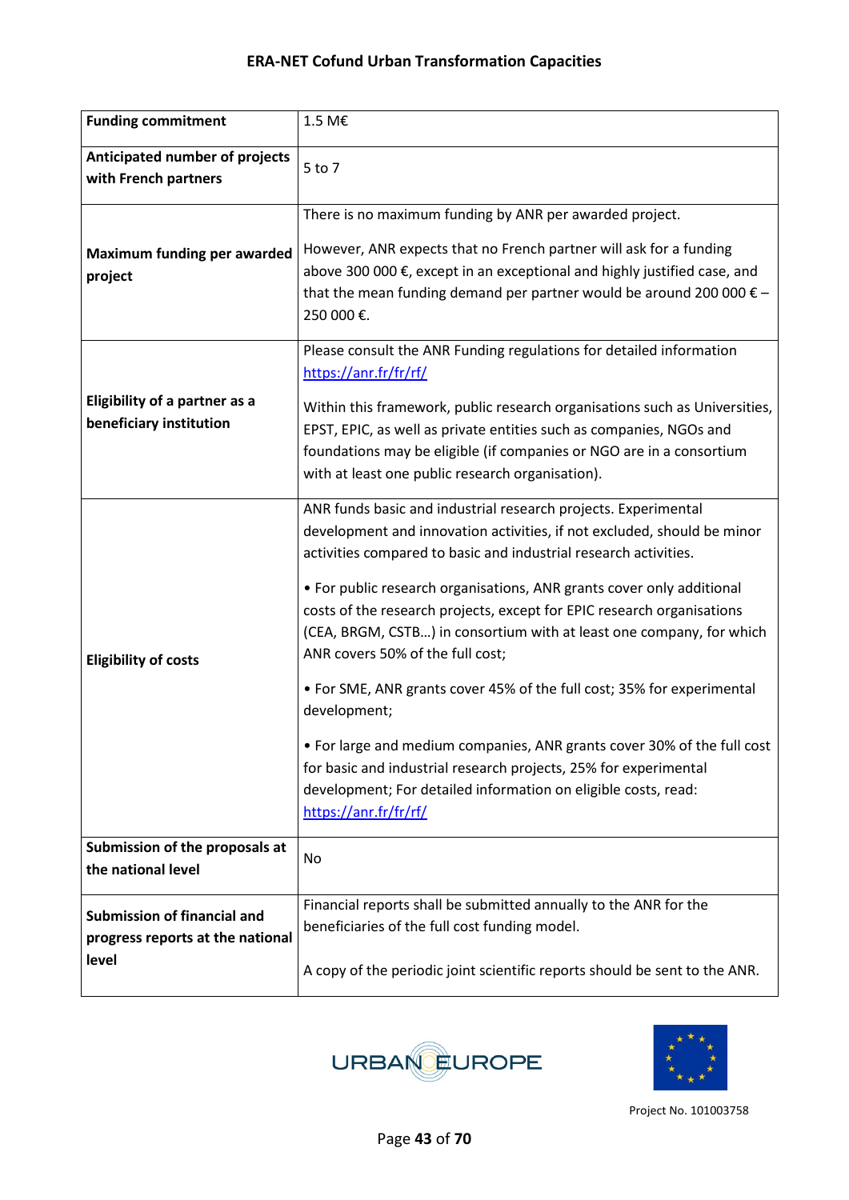| | |
|---|---|
| **Funding commitment** | 1.5 M€ |
| **Anticipated number of projects with French partners** | 5 to 7 |
| **Maximum funding per awarded project** | There is no maximum funding by ANR per awarded project.<br><br>However, ANR expects that no French partner will ask for a funding above 300 000 €, except in an exceptional and highly justified case, and that the mean funding demand per partner would be around 200 000 € – 250 000 €. |
| **Eligibility of a partner as a beneficiary institution** | Please consult the ANR Funding regulations for detailed information [https://anr.fr/fr/rf/](https://anr.fr/fr/rf/)<br><br>Within this framework, public research organisations such as Universities, EPST, EPIC, as well as private entities such as companies, NGOs and foundations may be eligible (if companies or NGO are in a consortium with at least one public research organisation). |
| **Eligibility of costs** | ANR funds basic and industrial research projects. Experimental development and innovation activities, if not excluded, should be minor activities compared to basic and industrial research activities.<br><br>• For public research organisations, ANR grants cover only additional costs of the research projects, except for EPIC research organisations (CEA, BRGM, CSTB…) in consortium with at least one company, for which ANR covers 50% of the full cost;<br><br>• For SME, ANR grants cover 45% of the full cost; 35% for experimental development;<br><br>• For large and medium companies, ANR grants cover 30% of the full cost for basic and industrial research projects, 25% for experimental development; For detailed information on eligible costs, read: [https://anr.fr/fr/rf/](https://anr.fr/fr/rf/) |
| **Submission of the proposals at the national level** | No |
| **Submission of financial and progress reports at the national level** | Financial reports shall be submitted annually to the ANR for the beneficiaries of the full cost funding model.<br><br>A copy of the periodic joint scientific reports should be sent to the ANR. |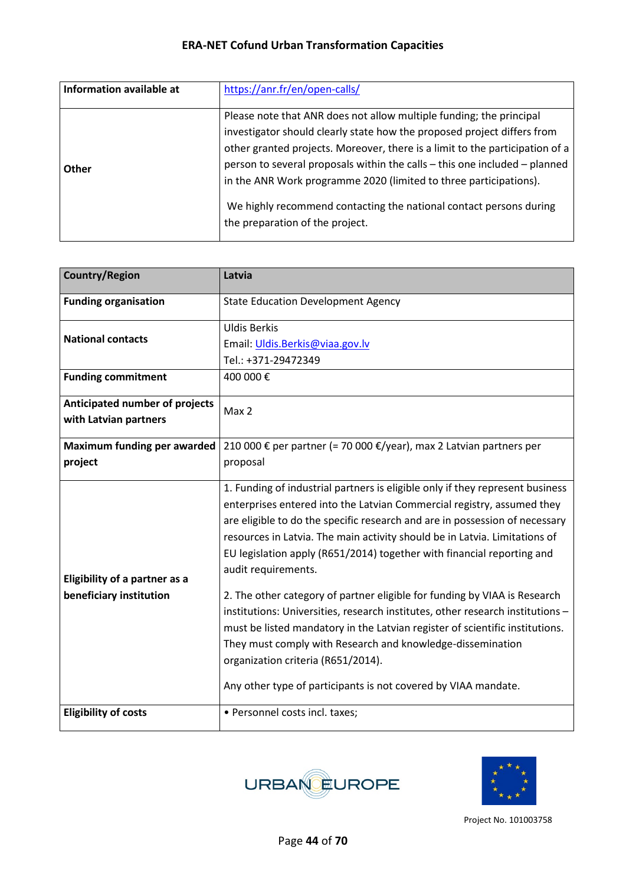| Information available at | https://anr.fr/en/open-calls/ |
|---|---|
| Other | Please note that ANR does not allow multiple funding; the principal investigator should clearly state how the proposed project differs from other granted projects. Moreover, there is a limit to the participation of a person to several proposals within the calls – this one included – planned in the ANR Work programme 2020 (limited to three participations).<br><br>We highly recommend contacting the national contact persons during the preparation of the project. |

| Country/Region | Latvia |
|---|---|
| Funding organisation | State Education Development Agency |
| National contacts | Uldis Berkis<br>Email: Uldis.Berkis@viaa.gov.lv<br>Tel.: +371-29472349 |
| Funding commitment | 400 000 € |
| Anticipated number of projects with Latvian partners | Max 2 |
| Maximum funding per awarded project | 210 000 € per partner (= 70 000 €/year), max 2 Latvian partners per proposal |
| Eligibility of a partner as a beneficiary institution | 1. Funding of industrial partners is eligible only if they represent business enterprises entered into the Latvian Commercial registry, assumed they are eligible to do the specific research and are in possession of necessary resources in Latvia. The main activity should be in Latvia. Limitations of EU legislation apply (R651/2014) together with financial reporting and audit requirements.<br><br>2. The other category of partner eligible for funding by VIAA is Research institutions: Universities, research institutes, other research institutions – must be listed mandatory in the Latvian register of scientific institutions. They must comply with Research and knowledge-dissemination organization criteria (R651/2014).<br><br>Any other type of participants is not covered by VIAA mandate. |
| Eligibility of costs | • Personnel costs incl. taxes; |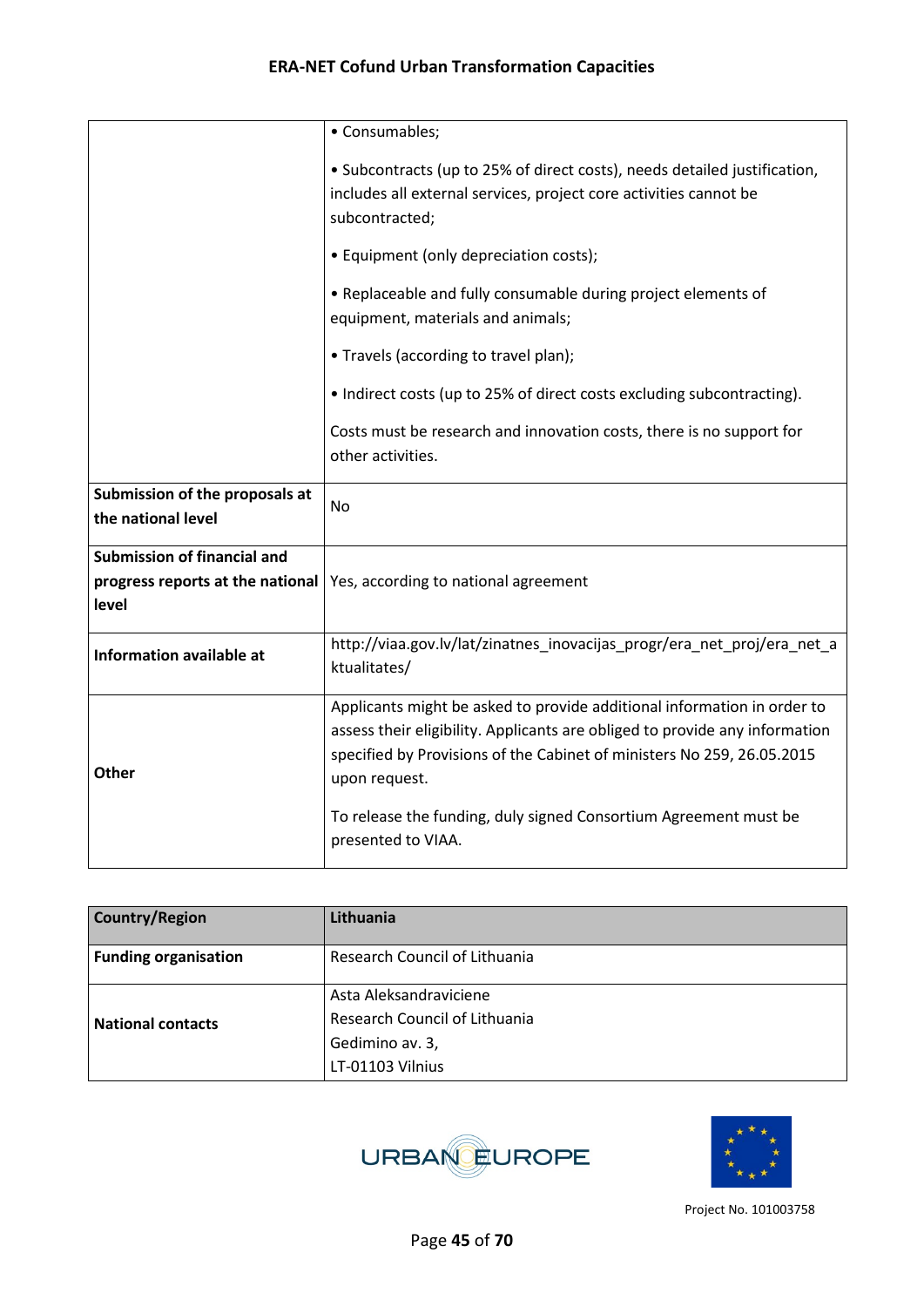| | |
|---|---|
| | • Consumables;<br><br>• Subcontracts (up to 25% of direct costs), needs detailed justification, includes all external services, project core activities cannot be subcontracted;<br><br>• Equipment (only depreciation costs);<br><br>• Replaceable and fully consumable during project elements of equipment, materials and animals;<br><br>• Travels (according to travel plan);<br><br>• Indirect costs (up to 25% of direct costs excluding subcontracting).<br><br>Costs must be research and innovation costs, there is no support for other activities. |
| **Submission of the proposals at the national level** | No |
| **Submission of financial and progress reports at the national level** | Yes, according to national agreement |
| **Information available at** | http://viaa.gov.lv/lat/zinatnes_inovacijas_progr/era_net_proj/era_net_aktualitates/ |
| **Other** | Applicants might be asked to provide additional information in order to assess their eligibility. Applicants are obliged to provide any information specified by Provisions of the Cabinet of ministers No 259, 26.05.2015 upon request.<br><br>To release the funding, duly signed Consortium Agreement must be presented to VIAA. |

| **Country/Region** | **Lithuania** |
|---|---|
| **Funding organisation** | Research Council of Lithuania |
| **National contacts** | Asta Aleksandraviciene<br>Research Council of Lithuania<br>Gedimino av. 3,<br>LT-01103 Vilnius |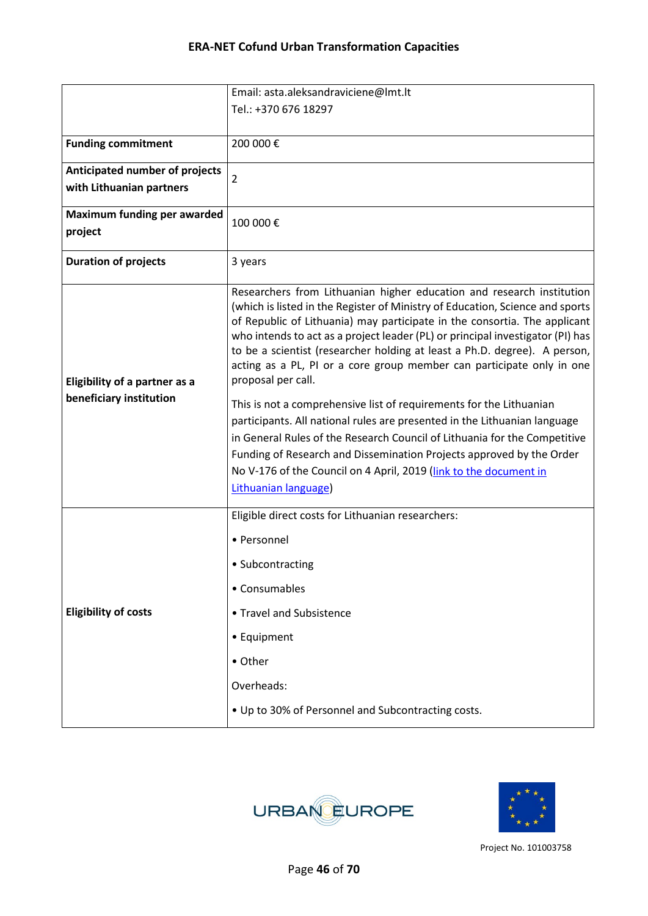| | |
|---|---|
| | Email: asta.aleksandraviciene@lmt.lt<br>Tel.: +370 676 18297 |
| **Funding commitment** | 200 000 € |
| **Anticipated number of projects with Lithuanian partners** | 2 |
| **Maximum funding per awarded project** | 100 000 € |
| **Duration of projects** | 3 years |
| **Eligibility of a partner as a beneficiary institution** | Researchers from Lithuanian higher education and research institution (which is listed in the Register of Ministry of Education, Science and sports of Republic of Lithuania) may participate in the consortia. The applicant who intends to act as a project leader (PL) or principal investigator (PI) has to be a scientist (researcher holding at least a Ph.D. degree). A person, acting as a PL, PI or a core group member can participate only in one proposal per call.<br><br>This is not a comprehensive list of requirements for the Lithuanian participants. All national rules are presented in the Lithuanian language in General Rules of the Research Council of Lithuania for the Competitive Funding of Research and Dissemination Projects approved by the Order No V-176 of the Council on 4 April, 2019 (link to the document in Lithuanian language) |
| **Eligibility of costs** | Eligible direct costs for Lithuanian researchers:<br>• Personnel<br>• Subcontracting<br>• Consumables<br>• Travel and Subsistence<br>• Equipment<br>• Other<br>Overheads:<br>• Up to 30% of Personnel and Subcontracting costs. |

Project No. 101003758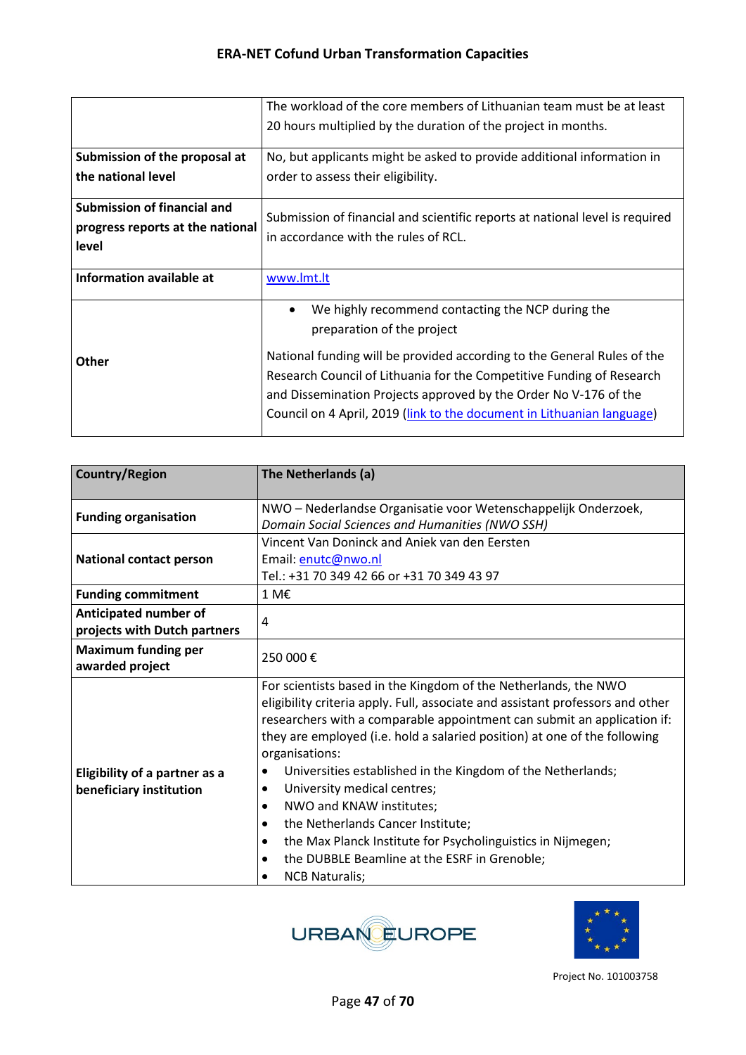| | |
|---|---|
| | The workload of the core members of Lithuanian team must be at least 20 hours multiplied by the duration of the project in months. |
| **Submission of the proposal at the national level** | No, but applicants might be asked to provide additional information in order to assess their eligibility. |
| **Submission of financial and progress reports at the national level** | Submission of financial and scientific reports at national level is required in accordance with the rules of RCL. |
| **Information available at** | [www.lmt.lt](www.lmt.lt) |
| **Other** | • We highly recommend contacting the NCP during the preparation of the project<br><br>National funding will be provided according to the General Rules of the Research Council of Lithuania for the Competitive Funding of Research and Dissemination Projects approved by the Order No V-176 of the Council on 4 April, 2019 (link to the document in Lithuanian language) |

| **Country/Region** | **The Netherlands (a)** |
|---|---|
| **Funding organisation** | NWO – Nederlandse Organisatie voor Wetenschappelijk Onderzoek, *Domain Social Sciences and Humanities (NWO SSH)* |
| **National contact person** | Vincent Van Doninck and Aniek van den Eersten<br>Email: enutc@nwo.nl<br>Tel.: +31 70 349 42 66 or +31 70 349 43 97 |
| **Funding commitment** | 1 M€ |
| **Anticipated number of projects with Dutch partners** | 4 |
| **Maximum funding per awarded project** | 250 000 € |
| **Eligibility of a partner as a beneficiary institution** | For scientists based in the Kingdom of the Netherlands, the NWO eligibility criteria apply. Full, associate and assistant professors and other researchers with a comparable appointment can submit an application if: they are employed (i.e. hold a salaried position) at one of the following organisations:<br>• Universities established in the Kingdom of the Netherlands;<br>• University medical centres;<br>• NWO and KNAW institutes;<br>• the Netherlands Cancer Institute;<br>• the Max Planck Institute for Psycholinguistics in Nijmegen;<br>• the DUBBLE Beamline at the ESRF in Grenoble;<br>• NCB Naturalis; |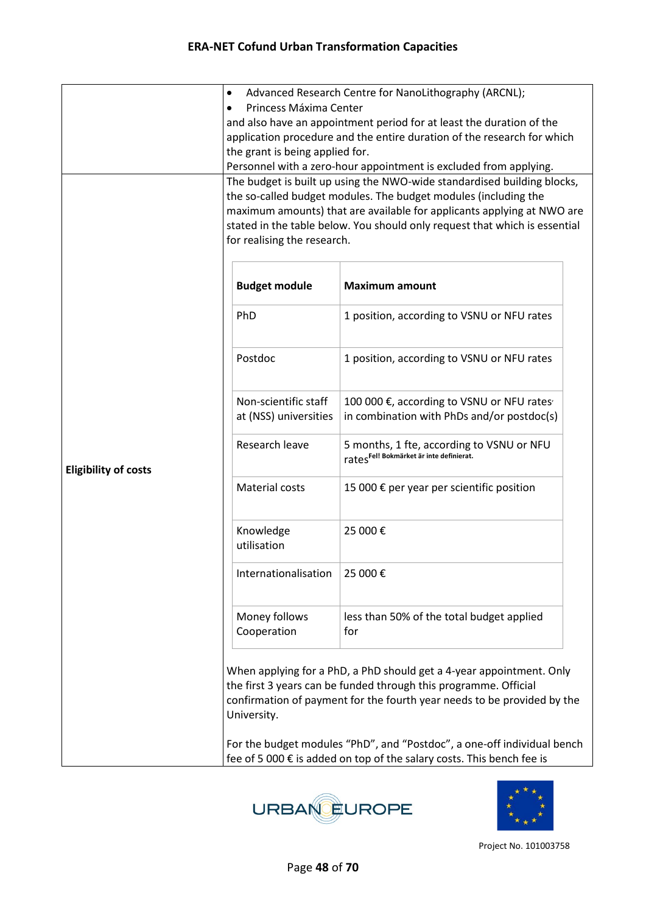| | |
|---|---|
| | • Advanced Research Centre for NanoLithography (ARCNL);<br>• Princess Máxima Center<br>and also have an appointment period for at least the duration of the application procedure and the entire duration of the research for which the grant is being applied for.<br>Personnel with a zero-hour appointment is excluded from applying. |
| **Eligibility of costs** | The budget is built up using the NWO-wide standardised building blocks, the so-called budget modules. The budget modules (including the maximum amounts) that are available for applicants applying at NWO are stated in the table below. You should only request that which is essential for realising the research. |

| **Budget module** | **Maximum amount** |
|---|---|
| PhD | 1 position, according to VSNU or NFU rates |
| Postdoc | 1 position, according to VSNU or NFU rates |
| Non-scientific staff at (NSS) universities | 100 000 €, according to VSNU or NFU rates· in combination with PhDs and/or postdoc(s) |
| Research leave | 5 months, 1 fte, according to VSNU or NFU rates[Fel! Bokmärket är inte definierat.] |
| Material costs | 15 000 € per year per scientific position |
| Knowledge utilisation | 25 000 € |
| Internationalisation | 25 000 € |
| Money follows Cooperation | less than 50% of the total budget applied for |

When applying for a PhD, a PhD should get a 4-year appointment. Only the first 3 years can be funded through this programme. Official confirmation of payment for the fourth year needs to be provided by the University.

For the budget modules "PhD", and "Postdoc", a one-off individual bench fee of 5 000 € is added on top of the salary costs. This bench fee is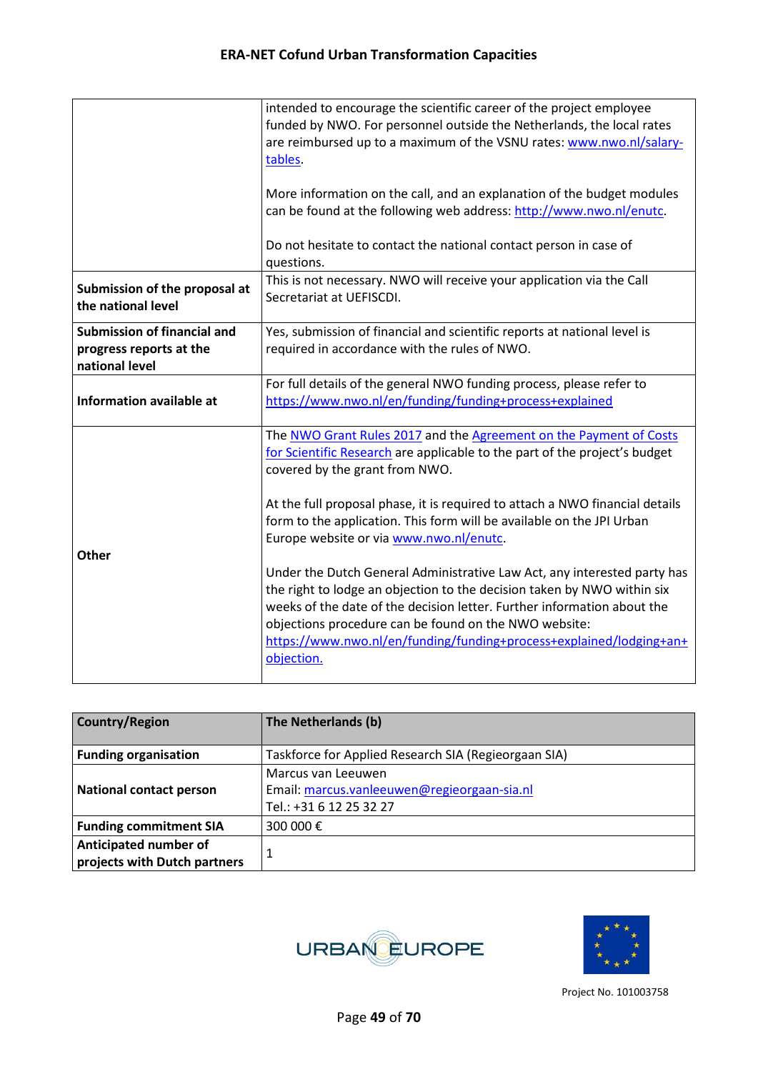| | |
|---|---|
| | intended to encourage the scientific career of the project employee funded by NWO. For personnel outside the Netherlands, the local rates are reimbursed up to a maximum of the VSNU rates: www.nwo.nl/salary-tables.<br><br>More information on the call, and an explanation of the budget modules can be found at the following web address: http://www.nwo.nl/enutc.<br><br>Do not hesitate to contact the national contact person in case of questions. |
| **Submission of the proposal at the national level** | This is not necessary. NWO will receive your application via the Call Secretariat at UEFISCDI. |
| **Submission of financial and progress reports at the national level** | Yes, submission of financial and scientific reports at national level is required in accordance with the rules of NWO. |
| **Information available at** | For full details of the general NWO funding process, please refer to https://www.nwo.nl/en/funding/funding+process+explained |
| **Other** | The NWO Grant Rules 2017 and the Agreement on the Payment of Costs for Scientific Research are applicable to the part of the project's budget covered by the grant from NWO.<br><br>At the full proposal phase, it is required to attach a NWO financial details form to the application. This form will be available on the JPI Urban Europe website or via www.nwo.nl/enutc.<br><br>Under the Dutch General Administrative Law Act, any interested party has the right to lodge an objection to the decision taken by NWO within six weeks of the date of the decision letter. Further information about the objections procedure can be found on the NWO website: https://www.nwo.nl/en/funding/funding+process+explained/lodging+an+objection. |

| **Country/Region** | **The Netherlands (b)** |
|---|---|
| **Funding organisation** | Taskforce for Applied Research SIA (Regieorgaan SIA) |
| **National contact person** | Marcus van Leeuwen<br>Email: marcus.vanleeuwen@regieorgaan-sia.nl<br>Tel.: +31 6 12 25 32 27 |
| **Funding commitment SIA** | 300 000 € |
| **Anticipated number of projects with Dutch partners** | 1 |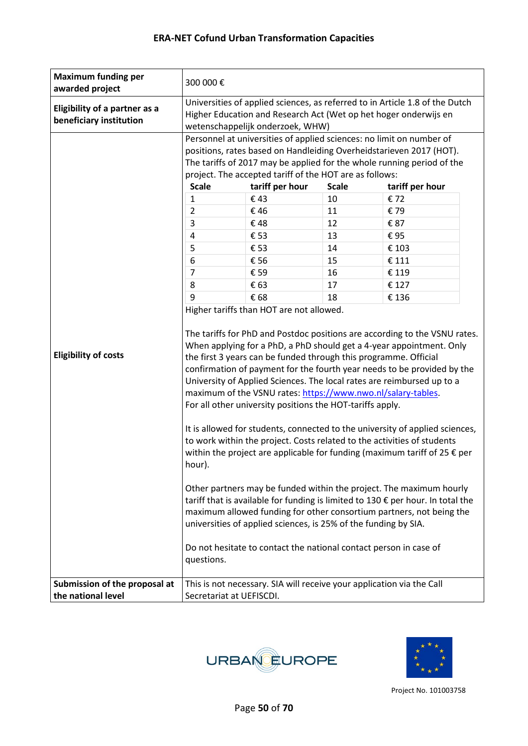| | |
|---|---|
| **Maximum funding per awarded project** | 300 000 € |
| **Eligibility of a partner as a beneficiary institution** | Universities of applied sciences, as referred to in Article 1.8 of the Dutch Higher Education and Research Act (Wet op het hoger onderwijs en wetenschappelijk onderzoek, WHW) |
| **Eligibility of costs** | Personnel at universities of applied sciences: no limit on number of positions, rates based on Handleiding Overheidstarieven 2017 (HOT). The tariffs of 2017 may be applied for the whole running period of the project. The accepted tariff of the HOT are as follows: (see table below) Higher tariffs than HOT are not allowed. <br><br> The tariffs for PhD and Postdoc positions are according to the VSNU rates. When applying for a PhD, a PhD should get a 4-year appointment. Only the first 3 years can be funded through this programme. Official confirmation of payment for the fourth year needs to be provided by the University of Applied Sciences. The local rates are reimbursed up to a maximum of the VSNU rates: https://www.nwo.nl/salary-tables. For all other university positions the HOT-tariffs apply. <br><br> It is allowed for students, connected to the university of applied sciences, to work within the project. Costs related to the activities of students within the project are applicable for funding (maximum tariff of 25 € per hour). <br><br> Other partners may be funded within the project. The maximum hourly tariff that is available for funding is limited to 130 € per hour. In total the maximum allowed funding for other consortium partners, not being the universities of applied sciences, is 25% of the funding by SIA. <br><br> Do not hesitate to contact the national contact person in case of questions. |
| **Submission of the proposal at the national level** | This is not necessary. SIA will receive your application via the Call Secretariat at UEFISCDI. |

| Scale | tariff per hour | Scale | tariff per hour |
|---|---|---|---|
| 1 | € 43 | 10 | € 72 |
| 2 | € 46 | 11 | € 79 |
| 3 | € 48 | 12 | € 87 |
| 4 | € 53 | 13 | € 95 |
| 5 | € 53 | 14 | € 103 |
| 6 | € 56 | 15 | € 111 |
| 7 | € 59 | 16 | € 119 |
| 8 | € 63 | 17 | € 127 |
| 9 | € 68 | 18 | € 136 |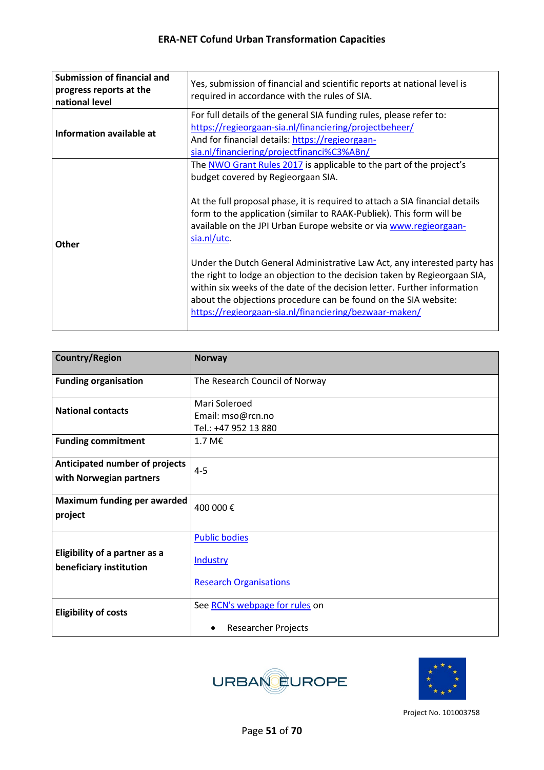| Submission of financial and progress reports at the national level | Yes, submission of financial and scientific reports at national level is required in accordance with the rules of SIA. |
|---|---|
| **Information available at** | For full details of the general SIA funding rules, please refer to: [https://regieorgaan-sia.nl/financiering/projectbeheer/](https://regieorgaan-sia.nl/financiering/projectbeheer/)<br>And for financial details: [https://regieorgaan-sia.nl/financiering/projectfinanci%C3%ABn/](https://regieorgaan-sia.nl/financiering/projectfinanci%C3%ABn/) |
| **Other** | The NWO Grant Rules 2017 is applicable to the part of the project's budget covered by Regieorgaan SIA.<br><br>At the full proposal phase, it is required to attach a SIA financial details form to the application (similar to RAAK-Publiek). This form will be available on the JPI Urban Europe website or via [www.regieorgaan-sia.nl/utc](www.regieorgaan-sia.nl/utc).<br><br>Under the Dutch General Administrative Law Act, any interested party has the right to lodge an objection to the decision taken by Regieorgaan SIA, within six weeks of the date of the decision letter. Further information about the objections procedure can be found on the SIA website: [https://regieorgaan-sia.nl/financiering/bezwaar-maken/](https://regieorgaan-sia.nl/financiering/bezwaar-maken/) |

| Country/Region | Norway |
|---|---|
| **Funding organisation** | The Research Council of Norway |
| **National contacts** | Mari Soleroed<br>Email: mso@rcn.no<br>Tel.: +47 952 13 880 |
| **Funding commitment** | 1.7 M€ |
| **Anticipated number of projects with Norwegian partners** | 4-5 |
| **Maximum funding per awarded project** | 400 000 € |
| **Eligibility of a partner as a beneficiary institution** | Public bodies<br><br>Industry<br><br>Research Organisations |
| **Eligibility of costs** | See RCN's webpage for rules on<br><br>• Researcher Projects |

Project No. 101003758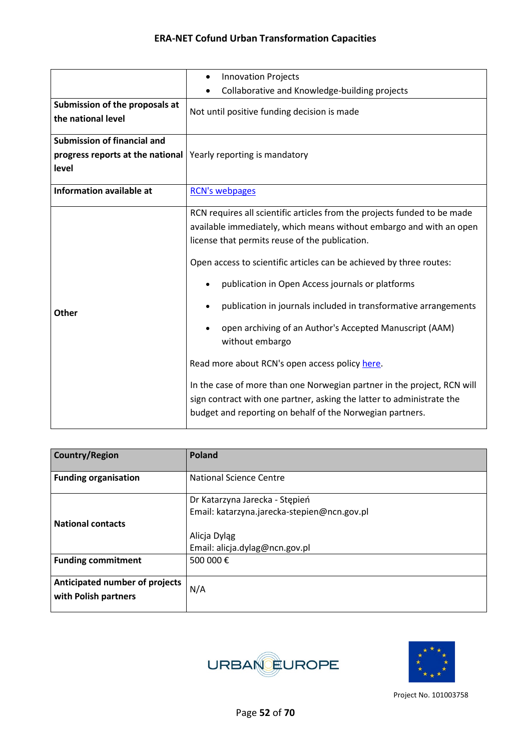|  |  |
|---|---|
|  | • Innovation Projects<br>• Collaborative and Knowledge-building projects |
| **Submission of the proposals at the national level** | Not until positive funding decision is made |
| **Submission of financial and progress reports at the national level** | Yearly reporting is mandatory |
| **Information available at** | [RCN's webpages]() |
| **Other** | RCN requires all scientific articles from the projects funded to be made available immediately, which means without embargo and with an open license that permits reuse of the publication.<br><br>Open access to scientific articles can be achieved by three routes:<br><br>• publication in Open Access journals or platforms<br><br>• publication in journals included in transformative arrangements<br><br>• open archiving of an Author's Accepted Manuscript (AAM) without embargo<br><br>Read more about RCN's open access policy [here]().<br><br>In the case of more than one Norwegian partner in the project, RCN will sign contract with one partner, asking the latter to administrate the budget and reporting on behalf of the Norwegian partners. |

| **Country/Region** | **Poland** |
|---|---|
| **Funding organisation** | National Science Centre |
| **National contacts** | Dr Katarzyna Jarecka - Stępień<br>Email: katarzyna.jarecka-stepien@ncn.gov.pl<br><br>Alicja Dyląg<br>Email: alicja.dylag@ncn.gov.pl |
| **Funding commitment** | 500 000 € |
| **Anticipated number of projects with Polish partners** | N/A |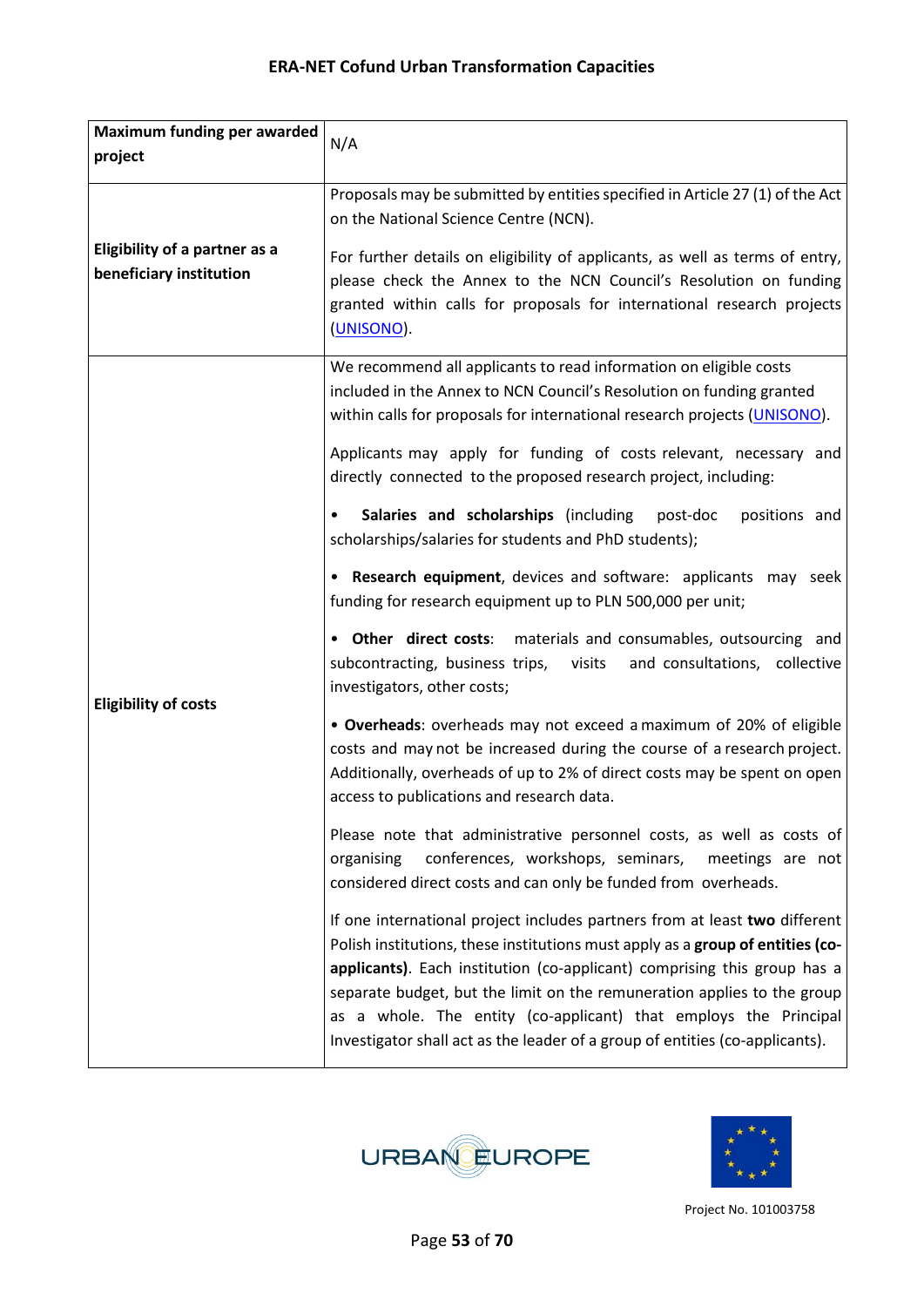| Maximum funding per awarded project | N/A |
|---|---|
| Eligibility of a partner as a beneficiary institution | Proposals may be submitted by entities specified in Article 27 (1) of the Act on the National Science Centre (NCN).<br><br>For further details on eligibility of applicants, as well as terms of entry, please check the Annex to the NCN Council's Resolution on funding granted within calls for proposals for international research projects (UNISONO). |
| Eligibility of costs | We recommend all applicants to read information on eligible costs included in the Annex to NCN Council's Resolution on funding granted within calls for proposals for international research projects (UNISONO).<br><br>Applicants may apply for funding of costs relevant, necessary and directly connected to the proposed research project, including:<br><br>• **Salaries and scholarships** (including post-doc positions and scholarships/salaries for students and PhD students);<br><br>• **Research equipment**, devices and software: applicants may seek funding for research equipment up to PLN 500,000 per unit;<br><br>• **Other direct costs**: materials and consumables, outsourcing and subcontracting, business trips, visits and consultations, collective investigators, other costs;<br><br>• **Overheads**: overheads may not exceed a maximum of 20% of eligible costs and may not be increased during the course of a research project. Additionally, overheads of up to 2% of direct costs may be spent on open access to publications and research data.<br><br>Please note that administrative personnel costs, as well as costs of organising conferences, workshops, seminars, meetings are not considered direct costs and can only be funded from overheads.<br><br>If one international project includes partners from at least **two** different Polish institutions, these institutions must apply as a **group of entities (co-applicants)**. Each institution (co-applicant) comprising this group has a separate budget, but the limit on the remuneration applies to the group as a whole. The entity (co-applicant) that employs the Principal Investigator shall act as the leader of a group of entities (co-applicants). |

Project No. 101003758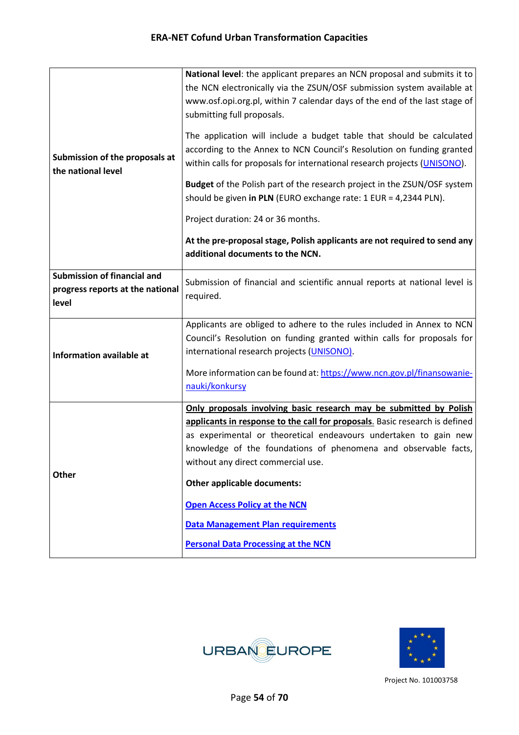| | |
|---|---|
| **Submission of the proposals at the national level** | **National level**: the applicant prepares an NCN proposal and submits it to the NCN electronically via the ZSUN/OSF submission system available at www.osf.opi.org.pl, within 7 calendar days of the end of the last stage of submitting full proposals.<br><br>The application will include a budget table that should be calculated according to the Annex to NCN Council's Resolution on funding granted within calls for proposals for international research projects ([UNISONO](#)).<br><br>**Budget** of the Polish part of the research project in the ZSUN/OSF system should be given **in PLN** (EURO exchange rate: 1 EUR = 4,2344 PLN).<br><br>Project duration: 24 or 36 months.<br><br>**At the pre-proposal stage, Polish applicants are not required to send any additional documents to the NCN.** |
| **Submission of financial and progress reports at the national level** | Submission of financial and scientific annual reports at national level is required. |
| **Information available at** | Applicants are obliged to adhere to the rules included in Annex to NCN Council's Resolution on funding granted within calls for proposals for international research projects ([UNISONO](#)).<br><br>More information can be found at: [https://www.ncn.gov.pl/finansowanie-nauki/konkursy](https://www.ncn.gov.pl/finansowanie-nauki/konkursy) |
| **Other** | **Only proposals involving basic research may be submitted by Polish applicants in response to the call for proposals.** Basic research is defined as experimental or theoretical endeavours undertaken to gain new knowledge of the foundations of phenomena and observable facts, without any direct commercial use.<br><br>**Other applicable documents:**<br><br>**[Open Access Policy at the NCN](#)**<br><br>**[Data Management Plan requirements](#)**<br><br>**[Personal Data Processing at the NCN](#)** |

Project No. 101003758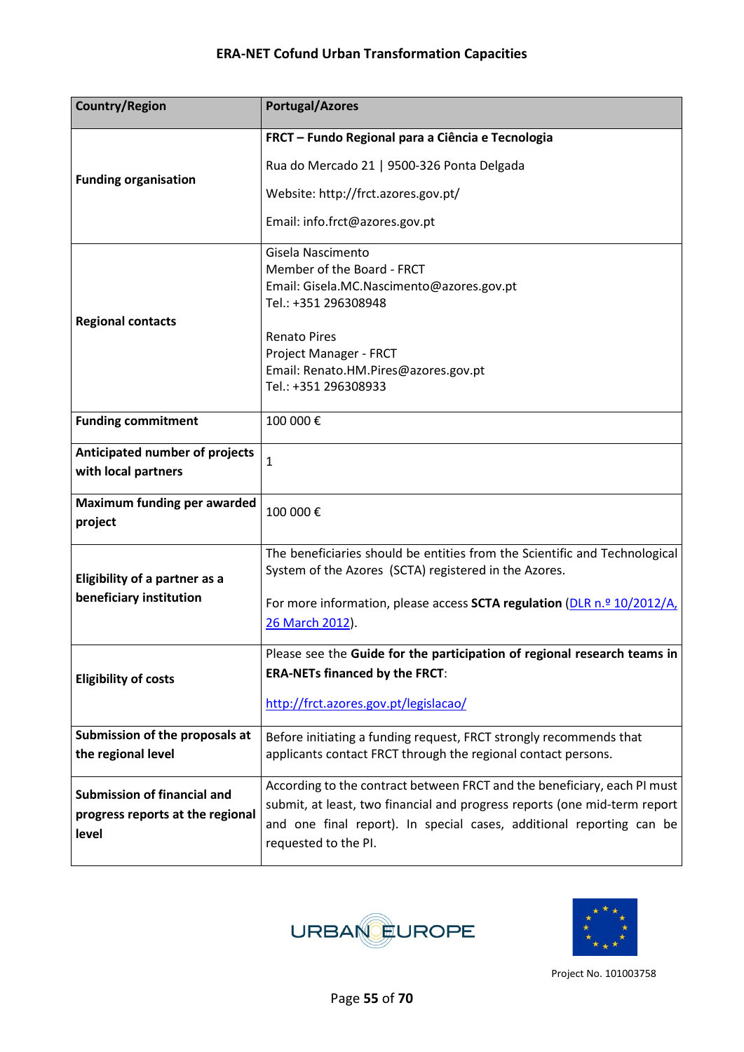| Country/Region | Portugal/Azores |
|---|---|
| Funding organisation | **FRCT – Fundo Regional para a Ciência e Tecnologia**<br><br>Rua do Mercado 21 \| 9500-326 Ponta Delgada<br><br>Website: http://frct.azores.gov.pt/<br><br>Email: info.frct@azores.gov.pt |
| Regional contacts | Gisela Nascimento<br>Member of the Board - FRCT<br>Email: Gisela.MC.Nascimento@azores.gov.pt<br>Tel.: +351 296308948<br><br>Renato Pires<br>Project Manager - FRCT<br>Email: Renato.HM.Pires@azores.gov.pt<br>Tel.: +351 296308933 |
| Funding commitment | 100 000 € |
| Anticipated number of projects with local partners | 1 |
| Maximum funding per awarded project | 100 000 € |
| Eligibility of a partner as a beneficiary institution | The beneficiaries should be entities from the Scientific and Technological System of the Azores (SCTA) registered in the Azores.<br><br>For more information, please access **SCTA regulation** (DLR n.º 10/2012/A, 26 March 2012). |
| Eligibility of costs | Please see the **Guide for the participation of regional research teams in ERA-NETs financed by the FRCT**:<br><br>http://frct.azores.gov.pt/legislacao/ |
| Submission of the proposals at the regional level | Before initiating a funding request, FRCT strongly recommends that applicants contact FRCT through the regional contact persons. |
| Submission of financial and progress reports at the regional level | According to the contract between FRCT and the beneficiary, each PI must submit, at least, two financial and progress reports (one mid-term report and one final report). In special cases, additional reporting can be requested to the PI. |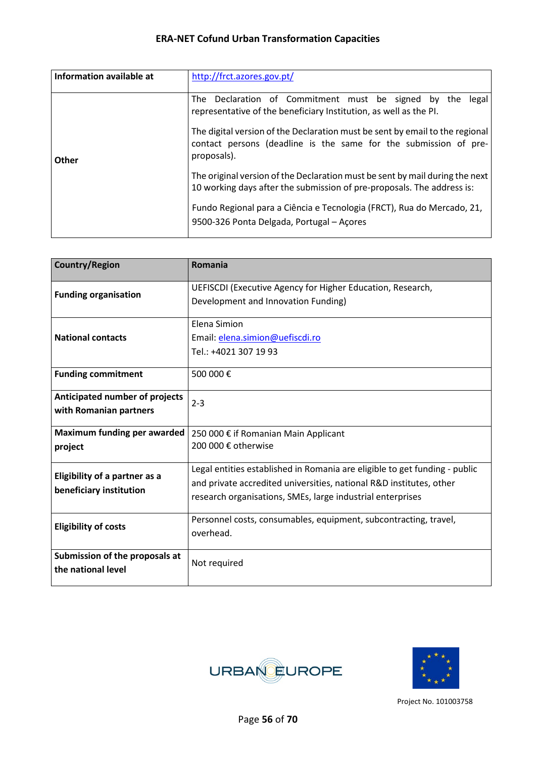| Information available at | http://frct.azores.gov.pt/ |
| --- | --- |
| Other | The Declaration of Commitment must be signed by the legal representative of the beneficiary Institution, as well as the PI.<br><br>The digital version of the Declaration must be sent by email to the regional contact persons (deadline is the same for the submission of pre-proposals).<br><br>The original version of the Declaration must be sent by mail during the next 10 working days after the submission of pre-proposals. The address is:<br><br>Fundo Regional para a Ciência e Tecnologia (FRCT), Rua do Mercado, 21, 9500-326 Ponta Delgada, Portugal – Açores |

| Country/Region | Romania |
| --- | --- |
| **Funding organisation** | UEFISCDI (Executive Agency for Higher Education, Research, Development and Innovation Funding) |
| **National contacts** | Elena Simion<br>Email: elena.simion@uefiscdi.ro<br>Tel.: +4021 307 19 93 |
| **Funding commitment** | 500 000 € |
| **Anticipated number of projects with Romanian partners** | 2-3 |
| **Maximum funding per awarded project** | 250 000 € if Romanian Main Applicant<br>200 000 € otherwise |
| **Eligibility of a partner as a beneficiary institution** | Legal entities established in Romania are eligible to get funding - public and private accredited universities, national R&D institutes, other research organisations, SMEs, large industrial enterprises |
| **Eligibility of costs** | Personnel costs, consumables, equipment, subcontracting, travel, overhead. |
| **Submission of the proposals at the national level** | Not required |

Project No. 101003758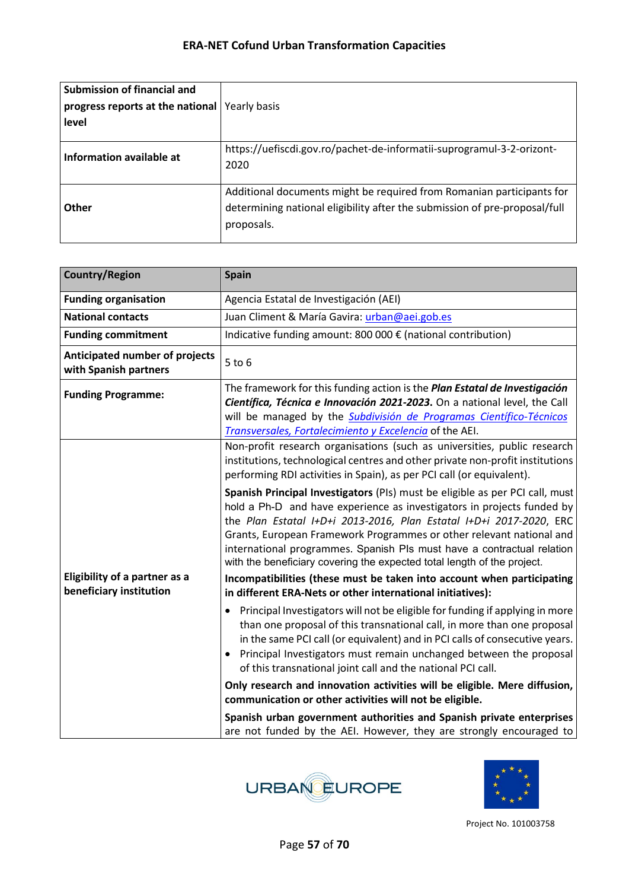| Submission of financial and progress reports at the national level | Yearly basis |
|---|---|
| Information available at | https://uefiscdi.gov.ro/pachet-de-informatii-suprogramul-3-2-orizont-2020 |
| Other | Additional documents might be required from Romanian participants for determining national eligibility after the submission of pre-proposal/full proposals. |

| Country/Region | Spain |
|---|---|
| Funding organisation | Agencia Estatal de Investigación (AEI) |
| National contacts | Juan Climent & María Gavira: urban@aei.gob.es |
| Funding commitment | Indicative funding amount: 800 000 € (national contribution) |
| Anticipated number of projects with Spanish partners | 5 to 6 |
| Funding Programme: | The framework for this funding action is the ***Plan Estatal de Investigación Científica, Técnica e Innovación 2021-2023.*** On a national level, the Call will be managed by the *Subdivisión de Programas Científico-Técnicos Transversales, Fortalecimiento y Excelencia* of the AEI. |
| Eligibility of a partner as a beneficiary institution | Non-profit research organisations (such as universities, public research institutions, technological centres and other private non-profit institutions performing RDI activities in Spain), as per PCI call (or equivalent).<br><br>**Spanish Principal Investigators** (PIs) must be eligible as per PCI call, must hold a Ph-D and have experience as investigators in projects funded by the *Plan Estatal I+D+i 2013-2016, Plan Estatal I+D+i 2017-2020*, ERC Grants, European Framework Programmes or other relevant national and international programmes. Spanish PIs must have a contractual relation with the beneficiary covering the expected total length of the project.<br><br>**Incompatibilities (these must be taken into account when participating in different ERA-Nets or other international initiatives):**<br><br>• Principal Investigators will not be eligible for funding if applying in more than one proposal of this transnational call, in more than one proposal in the same PCI call (or equivalent) and in PCI calls of consecutive years.<br>• Principal Investigators must remain unchanged between the proposal of this transnational joint call and the national PCI call.<br><br>**Only research and innovation activities will be eligible. Mere diffusion, communication or other activities will not be eligible.**<br><br>**Spanish urban government authorities and Spanish private enterprises** are not funded by the AEI. However, they are strongly encouraged to |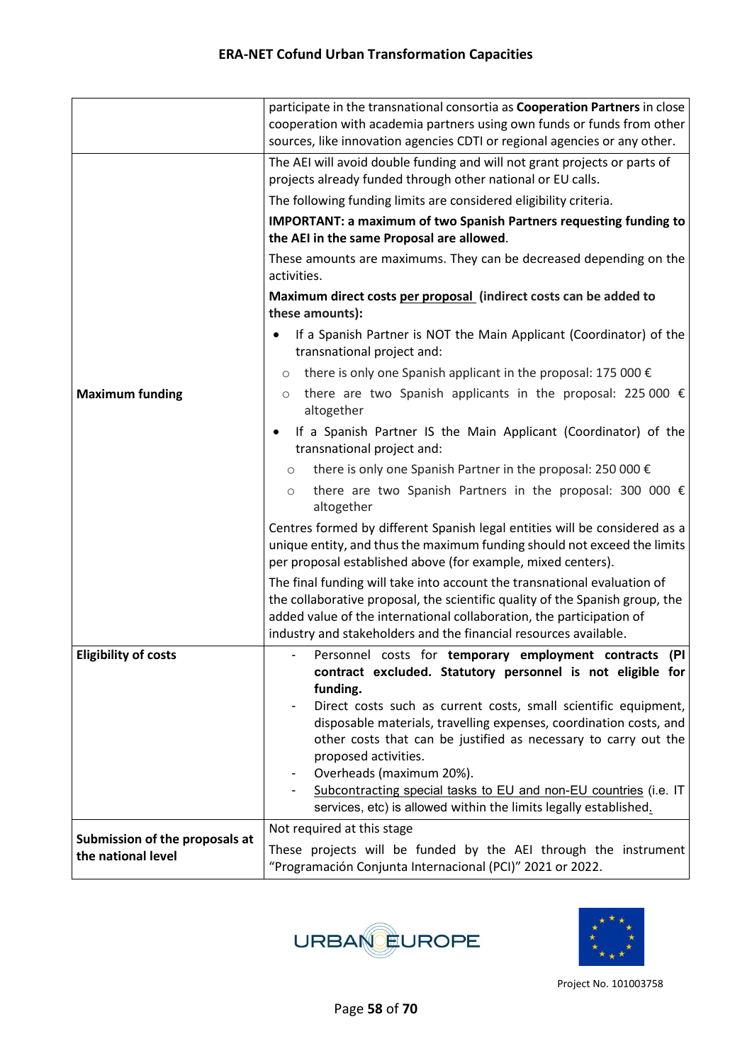| | |
|---|---|
| | participate in the transnational consortia as **Cooperation Partners** in close cooperation with academia partners using own funds or funds from other sources, like innovation agencies CDTI or regional agencies or any other. |
| **Maximum funding** | The AEI will avoid double funding and will not grant projects or parts of projects already funded through other national or EU calls.<br><br>The following funding limits are considered eligibility criteria.<br><br>**IMPORTANT: a maximum of two Spanish Partners requesting funding to the AEI in the same Proposal are allowed**.<br><br>These amounts are maximums. They can be decreased depending on the activities.<br><br>**Maximum direct costs <u>per proposal</u> (indirect costs can be added to these amounts):**<br><br>• If a Spanish Partner is NOT the Main Applicant (Coordinator) of the transnational project and:<br>&nbsp;&nbsp;○ there is only one Spanish applicant in the proposal: 175 000 €<br>&nbsp;&nbsp;○ there are two Spanish applicants in the proposal: 225 000 € altogether<br>• If a Spanish Partner IS the Main Applicant (Coordinator) of the transnational project and:<br>&nbsp;&nbsp;○ there is only one Spanish Partner in the proposal: 250 000 €<br>&nbsp;&nbsp;○ there are two Spanish Partners in the proposal: 300 000 € altogether<br><br>Centres formed by different Spanish legal entities will be considered as a unique entity, and thus the maximum funding should not exceed the limits per proposal established above (for example, mixed centers).<br><br>The final funding will take into account the transnational evaluation of the collaborative proposal, the scientific quality of the Spanish group, the added value of the international collaboration, the participation of industry and stakeholders and the financial resources available. |
| **Eligibility of costs** | - Personnel costs for **temporary employment contracts (PI contract excluded. Statutory personnel is not eligible for funding.**<br>- Direct costs such as current costs, small scientific equipment, disposable materials, travelling expenses, coordination costs, and other costs that can be justified as necessary to carry out the proposed activities.<br>- Overheads (maximum 20%).<br>- <u>Subcontracting special tasks to EU and non-EU countries</u> (i.e. IT services, etc) is allowed within the limits legally established. |
| **Submission of the proposals at the national level** | Not required at this stage<br><br>These projects will be funded by the AEI through the instrument "Programación Conjunta Internacional (PCI)" 2021 or 2022. |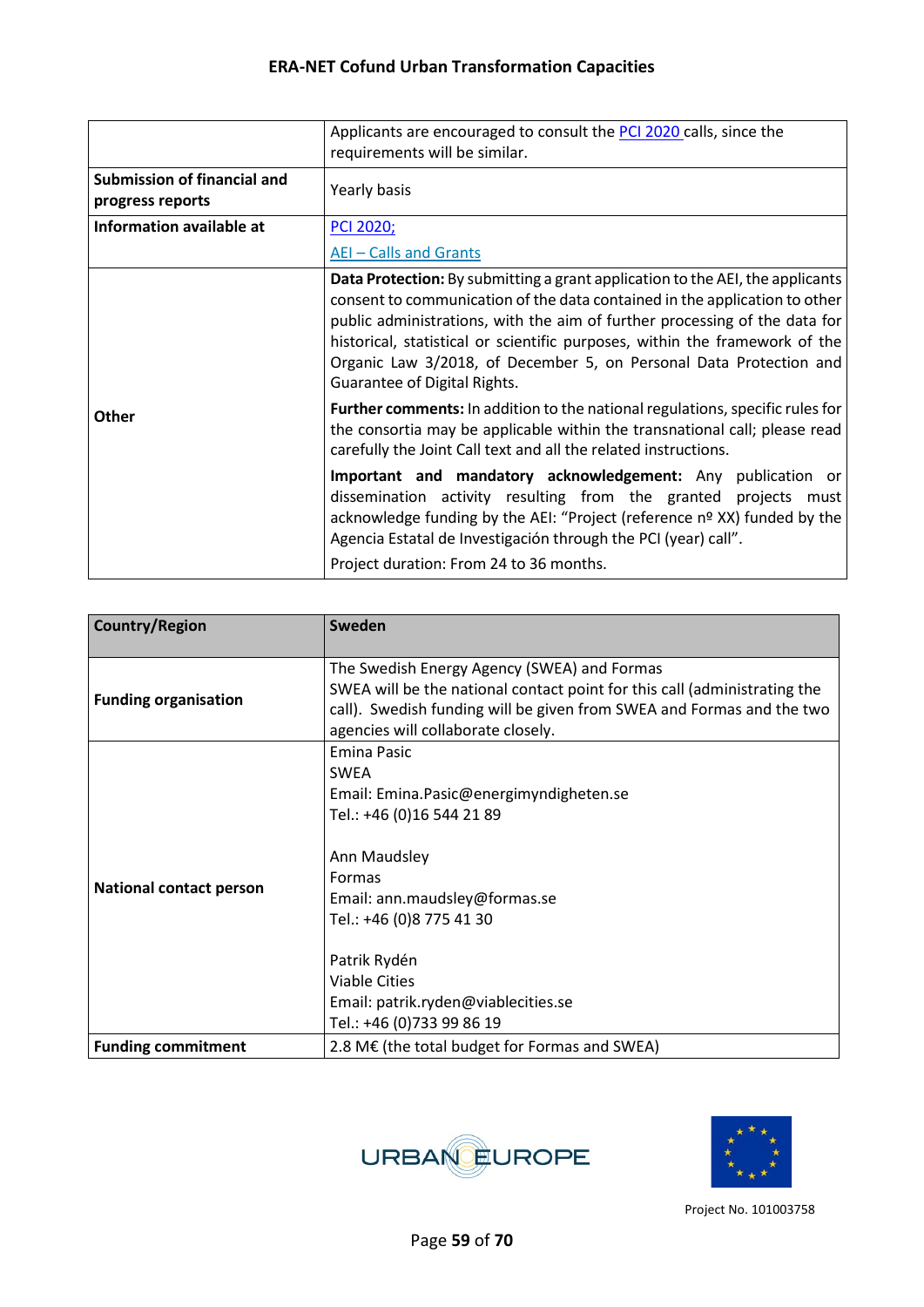| | |
|---|---|
| | Applicants are encouraged to consult the PCI 2020 calls, since the requirements will be similar. |
| **Submission of financial and progress reports** | Yearly basis |
| **Information available at** | PCI 2020;<br>AEI – Calls and Grants |
| **Other** | **Data Protection:** By submitting a grant application to the AEI, the applicants consent to communication of the data contained in the application to other public administrations, with the aim of further processing of the data for historical, statistical or scientific purposes, within the framework of the Organic Law 3/2018, of December 5, on Personal Data Protection and Guarantee of Digital Rights.<br>**Further comments:** In addition to the national regulations, specific rules for the consortia may be applicable within the transnational call; please read carefully the Joint Call text and all the related instructions.<br>**Important and mandatory acknowledgement:** Any publication or dissemination activity resulting from the granted projects must acknowledge funding by the AEI: "Project (reference nº XX) funded by the Agencia Estatal de Investigación through the PCI (year) call".<br>Project duration: From 24 to 36 months. |

| **Country/Region** | **Sweden** |
|---|---|
| **Funding organisation** | The Swedish Energy Agency (SWEA) and Formas<br>SWEA will be the national contact point for this call (administrating the call). Swedish funding will be given from SWEA and Formas and the two agencies will collaborate closely. |
| **National contact person** | Emina Pasic<br>SWEA<br>Email: Emina.Pasic@energimyndigheten.se<br>Tel.: +46 (0)16 544 21 89<br><br>Ann Maudsley<br>Formas<br>Email: ann.maudsley@formas.se<br>Tel.: +46 (0)8 775 41 30<br><br>Patrik Rydén<br>Viable Cities<br>Email: patrik.ryden@viablecities.se<br>Tel.: +46 (0)733 99 86 19 |
| **Funding commitment** | 2.8 M€ (the total budget for Formas and SWEA) |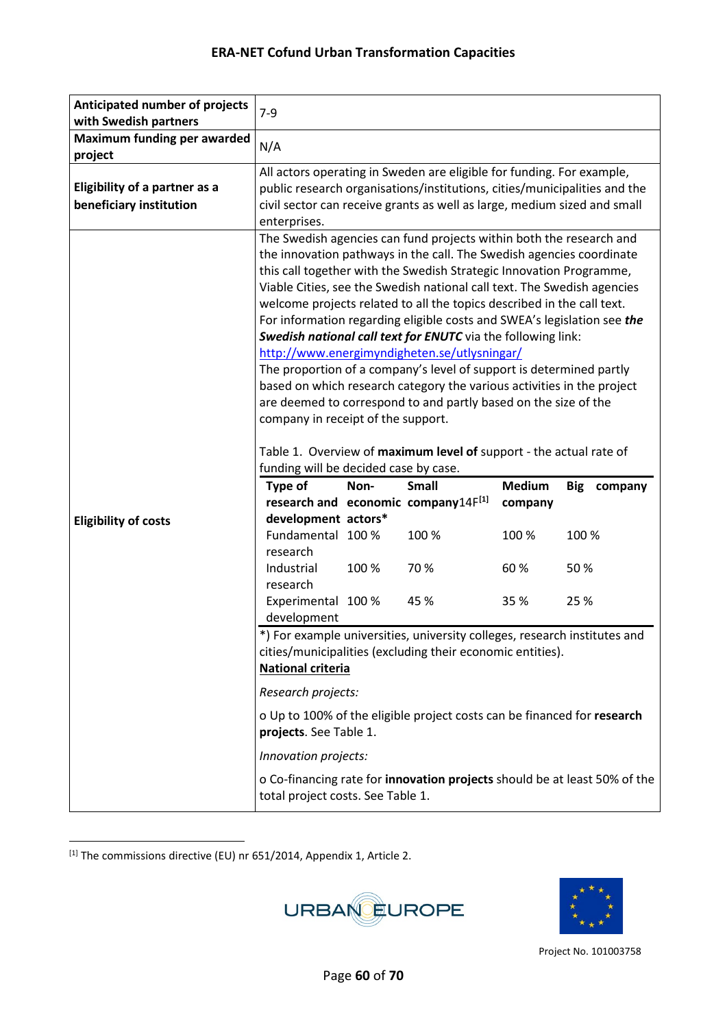| | |
|---|---|
| **Anticipated number of projects with Swedish partners** | 7-9 |
| **Maximum funding per awarded project** | N/A |
| **Eligibility of a partner as a beneficiary institution** | All actors operating in Sweden are eligible for funding. For example, public research organisations/institutions, cities/municipalities and the civil sector can receive grants as well as large, medium sized and small enterprises. |
| **Eligibility of costs** | The Swedish agencies can fund projects within both the research and the innovation pathways in the call. The Swedish agencies coordinate this call together with the Swedish Strategic Innovation Programme, Viable Cities, see the Swedish national call text. The Swedish agencies welcome projects related to all the topics described in the call text. For information regarding eligible costs and SWEA's legislation see ***the Swedish national call text for ENUTC*** via the following link: http://www.energimyndigheten.se/utlysningar/ The proportion of a company's level of support is determined partly based on which research category the various activities in the project are deemed to correspond to and partly based on the size of the company in receipt of the support. |

Table 1. Overview of **maximum level of** support - the actual rate of funding will be decided case by case.

| Type of research and development | Non-economic actors* | Small company14F[1] | Medium company | Big company |
|---|---|---|---|---|
| Fundamental research | 100 % | 100 % | 100 % | 100 % |
| Industrial research | 100 % | 70 % | 60 % | 50 % |
| Experimental development | 100 % | 45 % | 35 % | 25 % |

*) For example universities, university colleges, research institutes and cities/municipalities (excluding their economic entities).

**<u>National criteria</u>**

*Research projects:*

o Up to 100% of the eligible project costs can be financed for **research projects**. See Table 1.

*Innovation projects:*

o Co-financing rate for **innovation projects** should be at least 50% of the total project costs. See Table 1.

[1] The commissions directive (EU) nr 651/2014, Appendix 1, Article 2.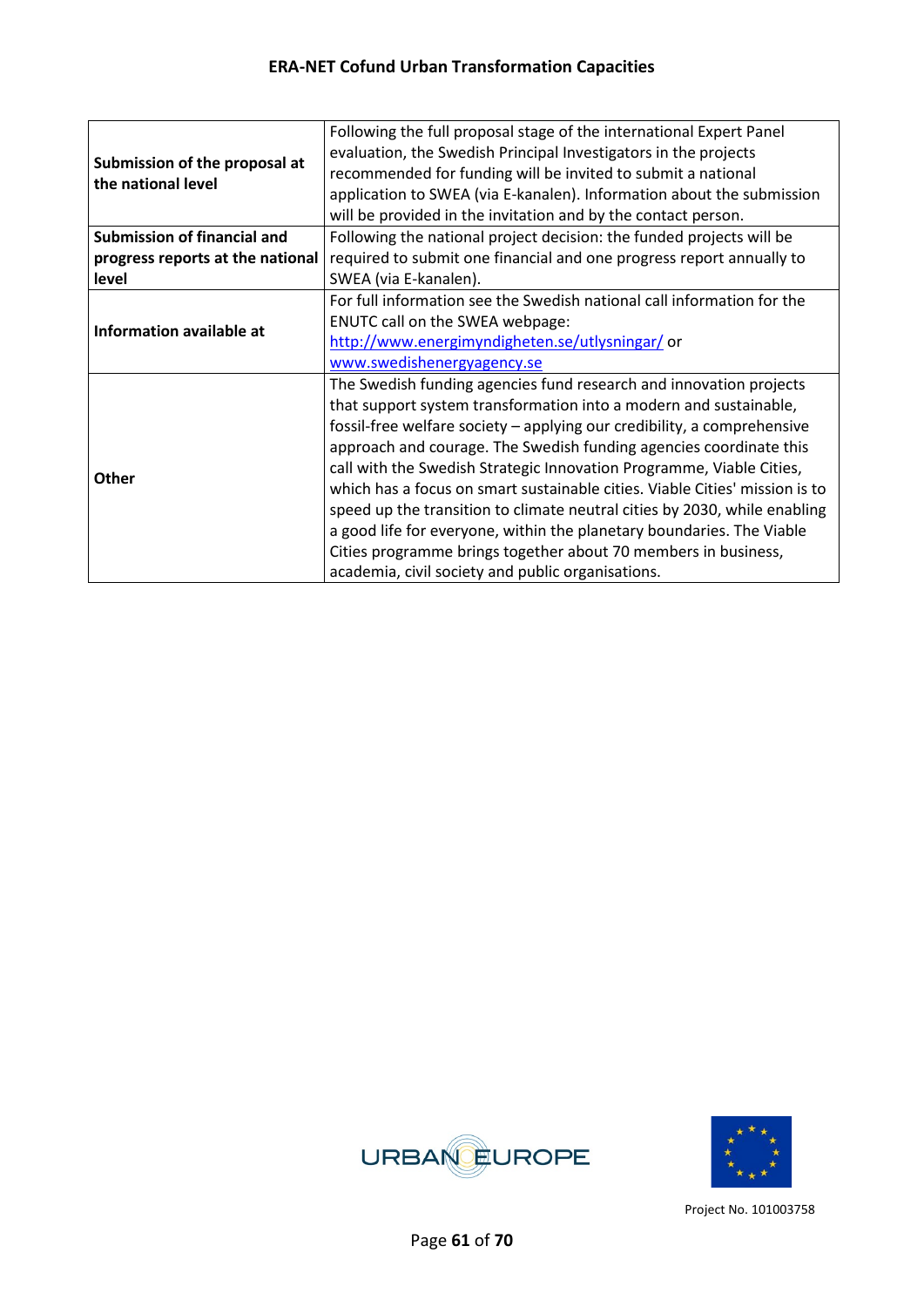| **Submission of the proposal at the national level** | Following the full proposal stage of the international Expert Panel evaluation, the Swedish Principal Investigators in the projects recommended for funding will be invited to submit a national application to SWEA (via E-kanalen). Information about the submission will be provided in the invitation and by the contact person. |
|---|---|
| **Submission of financial and progress reports at the national level** | Following the national project decision: the funded projects will be required to submit one financial and one progress report annually to SWEA (via E-kanalen). |
| **Information available at** | For full information see the Swedish national call information for the ENUTC call on the SWEA webpage: [http://www.energimyndigheten.se/utlysningar/](http://www.energimyndigheten.se/utlysningar/) or [www.swedishenergyagency.se](http://www.swedishenergyagency.se) |
| **Other** | The Swedish funding agencies fund research and innovation projects that support system transformation into a modern and sustainable, fossil-free welfare society – applying our credibility, a comprehensive approach and courage. The Swedish funding agencies coordinate this call with the Swedish Strategic Innovation Programme, Viable Cities, which has a focus on smart sustainable cities. Viable Cities' mission is to speed up the transition to climate neutral cities by 2030, while enabling a good life for everyone, within the planetary boundaries. The Viable Cities programme brings together about 70 members in business, academia, civil society and public organisations. |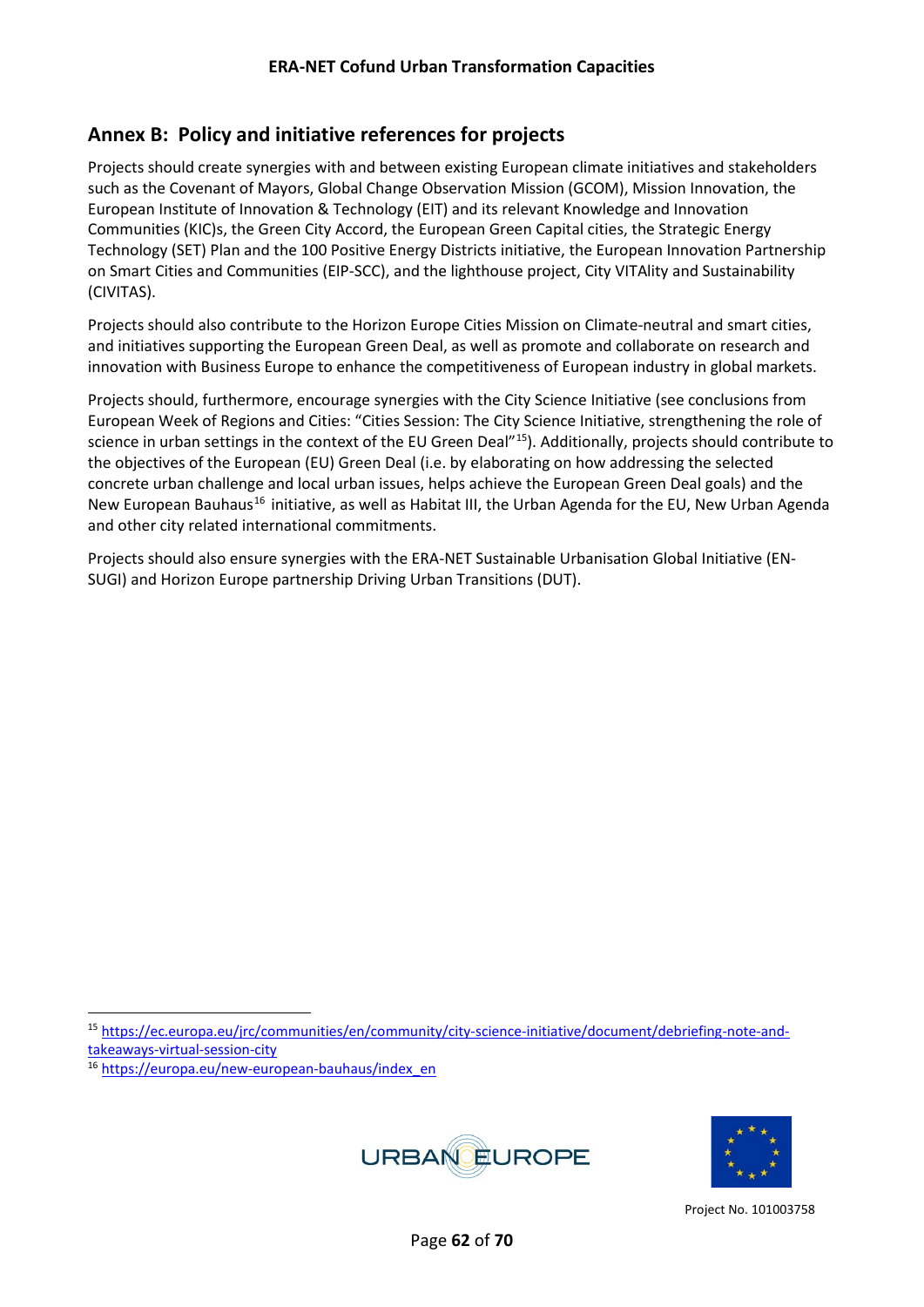## Annex B: Policy and initiative references for projects

Projects should create synergies with and between existing European climate initiatives and stakeholders such as the Covenant of Mayors, Global Change Observation Mission (GCOM), Mission Innovation, the European Institute of Innovation & Technology (EIT) and its relevant Knowledge and Innovation Communities (KIC)s, the Green City Accord, the European Green Capital cities, the Strategic Energy Technology (SET) Plan and the 100 Positive Energy Districts initiative, the European Innovation Partnership on Smart Cities and Communities (EIP-SCC), and the lighthouse project, City VITAlity and Sustainability (CIVITAS).

Projects should also contribute to the Horizon Europe Cities Mission on Climate-neutral and smart cities, and initiatives supporting the European Green Deal, as well as promote and collaborate on research and innovation with Business Europe to enhance the competitiveness of European industry in global markets.

Projects should, furthermore, encourage synergies with the City Science Initiative (see conclusions from European Week of Regions and Cities: "Cities Session: The City Science Initiative, strengthening the role of science in urban settings in the context of the EU Green Deal"[15]). Additionally, projects should contribute to the objectives of the European (EU) Green Deal (i.e. by elaborating on how addressing the selected concrete urban challenge and local urban issues, helps achieve the European Green Deal goals) and the New European Bauhaus[16] initiative, as well as Habitat III, the Urban Agenda for the EU, New Urban Agenda and other city related international commitments.

Projects should also ensure synergies with the ERA-NET Sustainable Urbanisation Global Initiative (EN-SUGI) and Horizon Europe partnership Driving Urban Transitions (DUT).

---

[15] https://ec.europa.eu/jrc/communities/en/community/city-science-initiative/document/debriefing-note-and-takeaways-virtual-session-city

[16] https://europa.eu/new-european-bauhaus/index_en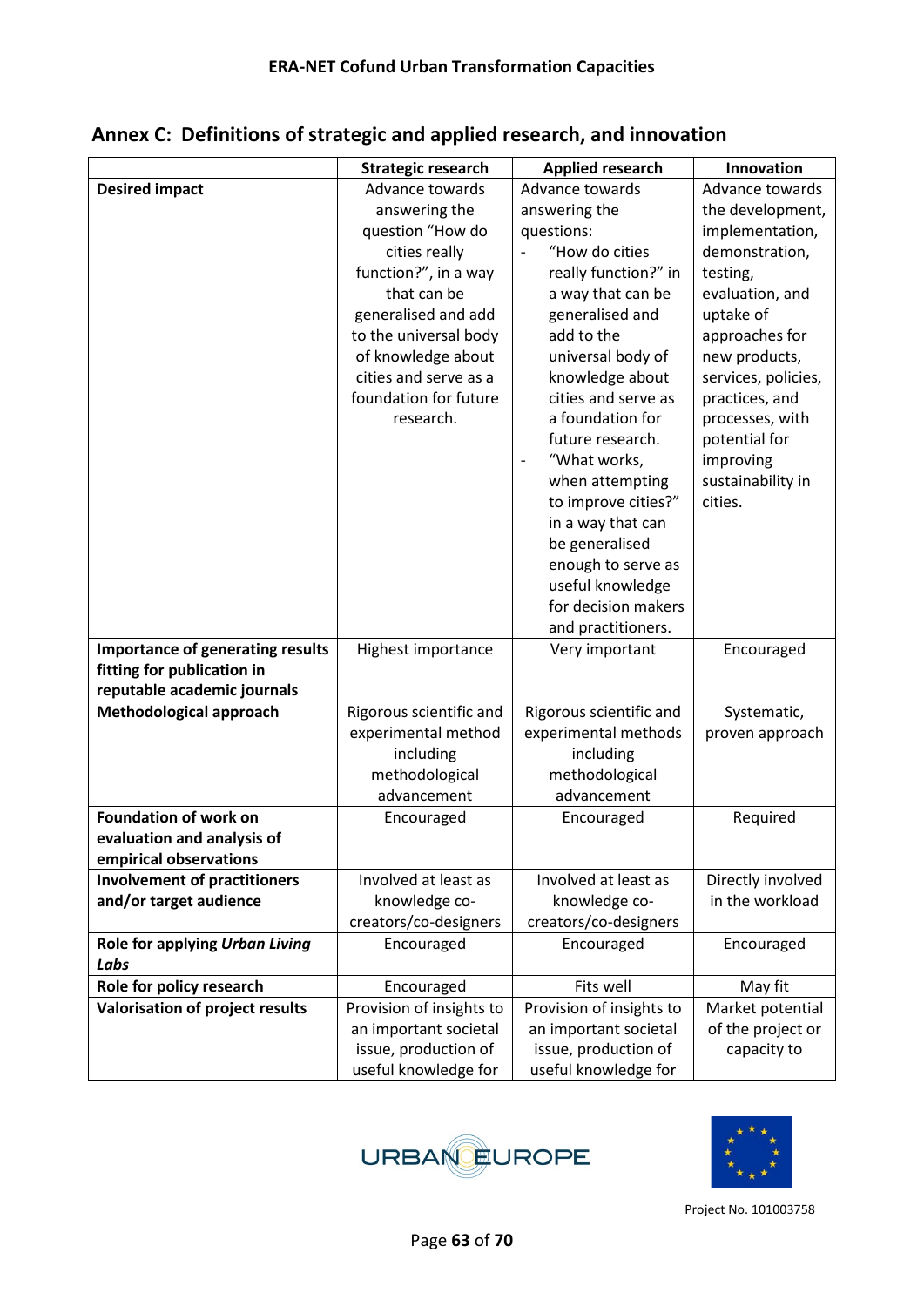## Annex C: Definitions of strategic and applied research, and innovation

| | Strategic research | Applied research | Innovation |
|---|---|---|---|
| **Desired impact** | Advance towards answering the question "How do cities really function?", in a way that can be generalised and add to the universal body of knowledge about cities and serve as a foundation for future research. | Advance towards answering the questions:<br>- "How do cities really function?" in a way that can be generalised and add to the universal body of knowledge about cities and serve as a foundation for future research.<br>- "What works, when attempting to improve cities?" in a way that can be generalised enough to serve as useful knowledge for decision makers and practitioners. | Advance towards the development, implementation, demonstration, testing, evaluation, and uptake of approaches for new products, services, policies, practices, and processes, with potential for improving sustainability in cities. |
| **Importance of generating results fitting for publication in reputable academic journals** | Highest importance | Very important | Encouraged |
| **Methodological approach** | Rigorous scientific and experimental method including methodological advancement | Rigorous scientific and experimental methods including methodological advancement | Systematic, proven approach |
| **Foundation of work on evaluation and analysis of empirical observations** | Encouraged | Encouraged | Required |
| **Involvement of practitioners and/or target audience** | Involved at least as knowledge co-creators/co-designers | Involved at least as knowledge co-creators/co-designers | Directly involved in the workload |
| **Role for applying *Urban Living Labs*** | Encouraged | Encouraged | Encouraged |
| **Role for policy research** | Encouraged | Fits well | May fit |
| **Valorisation of project results** | Provision of insights to an important societal issue, production of useful knowledge for | Provision of insights to an important societal issue, production of useful knowledge for | Market potential of the project or capacity to |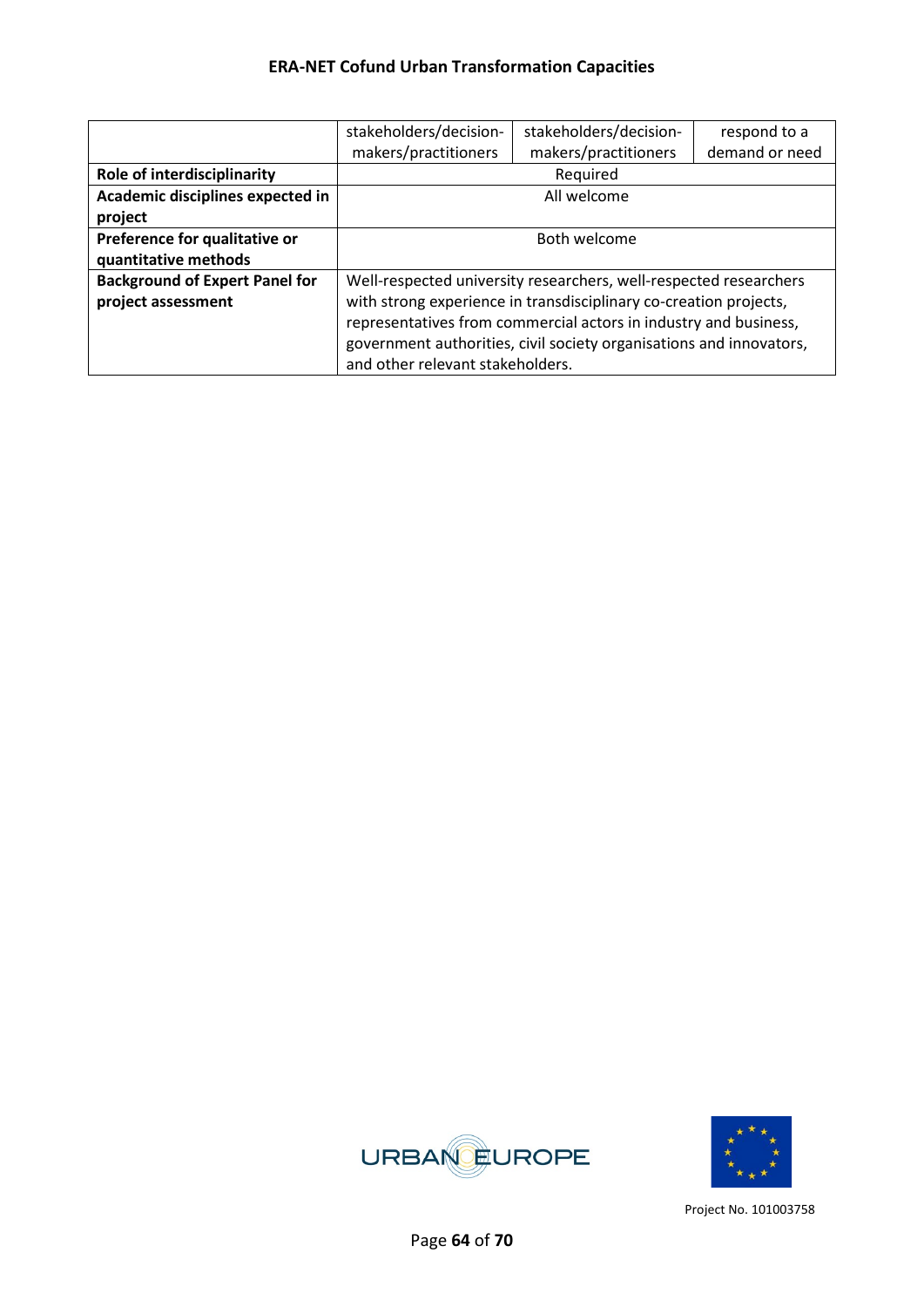| | stakeholders/decision-makers/practitioners | stakeholders/decision-makers/practitioners | respond to a demand or need |
|---|---|---|---|
| **Role of interdisciplinarity** | Required | | |
| **Academic disciplines expected in project** | All welcome | | |
| **Preference for qualitative or quantitative methods** | Both welcome | | |
| **Background of Expert Panel for project assessment** | Well-respected university researchers, well-respected researchers with strong experience in transdisciplinary co-creation projects, representatives from commercial actors in industry and business, government authorities, civil society organisations and innovators, and other relevant stakeholders. | | |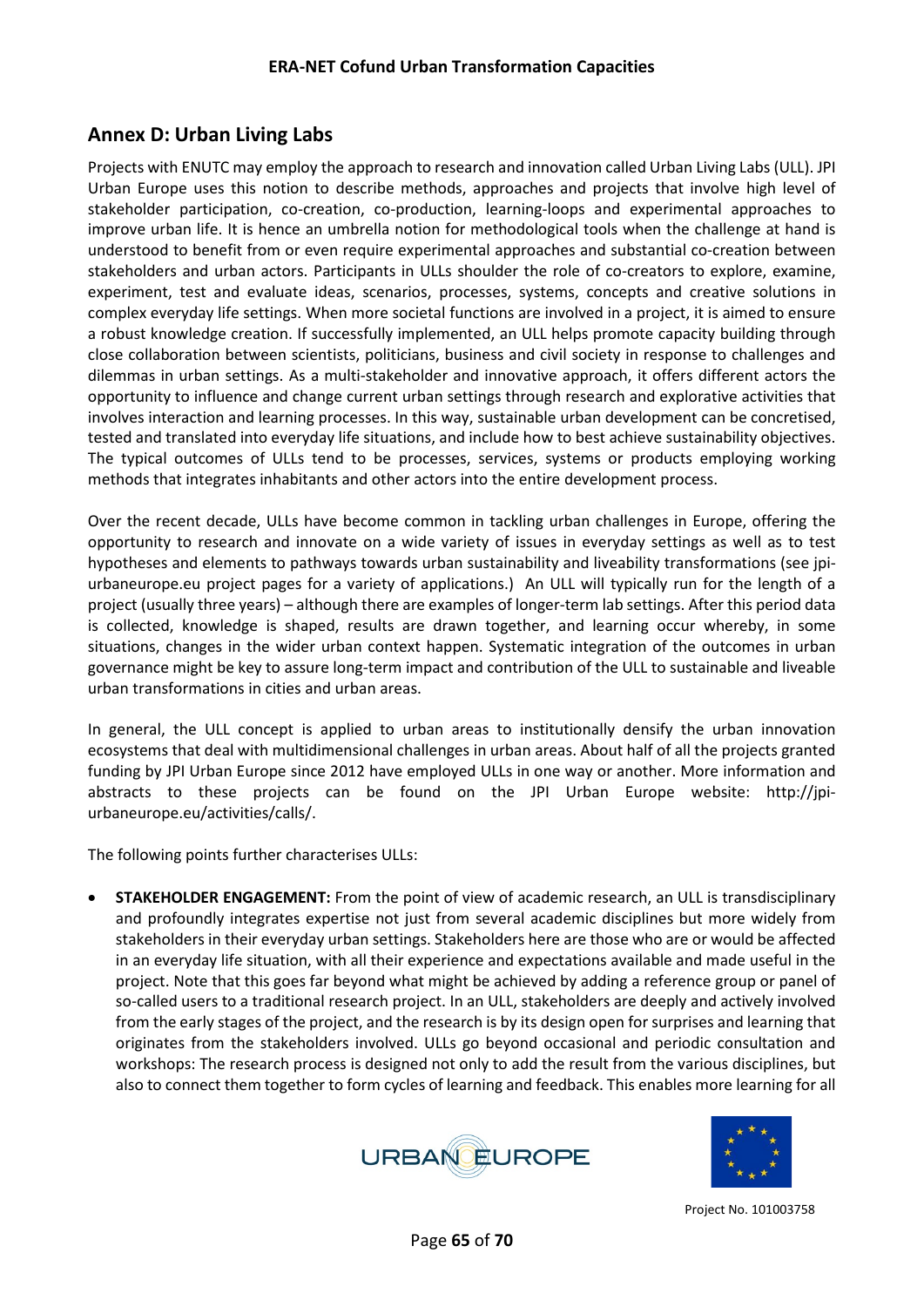## Annex D: Urban Living Labs

Projects with ENUTC may employ the approach to research and innovation called Urban Living Labs (ULL). JPI Urban Europe uses this notion to describe methods, approaches and projects that involve high level of stakeholder participation, co-creation, co-production, learning-loops and experimental approaches to improve urban life. It is hence an umbrella notion for methodological tools when the challenge at hand is understood to benefit from or even require experimental approaches and substantial co-creation between stakeholders and urban actors. Participants in ULLs shoulder the role of co-creators to explore, examine, experiment, test and evaluate ideas, scenarios, processes, systems, concepts and creative solutions in complex everyday life settings. When more societal functions are involved in a project, it is aimed to ensure a robust knowledge creation. If successfully implemented, an ULL helps promote capacity building through close collaboration between scientists, politicians, business and civil society in response to challenges and dilemmas in urban settings. As a multi-stakeholder and innovative approach, it offers different actors the opportunity to influence and change current urban settings through research and explorative activities that involves interaction and learning processes. In this way, sustainable urban development can be concretised, tested and translated into everyday life situations, and include how to best achieve sustainability objectives. The typical outcomes of ULLs tend to be processes, services, systems or products employing working methods that integrates inhabitants and other actors into the entire development process.

Over the recent decade, ULLs have become common in tackling urban challenges in Europe, offering the opportunity to research and innovate on a wide variety of issues in everyday settings as well as to test hypotheses and elements to pathways towards urban sustainability and liveability transformations (see jpi-urbaneurope.eu project pages for a variety of applications.) An ULL will typically run for the length of a project (usually three years) – although there are examples of longer-term lab settings. After this period data is collected, knowledge is shaped, results are drawn together, and learning occur whereby, in some situations, changes in the wider urban context happen. Systematic integration of the outcomes in urban governance might be key to assure long-term impact and contribution of the ULL to sustainable and liveable urban transformations in cities and urban areas.

In general, the ULL concept is applied to urban areas to institutionally densify the urban innovation ecosystems that deal with multidimensional challenges in urban areas. About half of all the projects granted funding by JPI Urban Europe since 2012 have employed ULLs in one way or another. More information and abstracts to these projects can be found on the JPI Urban Europe website: http://jpi-urbaneurope.eu/activities/calls/.

The following points further characterises ULLs:

- **STAKEHOLDER ENGAGEMENT:** From the point of view of academic research, an ULL is transdisciplinary and profoundly integrates expertise not just from several academic disciplines but more widely from stakeholders in their everyday urban settings. Stakeholders here are those who are or would be affected in an everyday life situation, with all their experience and expectations available and made useful in the project. Note that this goes far beyond what might be achieved by adding a reference group or panel of so-called users to a traditional research project. In an ULL, stakeholders are deeply and actively involved from the early stages of the project, and the research is by its design open for surprises and learning that originates from the stakeholders involved. ULLs go beyond occasional and periodic consultation and workshops: The research process is designed not only to add the result from the various disciplines, but also to connect them together to form cycles of learning and feedback. This enables more learning for all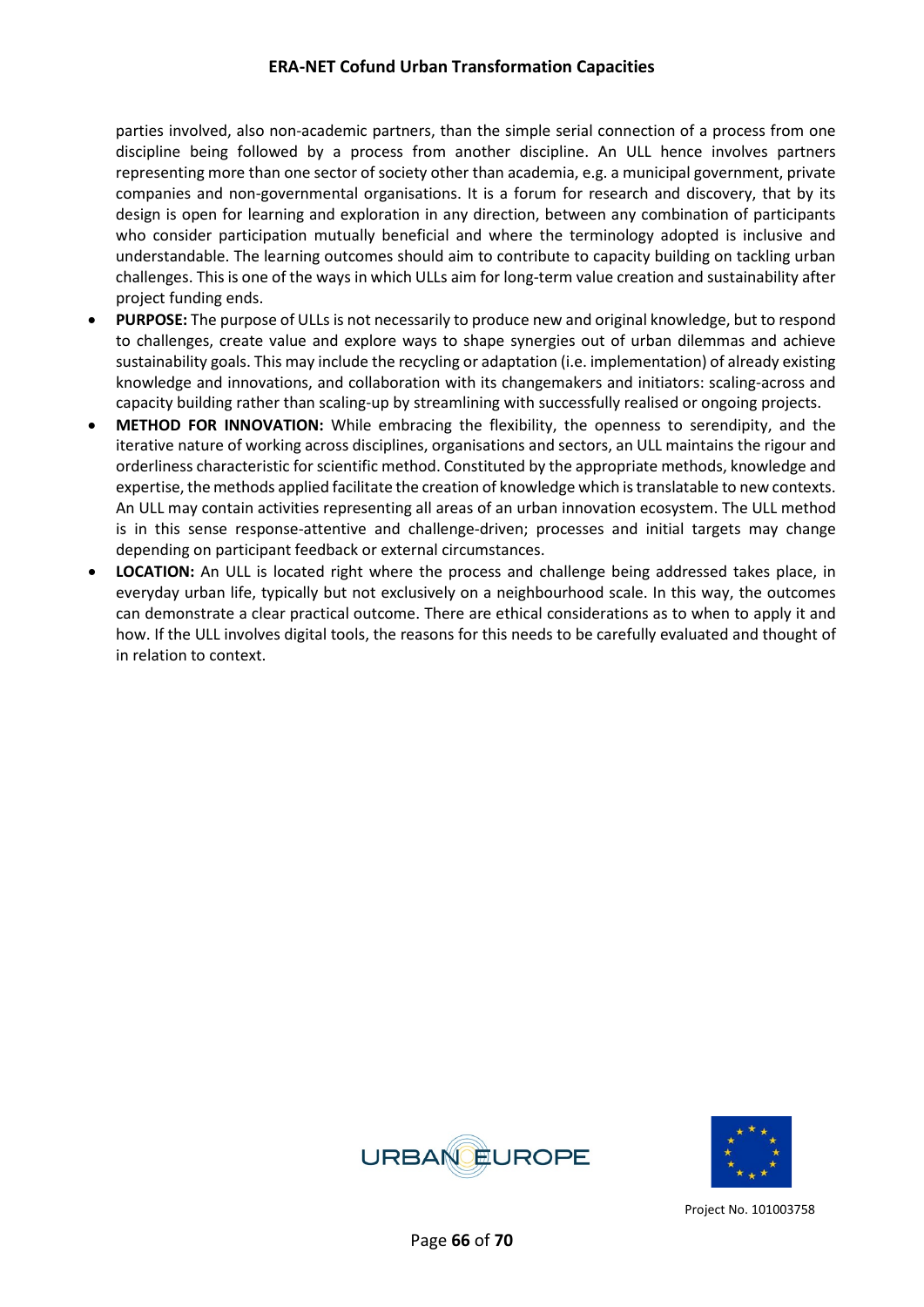parties involved, also non-academic partners, than the simple serial connection of a process from one discipline being followed by a process from another discipline. An ULL hence involves partners representing more than one sector of society other than academia, e.g. a municipal government, private companies and non-governmental organisations. It is a forum for research and discovery, that by its design is open for learning and exploration in any direction, between any combination of participants who consider participation mutually beneficial and where the terminology adopted is inclusive and understandable. The learning outcomes should aim to contribute to capacity building on tackling urban challenges. This is one of the ways in which ULLs aim for long-term value creation and sustainability after project funding ends.

- **PURPOSE:** The purpose of ULLs is not necessarily to produce new and original knowledge, but to respond to challenges, create value and explore ways to shape synergies out of urban dilemmas and achieve sustainability goals. This may include the recycling or adaptation (i.e. implementation) of already existing knowledge and innovations, and collaboration with its changemakers and initiators: scaling-across and capacity building rather than scaling-up by streamlining with successfully realised or ongoing projects.
- **METHOD FOR INNOVATION:** While embracing the flexibility, the openness to serendipity, and the iterative nature of working across disciplines, organisations and sectors, an ULL maintains the rigour and orderliness characteristic for scientific method. Constituted by the appropriate methods, knowledge and expertise, the methods applied facilitate the creation of knowledge which is translatable to new contexts. An ULL may contain activities representing all areas of an urban innovation ecosystem. The ULL method is in this sense response-attentive and challenge-driven; processes and initial targets may change depending on participant feedback or external circumstances.
- **LOCATION:** An ULL is located right where the process and challenge being addressed takes place, in everyday urban life, typically but not exclusively on a neighbourhood scale. In this way, the outcomes can demonstrate a clear practical outcome. There are ethical considerations as to when to apply it and how. If the ULL involves digital tools, the reasons for this needs to be carefully evaluated and thought of in relation to context.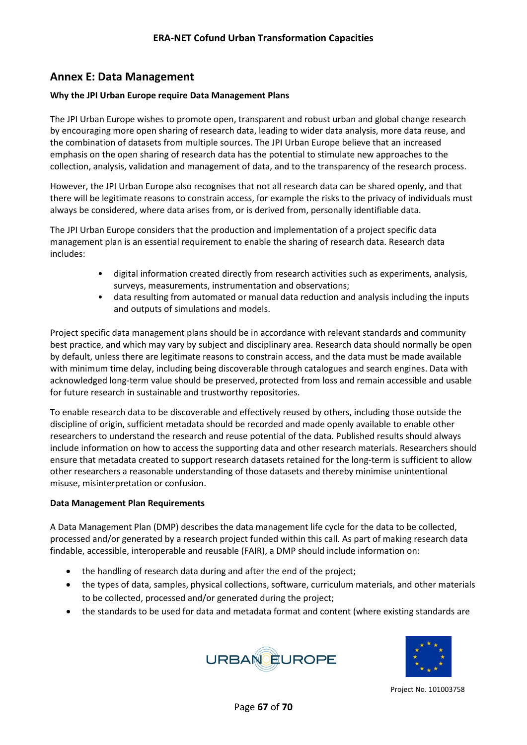## Annex E: Data Management

**Why the JPI Urban Europe require Data Management Plans**

The JPI Urban Europe wishes to promote open, transparent and robust urban and global change research by encouraging more open sharing of research data, leading to wider data analysis, more data reuse, and the combination of datasets from multiple sources. The JPI Urban Europe believe that an increased emphasis on the open sharing of research data has the potential to stimulate new approaches to the collection, analysis, validation and management of data, and to the transparency of the research process.

However, the JPI Urban Europe also recognises that not all research data can be shared openly, and that there will be legitimate reasons to constrain access, for example the risks to the privacy of individuals must always be considered, where data arises from, or is derived from, personally identifiable data.

The JPI Urban Europe considers that the production and implementation of a project specific data management plan is an essential requirement to enable the sharing of research data. Research data includes:

- digital information created directly from research activities such as experiments, analysis, surveys, measurements, instrumentation and observations;
- data resulting from automated or manual data reduction and analysis including the inputs and outputs of simulations and models.

Project specific data management plans should be in accordance with relevant standards and community best practice, and which may vary by subject and disciplinary area. Research data should normally be open by default, unless there are legitimate reasons to constrain access, and the data must be made available with minimum time delay, including being discoverable through catalogues and search engines. Data with acknowledged long-term value should be preserved, protected from loss and remain accessible and usable for future research in sustainable and trustworthy repositories.

To enable research data to be discoverable and effectively reused by others, including those outside the discipline of origin, sufficient metadata should be recorded and made openly available to enable other researchers to understand the research and reuse potential of the data. Published results should always include information on how to access the supporting data and other research materials. Researchers should ensure that metadata created to support research datasets retained for the long-term is sufficient to allow other researchers a reasonable understanding of those datasets and thereby minimise unintentional misuse, misinterpretation or confusion.

**Data Management Plan Requirements**

A Data Management Plan (DMP) describes the data management life cycle for the data to be collected, processed and/or generated by a research project funded within this call. As part of making research data findable, accessible, interoperable and reusable (FAIR), a DMP should include information on:

- the handling of research data during and after the end of the project;
- the types of data, samples, physical collections, software, curriculum materials, and other materials to be collected, processed and/or generated during the project;
- the standards to be used for data and metadata format and content (where existing standards are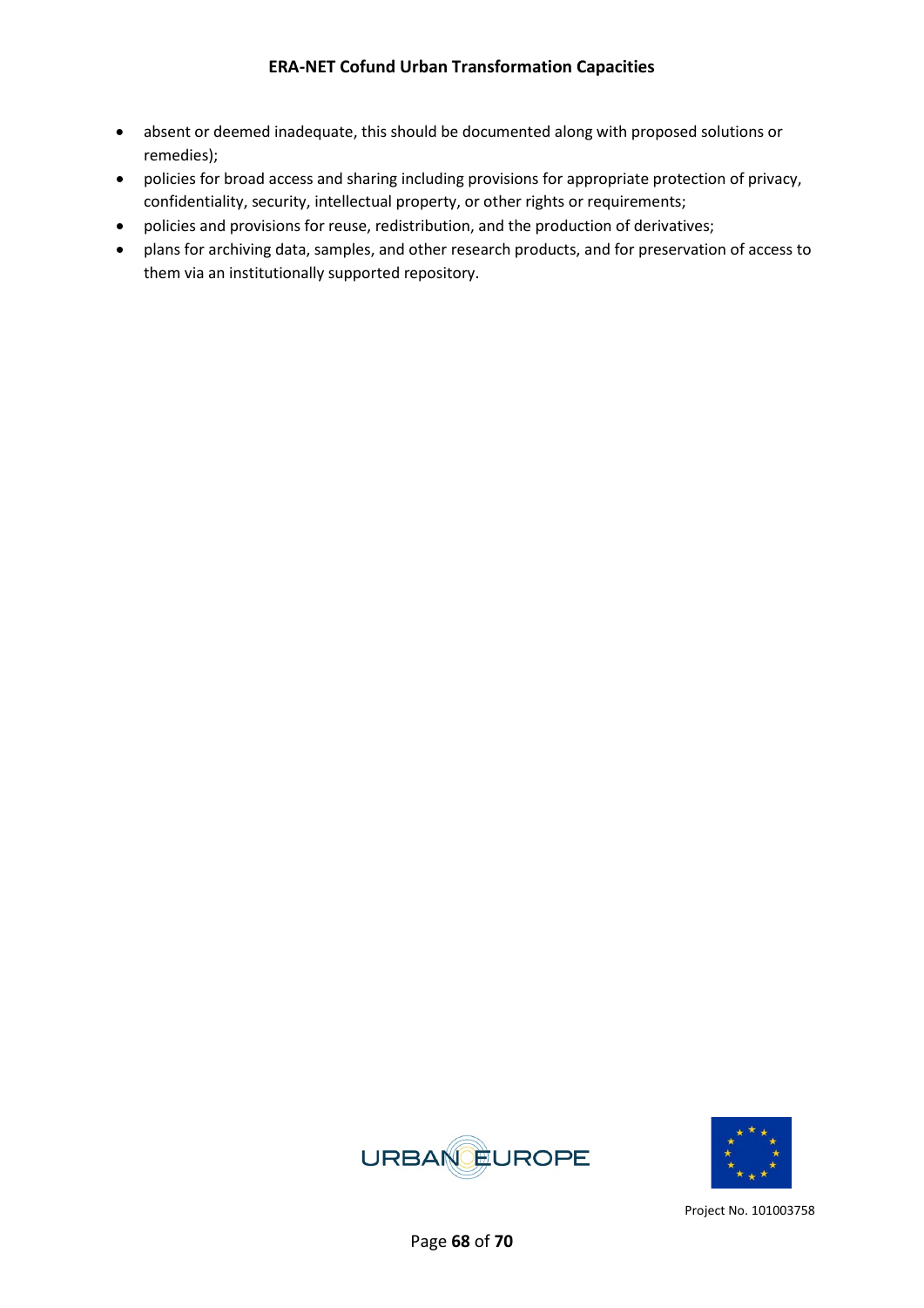- absent or deemed inadequate, this should be documented along with proposed solutions or remedies);
- policies for broad access and sharing including provisions for appropriate protection of privacy, confidentiality, security, intellectual property, or other rights or requirements;
- policies and provisions for reuse, redistribution, and the production of derivatives;
- plans for archiving data, samples, and other research products, and for preservation of access to them via an institutionally supported repository.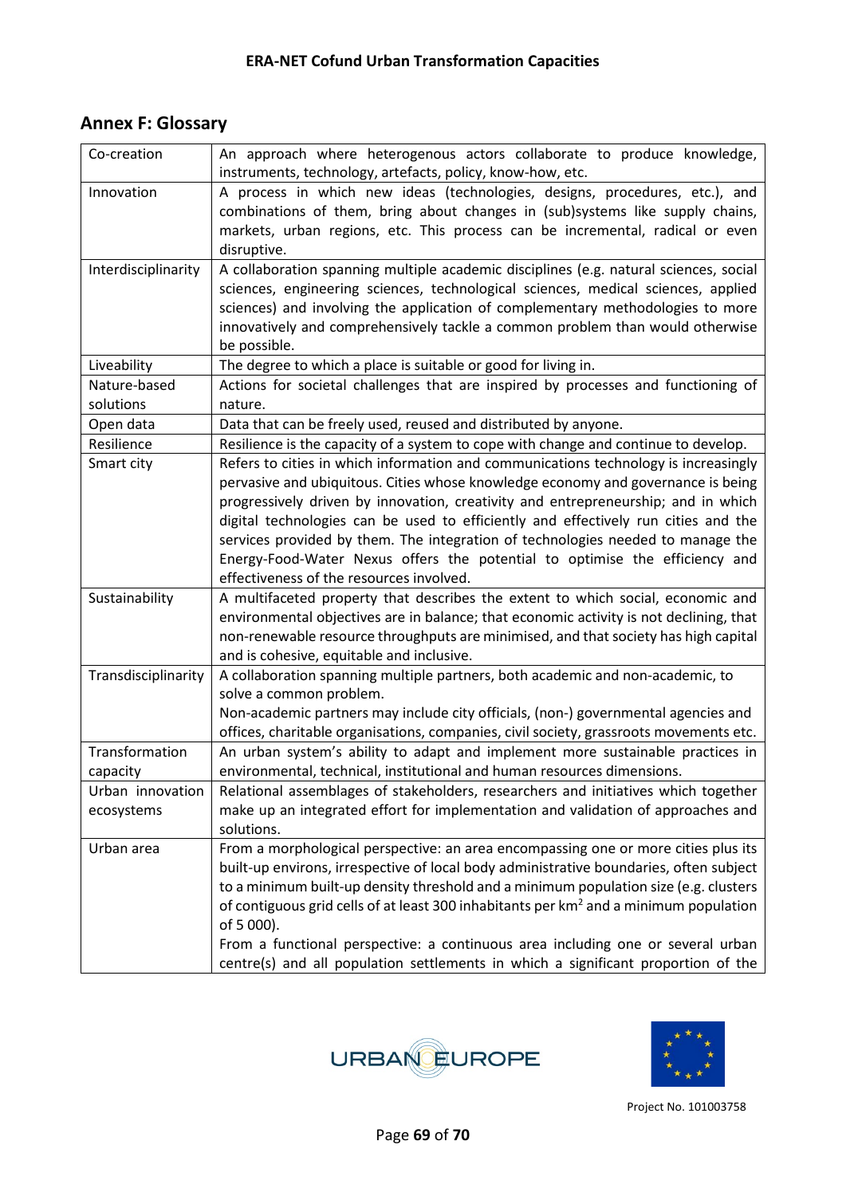## Annex F: Glossary

| | |
|---|---|
| Co-creation | An approach where heterogenous actors collaborate to produce knowledge, instruments, technology, artefacts, policy, know-how, etc. |
| Innovation | A process in which new ideas (technologies, designs, procedures, etc.), and combinations of them, bring about changes in (sub)systems like supply chains, markets, urban regions, etc. This process can be incremental, radical or even disruptive. |
| Interdisciplinarity | A collaboration spanning multiple academic disciplines (e.g. natural sciences, social sciences, engineering sciences, technological sciences, medical sciences, applied sciences) and involving the application of complementary methodologies to more innovatively and comprehensively tackle a common problem than would otherwise be possible. |
| Liveability | The degree to which a place is suitable or good for living in. |
| Nature-based solutions | Actions for societal challenges that are inspired by processes and functioning of nature. |
| Open data | Data that can be freely used, reused and distributed by anyone. |
| Resilience | Resilience is the capacity of a system to cope with change and continue to develop. |
| Smart city | Refers to cities in which information and communications technology is increasingly pervasive and ubiquitous. Cities whose knowledge economy and governance is being progressively driven by innovation, creativity and entrepreneurship; and in which digital technologies can be used to efficiently and effectively run cities and the services provided by them. The integration of technologies needed to manage the Energy-Food-Water Nexus offers the potential to optimise the efficiency and effectiveness of the resources involved. |
| Sustainability | A multifaceted property that describes the extent to which social, economic and environmental objectives are in balance; that economic activity is not declining, that non-renewable resource throughputs are minimised, and that society has high capital and is cohesive, equitable and inclusive. |
| Transdisciplinarity | A collaboration spanning multiple partners, both academic and non-academic, to solve a common problem. Non-academic partners may include city officials, (non-) governmental agencies and offices, charitable organisations, companies, civil society, grassroots movements etc. |
| Transformation capacity | An urban system's ability to adapt and implement more sustainable practices in environmental, technical, institutional and human resources dimensions. |
| Urban innovation ecosystems | Relational assemblages of stakeholders, researchers and initiatives which together make up an integrated effort for implementation and validation of approaches and solutions. |
| Urban area | From a morphological perspective: an area encompassing one or more cities plus its built-up environs, irrespective of local body administrative boundaries, often subject to a minimum built-up density threshold and a minimum population size (e.g. clusters of contiguous grid cells of at least 300 inhabitants per km$^2$ and a minimum population of 5 000). From a functional perspective: a continuous area including one or several urban centre(s) and all population settlements in which a significant proportion of the |

Project No. 101003758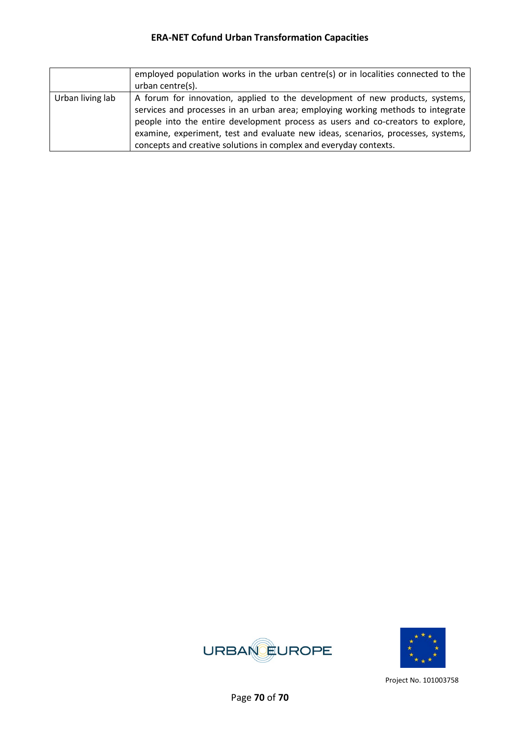| | |
|---|---|
| | employed population works in the urban centre(s) or in localities connected to the urban centre(s). |
| Urban living lab | A forum for innovation, applied to the development of new products, systems, services and processes in an urban area; employing working methods to integrate people into the entire development process as users and co-creators to explore, examine, experiment, test and evaluate new ideas, scenarios, processes, systems, concepts and creative solutions in complex and everyday contexts. |

Project No. 101003758